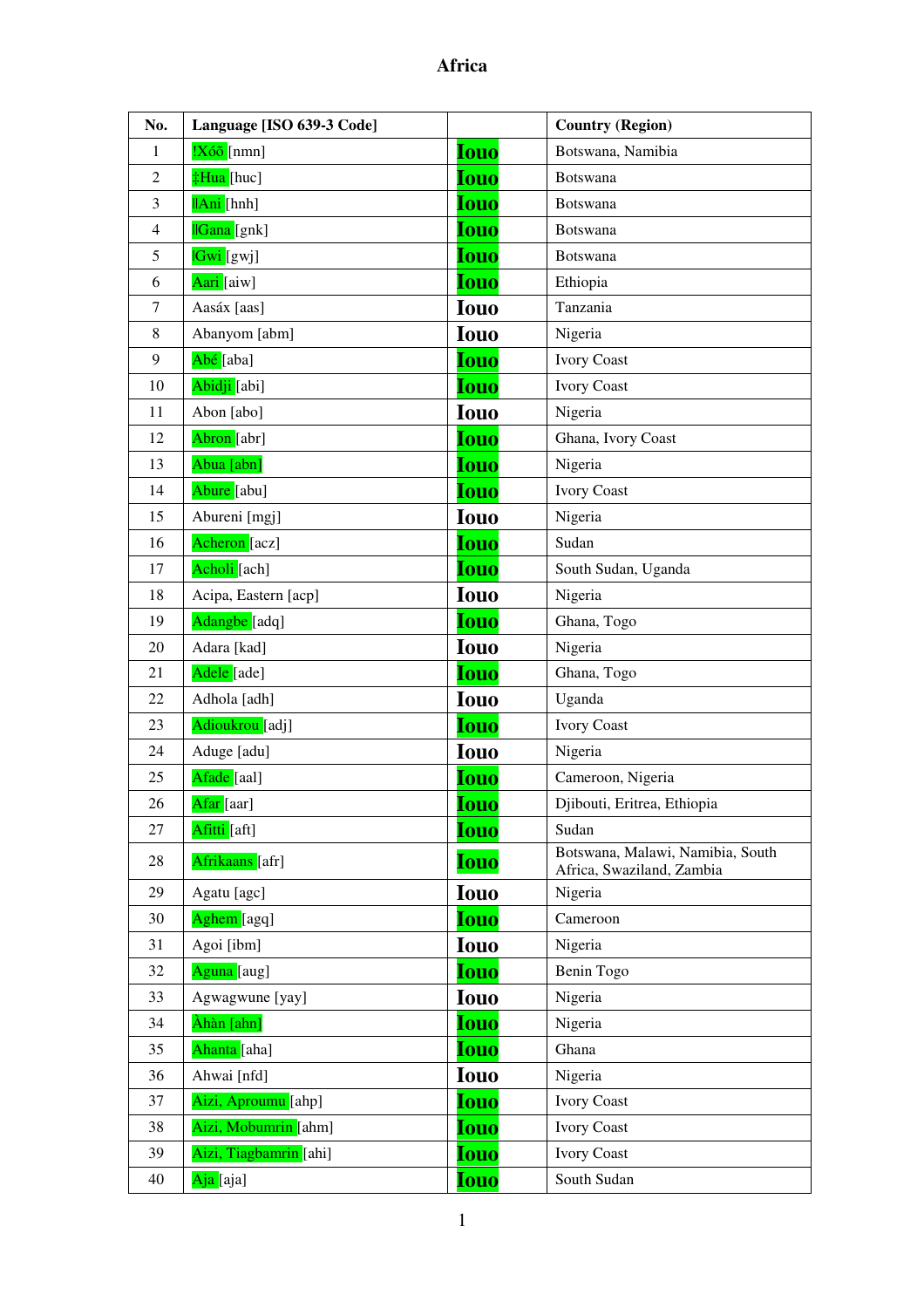# Africa

| No. | Language [ISO 639-3 Code] | | Country (Region) |
|---|---|---|---|
| 1 | !Xóõ [nmn] | Iouo | Botswana, Namibia |
| 2 | ‡Hua [huc] | Iouo | Botswana |
| 3 | ǁAni [hnh] | Iouo | Botswana |
| 4 | ǁGana [gnk] | Iouo | Botswana |
| 5 | ǀGwi [gwj] | Iouo | Botswana |
| 6 | Aari [aiw] | Iouo | Ethiopia |
| 7 | Aasáx [aas] | Iouo | Tanzania |
| 8 | Abanyom [abm] | Iouo | Nigeria |
| 9 | Abé [aba] | Iouo | Ivory Coast |
| 10 | Abidji [abi] | Iouo | Ivory Coast |
| 11 | Abon [abo] | Iouo | Nigeria |
| 12 | Abron [abr] | Iouo | Ghana, Ivory Coast |
| 13 | Abua [abn] | Iouo | Nigeria |
| 14 | Abure [abu] | Iouo | Ivory Coast |
| 15 | Abureni [mgj] | Iouo | Nigeria |
| 16 | Acheron [acz] | Iouo | Sudan |
| 17 | Acholi [ach] | Iouo | South Sudan, Uganda |
| 18 | Acipa, Eastern [acp] | Iouo | Nigeria |
| 19 | Adangbe [adq] | Iouo | Ghana, Togo |
| 20 | Adara [kad] | Iouo | Nigeria |
| 21 | Adele [ade] | Iouo | Ghana, Togo |
| 22 | Adhola [adh] | Iouo | Uganda |
| 23 | Adioukrou [adj] | Iouo | Ivory Coast |
| 24 | Aduge [adu] | Iouo | Nigeria |
| 25 | Afade [aal] | Iouo | Cameroon, Nigeria |
| 26 | Afar [aar] | Iouo | Djibouti, Eritrea, Ethiopia |
| 27 | Afitti [aft] | Iouo | Sudan |
| 28 | Afrikaans [afr] | Iouo | Botswana, Malawi, Namibia, South Africa, Swaziland, Zambia |
| 29 | Agatu [agc] | Iouo | Nigeria |
| 30 | Aghem [agq] | Iouo | Cameroon |
| 31 | Agoi [ibm] | Iouo | Nigeria |
| 32 | Aguna [aug] | Iouo | Benin Togo |
| 33 | Agwagwune [yay] | Iouo | Nigeria |
| 34 | Àhàn [ahn] | Iouo | Nigeria |
| 35 | Ahanta [aha] | Iouo | Ghana |
| 36 | Ahwai [nfd] | Iouo | Nigeria |
| 37 | Aizi, Aproumu [ahp] | Iouo | Ivory Coast |
| 38 | Aizi, Mobumrin [ahm] | Iouo | Ivory Coast |
| 39 | Aizi, Tiagbamrin [ahi] | Iouo | Ivory Coast |
| 40 | Aja [aja] | Iouo | South Sudan |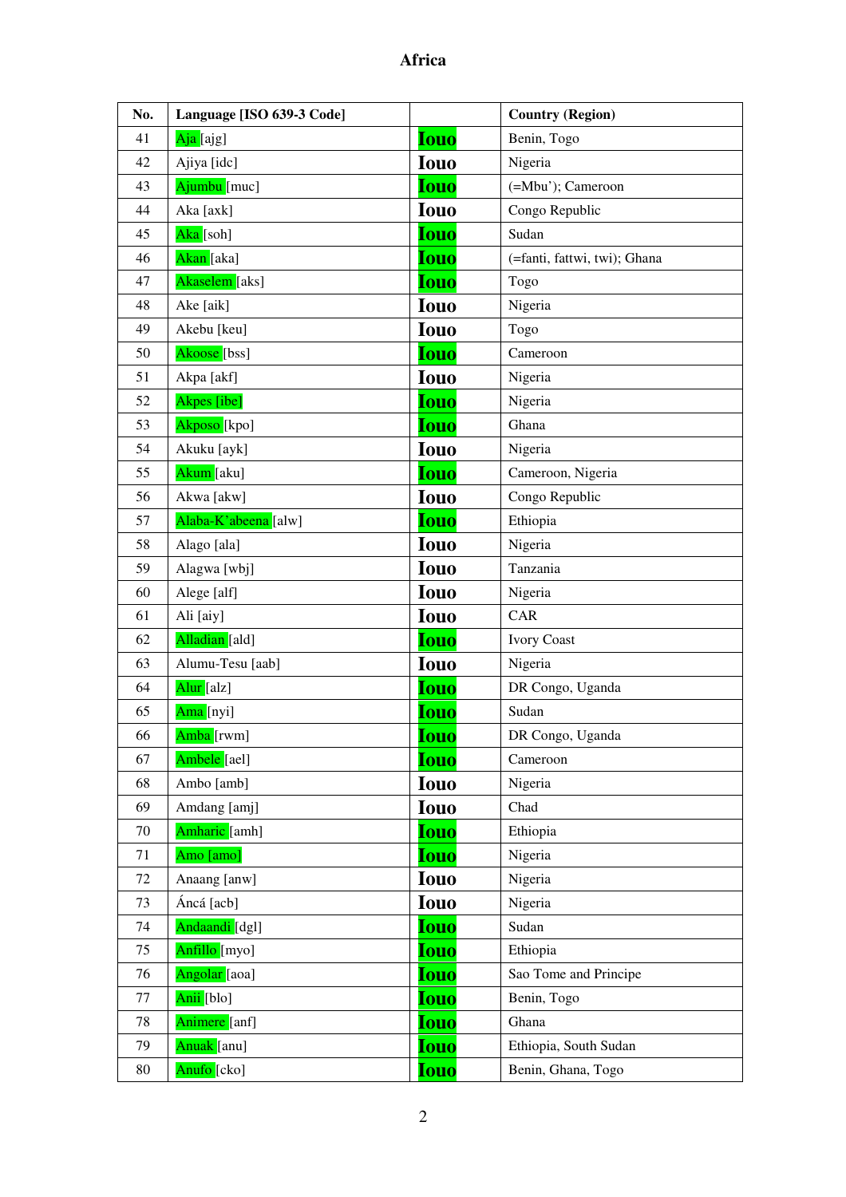# Africa

| No. | Language [ISO 639-3 Code] | | Country (Region) |
|---|---|---|---|
| 41 | Aja [ajg] | Iouo | Benin, Togo |
| 42 | Ajiya [idc] | Iouo | Nigeria |
| 43 | Ajumbu [muc] | Iouo | (=Mbu'); Cameroon |
| 44 | Aka [axk] | Iouo | Congo Republic |
| 45 | Aka [soh] | Iouo | Sudan |
| 46 | Akan [aka] | Iouo | (=fanti, fattwi, twi); Ghana |
| 47 | Akaselem [aks] | Iouo | Togo |
| 48 | Ake [aik] | Iouo | Nigeria |
| 49 | Akebu [keu] | Iouo | Togo |
| 50 | Akoose [bss] | Iouo | Cameroon |
| 51 | Akpa [akf] | Iouo | Nigeria |
| 52 | Akpes [ibe] | Iouo | Nigeria |
| 53 | Akposo [kpo] | Iouo | Ghana |
| 54 | Akuku [ayk] | Iouo | Nigeria |
| 55 | Akum [aku] | Iouo | Cameroon, Nigeria |
| 56 | Akwa [akw] | Iouo | Congo Republic |
| 57 | Alaba-K'abeena [alw] | Iouo | Ethiopia |
| 58 | Alago [ala] | Iouo | Nigeria |
| 59 | Alagwa [wbj] | Iouo | Tanzania |
| 60 | Alege [alf] | Iouo | Nigeria |
| 61 | Ali [aiy] | Iouo | CAR |
| 62 | Alladian [ald] | Iouo | Ivory Coast |
| 63 | Alumu-Tesu [aab] | Iouo | Nigeria |
| 64 | Alur [alz] | Iouo | DR Congo, Uganda |
| 65 | Ama [nyi] | Iouo | Sudan |
| 66 | Amba [rwm] | Iouo | DR Congo, Uganda |
| 67 | Ambele [ael] | Iouo | Cameroon |
| 68 | Ambo [amb] | Iouo | Nigeria |
| 69 | Amdang [amj] | Iouo | Chad |
| 70 | Amharic [amh] | Iouo | Ethiopia |
| 71 | Amo [amo] | Iouo | Nigeria |
| 72 | Anaang [anw] | Iouo | Nigeria |
| 73 | Áncá [acb] | Iouo | Nigeria |
| 74 | Andaandi [dgl] | Iouo | Sudan |
| 75 | Anfillo [myo] | Iouo | Ethiopia |
| 76 | Angolar [aoa] | Iouo | Sao Tome and Principe |
| 77 | Anii [blo] | Iouo | Benin, Togo |
| 78 | Animere [anf] | Iouo | Ghana |
| 79 | Anuak [anu] | Iouo | Ethiopia, South Sudan |
| 80 | Anufo [cko] | Iouo | Benin, Ghana, Togo |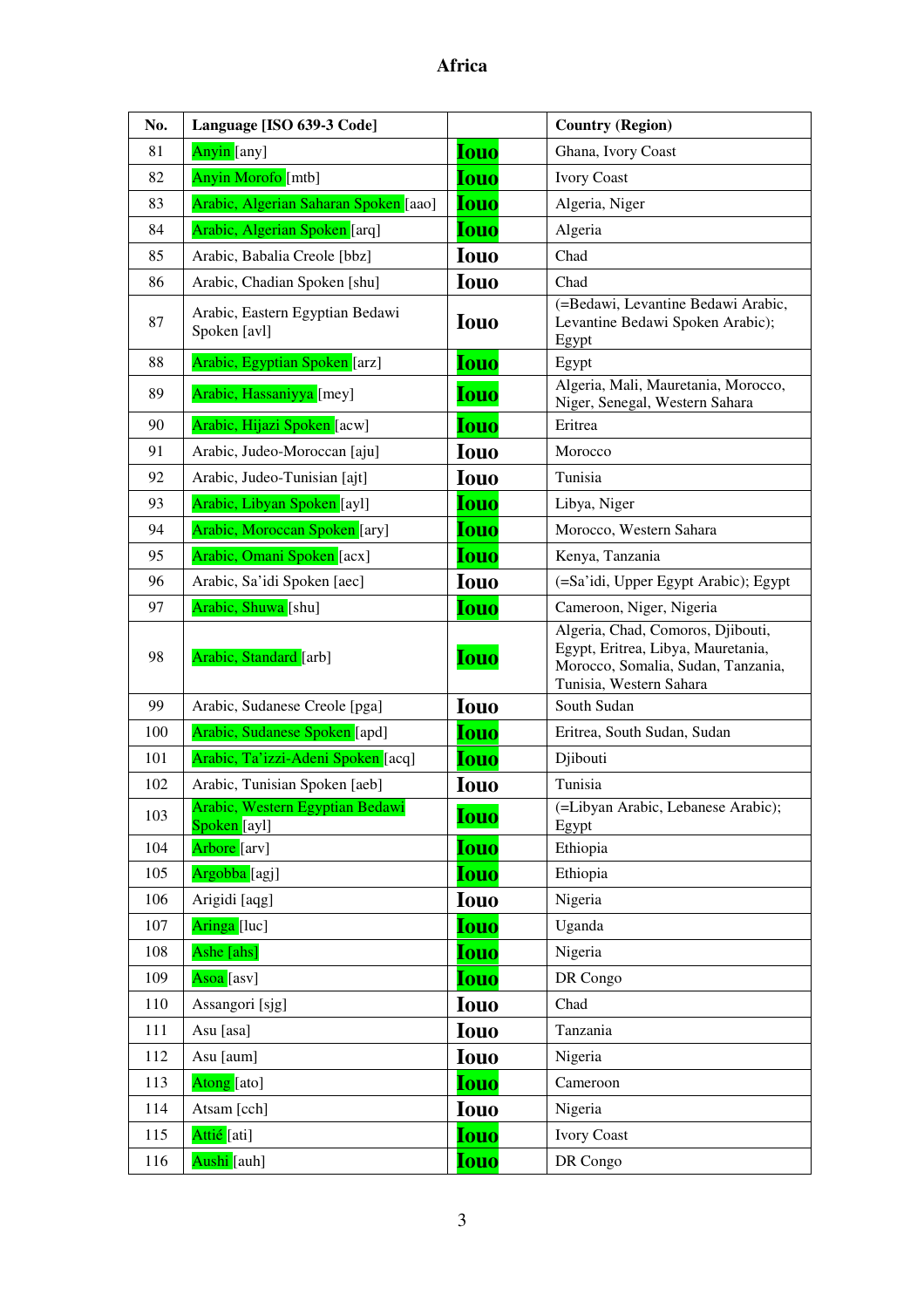# Africa

| No. | Language [ISO 639-3 Code] | | Country (Region) |
|---|---|---|---|
| 81 | Anyin [any] | Iouo | Ghana, Ivory Coast |
| 82 | Anyin Morofo [mtb] | Iouo | Ivory Coast |
| 83 | Arabic, Algerian Saharan Spoken [aao] | Iouo | Algeria, Niger |
| 84 | Arabic, Algerian Spoken [arq] | Iouo | Algeria |
| 85 | Arabic, Babalia Creole [bbz] | Iouo | Chad |
| 86 | Arabic, Chadian Spoken [shu] | Iouo | Chad |
| 87 | Arabic, Eastern Egyptian Bedawi Spoken [avl] | Iouo | (=Bedawi, Levantine Bedawi Arabic, Levantine Bedawi Spoken Arabic); Egypt |
| 88 | Arabic, Egyptian Spoken [arz] | Iouo | Egypt |
| 89 | Arabic, Hassaniyya [mey] | Iouo | Algeria, Mali, Mauretania, Morocco, Niger, Senegal, Western Sahara |
| 90 | Arabic, Hijazi Spoken [acw] | Iouo | Eritrea |
| 91 | Arabic, Judeo-Moroccan [aju] | Iouo | Morocco |
| 92 | Arabic, Judeo-Tunisian [ajt] | Iouo | Tunisia |
| 93 | Arabic, Libyan Spoken [ayl] | Iouo | Libya, Niger |
| 94 | Arabic, Moroccan Spoken [ary] | Iouo | Morocco, Western Sahara |
| 95 | Arabic, Omani Spoken [acx] | Iouo | Kenya, Tanzania |
| 96 | Arabic, Sa'idi Spoken [aec] | Iouo | (=Sa'idi, Upper Egypt Arabic); Egypt |
| 97 | Arabic, Shuwa [shu] | Iouo | Cameroon, Niger, Nigeria |
| 98 | Arabic, Standard [arb] | Iouo | Algeria, Chad, Comoros, Djibouti, Egypt, Eritrea, Libya, Mauretania, Morocco, Somalia, Sudan, Tanzania, Tunisia, Western Sahara |
| 99 | Arabic, Sudanese Creole [pga] | Iouo | South Sudan |
| 100 | Arabic, Sudanese Spoken [apd] | Iouo | Eritrea, South Sudan, Sudan |
| 101 | Arabic, Ta'izzi-Adeni Spoken [acq] | Iouo | Djibouti |
| 102 | Arabic, Tunisian Spoken [aeb] | Iouo | Tunisia |
| 103 | Arabic, Western Egyptian Bedawi Spoken [ayl] | Iouo | (=Libyan Arabic, Lebanese Arabic); Egypt |
| 104 | Arbore [arv] | Iouo | Ethiopia |
| 105 | Argobba [agj] | Iouo | Ethiopia |
| 106 | Arigidi [aqg] | Iouo | Nigeria |
| 107 | Aringa [luc] | Iouo | Uganda |
| 108 | Ashe [ahs] | Iouo | Nigeria |
| 109 | Asoa [asv] | Iouo | DR Congo |
| 110 | Assangori [sjg] | Iouo | Chad |
| 111 | Asu [asa] | Iouo | Tanzania |
| 112 | Asu [aum] | Iouo | Nigeria |
| 113 | Atong [ato] | Iouo | Cameroon |
| 114 | Atsam [cch] | Iouo | Nigeria |
| 115 | Attié [ati] | Iouo | Ivory Coast |
| 116 | Aushi [auh] | Iouo | DR Congo |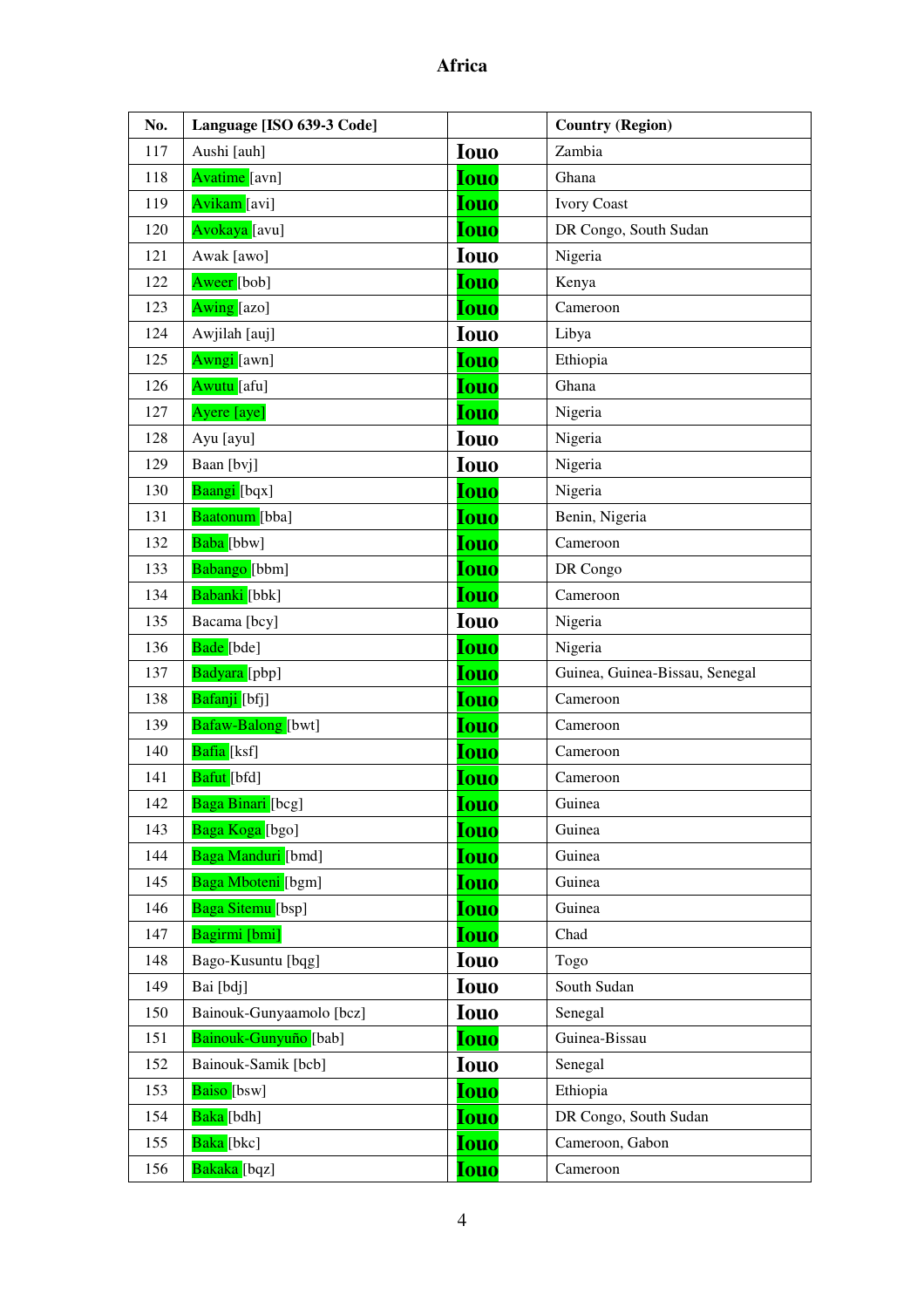# Africa

| No. | Language [ISO 639-3 Code] | | Country (Region) |
|---|---|---|---|
| 117 | Aushi [auh] | Iouo | Zambia |
| 118 | Avatime [avn] | Iouo | Ghana |
| 119 | Avikam [avi] | Iouo | Ivory Coast |
| 120 | Avokaya [avu] | Iouo | DR Congo, South Sudan |
| 121 | Awak [awo] | Iouo | Nigeria |
| 122 | Aweer [bob] | Iouo | Kenya |
| 123 | Awing [azo] | Iouo | Cameroon |
| 124 | Awjilah [auj] | Iouo | Libya |
| 125 | Awngi [awn] | Iouo | Ethiopia |
| 126 | Awutu [afu] | Iouo | Ghana |
| 127 | Ayere [aye] | Iouo | Nigeria |
| 128 | Ayu [ayu] | Iouo | Nigeria |
| 129 | Baan [bvj] | Iouo | Nigeria |
| 130 | Baangi [bqx] | Iouo | Nigeria |
| 131 | Baatonum [bba] | Iouo | Benin, Nigeria |
| 132 | Baba [bbw] | Iouo | Cameroon |
| 133 | Babango [bbm] | Iouo | DR Congo |
| 134 | Babanki [bbk] | Iouo | Cameroon |
| 135 | Bacama [bcy] | Iouo | Nigeria |
| 136 | Bade [bde] | Iouo | Nigeria |
| 137 | Badyara [pbp] | Iouo | Guinea, Guinea-Bissau, Senegal |
| 138 | Bafanji [bfj] | Iouo | Cameroon |
| 139 | Bafaw-Balong [bwt] | Iouo | Cameroon |
| 140 | Bafia [ksf] | Iouo | Cameroon |
| 141 | Bafut [bfd] | Iouo | Cameroon |
| 142 | Baga Binari [bcg] | Iouo | Guinea |
| 143 | Baga Koga [bgo] | Iouo | Guinea |
| 144 | Baga Manduri [bmd] | Iouo | Guinea |
| 145 | Baga Mboteni [bgm] | Iouo | Guinea |
| 146 | Baga Sitemu [bsp] | Iouo | Guinea |
| 147 | Bagirmi [bmi] | Iouo | Chad |
| 148 | Bago-Kusuntu [bqg] | Iouo | Togo |
| 149 | Bai [bdj] | Iouo | South Sudan |
| 150 | Bainouk-Gunyaamolo [bcz] | Iouo | Senegal |
| 151 | Bainouk-Gunyuño [bab] | Iouo | Guinea-Bissau |
| 152 | Bainouk-Samik [bcb] | Iouo | Senegal |
| 153 | Baiso [bsw] | Iouo | Ethiopia |
| 154 | Baka [bdh] | Iouo | DR Congo, South Sudan |
| 155 | Baka [bkc] | Iouo | Cameroon, Gabon |
| 156 | Bakaka [bqz] | Iouo | Cameroon |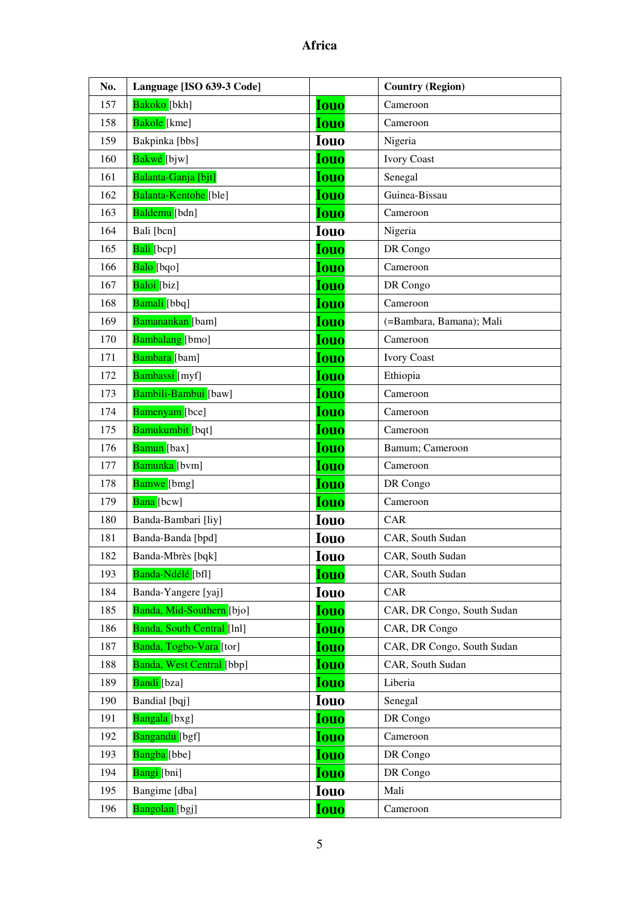# Africa

| No. | Language [ISO 639-3 Code] | | Country (Region) |
|---|---|---|---|
| 157 | Bakoko [bkh] | Iouo | Cameroon |
| 158 | Bakole [kme] | Iouo | Cameroon |
| 159 | Bakpinka [bbs] | Iouo | Nigeria |
| 160 | Bakwé [bjw] | Iouo | Ivory Coast |
| 161 | Balanta-Ganja [bjt] | Iouo | Senegal |
| 162 | Balanta-Kentohe [ble] | Iouo | Guinea-Bissau |
| 163 | Baldemu [bdn] | Iouo | Cameroon |
| 164 | Bali [bcn] | Iouo | Nigeria |
| 165 | Bali [bcp] | Iouo | DR Congo |
| 166 | Balo [bqo] | Iouo | Cameroon |
| 167 | Baloi [biz] | Iouo | DR Congo |
| 168 | Bamali [bbq] | Iouo | Cameroon |
| 169 | Bamanankan [bam] | Iouo | (=Bambara, Bamana); Mali |
| 170 | Bambalang [bmo] | Iouo | Cameroon |
| 171 | Bambara [bam] | Iouo | Ivory Coast |
| 172 | Bambassi [myf] | Iouo | Ethiopia |
| 173 | Bambili-Bambui [baw] | Iouo | Cameroon |
| 174 | Bamenyam [bce] | Iouo | Cameroon |
| 175 | Bamukumbit [bqt] | Iouo | Cameroon |
| 176 | Bamun [bax] | Iouo | Bamum; Cameroon |
| 177 | Bamunka [bvm] | Iouo | Cameroon |
| 178 | Bamwe [bmg] | Iouo | DR Congo |
| 179 | Bana [bcw] | Iouo | Cameroon |
| 180 | Banda-Bambari [liy] | Iouo | CAR |
| 181 | Banda-Banda [bpd] | Iouo | CAR, South Sudan |
| 182 | Banda-Mbrès [bqk] | Iouo | CAR, South Sudan |
| 193 | Banda-Ndélé [bfl] | Iouo | CAR, South Sudan |
| 184 | Banda-Yangere [yaj] | Iouo | CAR |
| 185 | Banda, Mid-Southern [bjo] | Iouo | CAR, DR Congo, South Sudan |
| 186 | Banda, South Central [lnl] | Iouo | CAR, DR Congo |
| 187 | Banda, Togbo-Vara [tor] | Iouo | CAR, DR Congo, South Sudan |
| 188 | Banda, West Central [bbp] | Iouo | CAR, South Sudan |
| 189 | Bandi [bza] | Iouo | Liberia |
| 190 | Bandial [bqj] | Iouo | Senegal |
| 191 | Bangala [bxg] | Iouo | DR Congo |
| 192 | Bangandu [bgf] | Iouo | Cameroon |
| 193 | Bangba [bbe] | Iouo | DR Congo |
| 194 | Bangi [bni] | Iouo | DR Congo |
| 195 | Bangime [dba] | Iouo | Mali |
| 196 | Bangolan [bgj] | Iouo | Cameroon |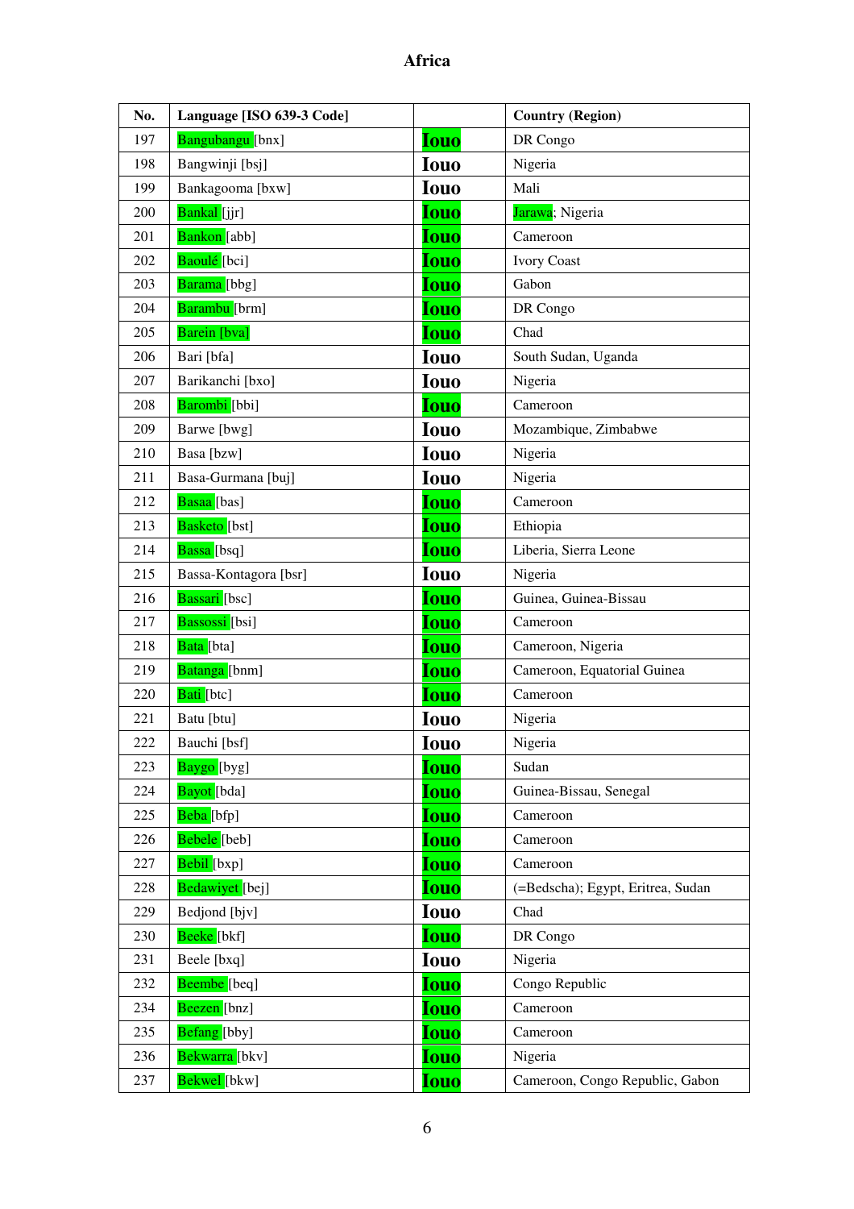# Africa

| No. | Language [ISO 639-3 Code] | | Country (Region) |
|---|---|---|---|
| 197 | Bangubangu [bnx] | Iouo | DR Congo |
| 198 | Bangwinji [bsj] | Iouo | Nigeria |
| 199 | Bankagooma [bxw] | Iouo | Mali |
| 200 | Bankal [jjr] | Iouo | Jarawa; Nigeria |
| 201 | Bankon [abb] | Iouo | Cameroon |
| 202 | Baoulé [bci] | Iouo | Ivory Coast |
| 203 | Barama [bbg] | Iouo | Gabon |
| 204 | Barambu [brm] | Iouo | DR Congo |
| 205 | Barein [bva] | Iouo | Chad |
| 206 | Bari [bfa] | Iouo | South Sudan, Uganda |
| 207 | Barikanchi [bxo] | Iouo | Nigeria |
| 208 | Barombi [bbi] | Iouo | Cameroon |
| 209 | Barwe [bwg] | Iouo | Mozambique, Zimbabwe |
| 210 | Basa [bzw] | Iouo | Nigeria |
| 211 | Basa-Gurmana [buj] | Iouo | Nigeria |
| 212 | Basaa [bas] | Iouo | Cameroon |
| 213 | Basketo [bst] | Iouo | Ethiopia |
| 214 | Bassa [bsq] | Iouo | Liberia, Sierra Leone |
| 215 | Bassa-Kontagora [bsr] | Iouo | Nigeria |
| 216 | Bassari [bsc] | Iouo | Guinea, Guinea-Bissau |
| 217 | Bassossi [bsi] | Iouo | Cameroon |
| 218 | Bata [bta] | Iouo | Cameroon, Nigeria |
| 219 | Batanga [bnm] | Iouo | Cameroon, Equatorial Guinea |
| 220 | Bati [btc] | Iouo | Cameroon |
| 221 | Batu [btu] | Iouo | Nigeria |
| 222 | Bauchi [bsf] | Iouo | Nigeria |
| 223 | Baygo [byg] | Iouo | Sudan |
| 224 | Bayot [bda] | Iouo | Guinea-Bissau, Senegal |
| 225 | Beba [bfp] | Iouo | Cameroon |
| 226 | Bebele [beb] | Iouo | Cameroon |
| 227 | Bebil [bxp] | Iouo | Cameroon |
| 228 | Bedawiyet [bej] | Iouo | (=Bedscha); Egypt, Eritrea, Sudan |
| 229 | Bedjond [bjv] | Iouo | Chad |
| 230 | Beeke [bkf] | Iouo | DR Congo |
| 231 | Beele [bxq] | Iouo | Nigeria |
| 232 | Beembe [beq] | Iouo | Congo Republic |
| 234 | Beezen [bnz] | Iouo | Cameroon |
| 235 | Befang [bby] | Iouo | Cameroon |
| 236 | Bekwarra [bkv] | Iouo | Nigeria |
| 237 | Bekwel [bkw] | Iouo | Cameroon, Congo Republic, Gabon |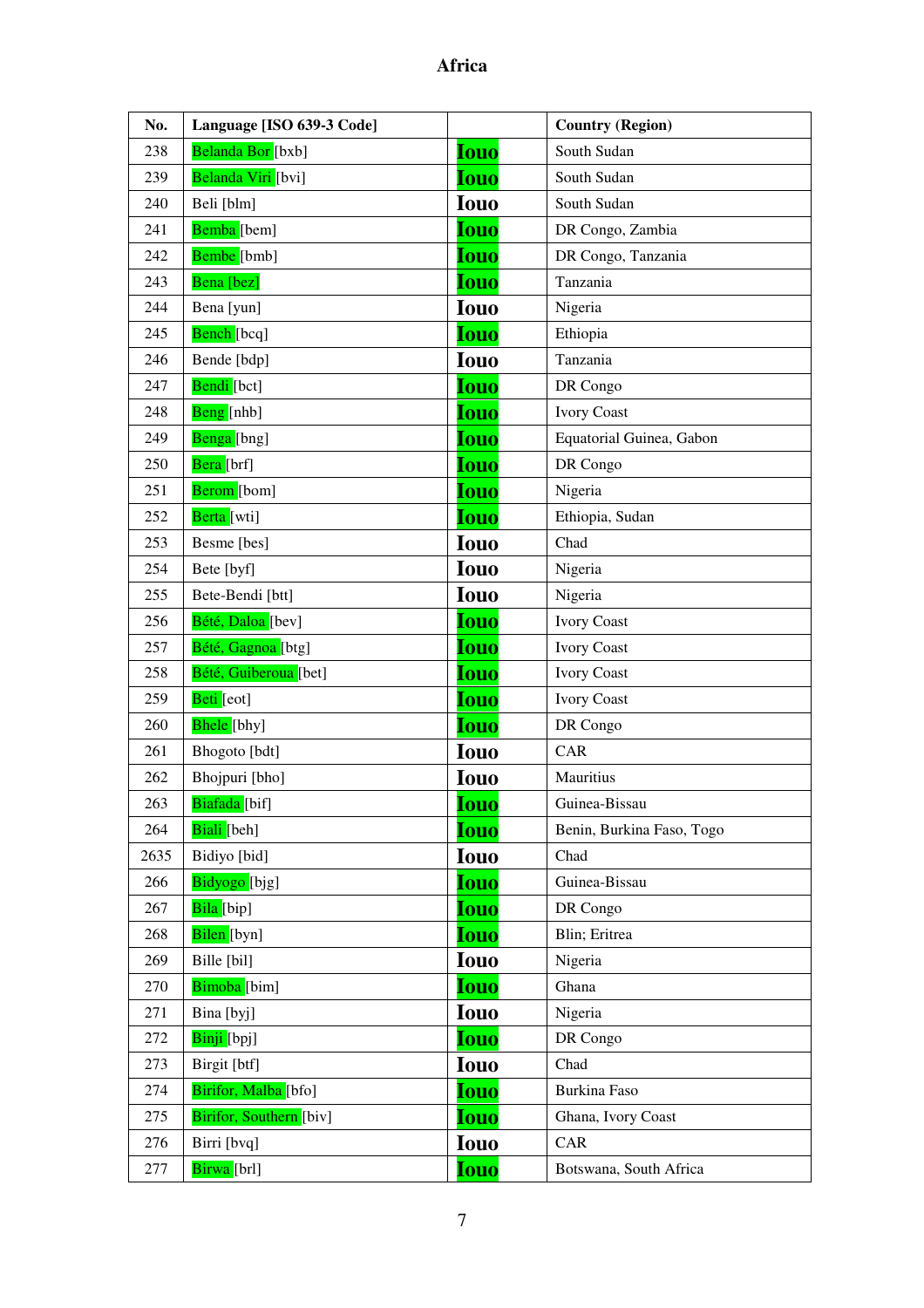# Africa

| No. | Language [ISO 639-3 Code] | | Country (Region) |
|---|---|---|---|
| 238 | Belanda Bor [bxb] | Iouo | South Sudan |
| 239 | Belanda Viri [bvi] | Iouo | South Sudan |
| 240 | Beli [blm] | Iouo | South Sudan |
| 241 | Bemba [bem] | Iouo | DR Congo, Zambia |
| 242 | Bembe [bmb] | Iouo | DR Congo, Tanzania |
| 243 | Bena [bez] | Iouo | Tanzania |
| 244 | Bena [yun] | Iouo | Nigeria |
| 245 | Bench [bcq] | Iouo | Ethiopia |
| 246 | Bende [bdp] | Iouo | Tanzania |
| 247 | Bendi [bct] | Iouo | DR Congo |
| 248 | Beng [nhb] | Iouo | Ivory Coast |
| 249 | Benga [bng] | Iouo | Equatorial Guinea, Gabon |
| 250 | Bera [brf] | Iouo | DR Congo |
| 251 | Berom [bom] | Iouo | Nigeria |
| 252 | Berta [wti] | Iouo | Ethiopia, Sudan |
| 253 | Besme [bes] | Iouo | Chad |
| 254 | Bete [byf] | Iouo | Nigeria |
| 255 | Bete-Bendi [btt] | Iouo | Nigeria |
| 256 | Bété, Daloa [bev] | Iouo | Ivory Coast |
| 257 | Bété, Gagnoa [btg] | Iouo | Ivory Coast |
| 258 | Bété, Guiberoua [bet] | Iouo | Ivory Coast |
| 259 | Beti [eot] | Iouo | Ivory Coast |
| 260 | Bhele [bhy] | Iouo | DR Congo |
| 261 | Bhogoto [bdt] | Iouo | CAR |
| 262 | Bhojpuri [bho] | Iouo | Mauritius |
| 263 | Biafada [bif] | Iouo | Guinea-Bissau |
| 264 | Biali [beh] | Iouo | Benin, Burkina Faso, Togo |
| 2635 | Bidiyo [bid] | Iouo | Chad |
| 266 | Bidyogo [bjg] | Iouo | Guinea-Bissau |
| 267 | Bila [bip] | Iouo | DR Congo |
| 268 | Bilen [byn] | Iouo | Blin; Eritrea |
| 269 | Bille [bil] | Iouo | Nigeria |
| 270 | Bimoba [bim] | Iouo | Ghana |
| 271 | Bina [byj] | Iouo | Nigeria |
| 272 | Binji [bpj] | Iouo | DR Congo |
| 273 | Birgit [btf] | Iouo | Chad |
| 274 | Birifor, Malba [bfo] | Iouo | Burkina Faso |
| 275 | Birifor, Southern [biv] | Iouo | Ghana, Ivory Coast |
| 276 | Birri [bvq] | Iouo | CAR |
| 277 | Birwa [brl] | Iouo | Botswana, South Africa |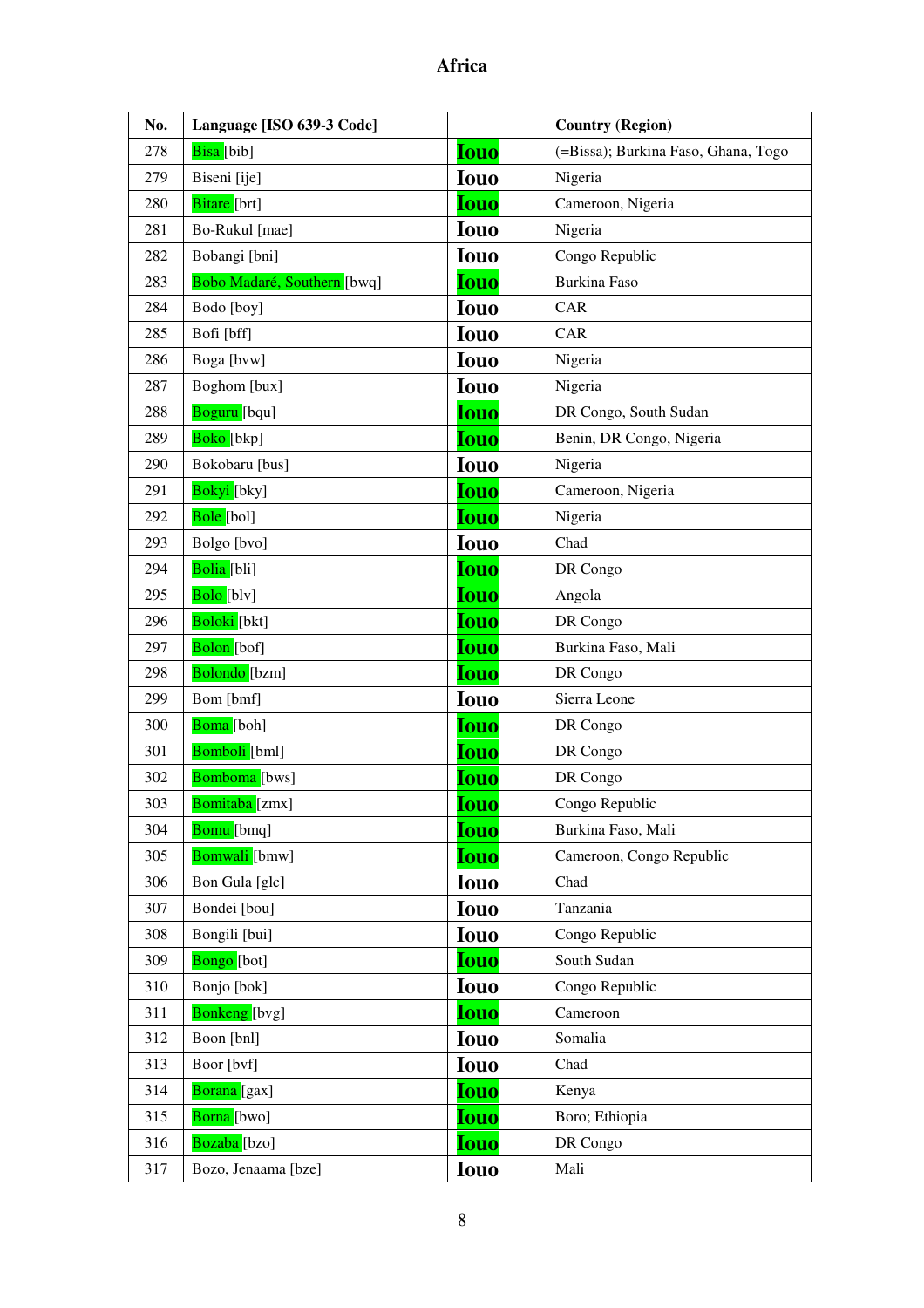# Africa

| No. | Language [ISO 639-3 Code] | | Country (Region) |
|---|---|---|---|
| 278 | Bisa [bib] | Iouo | (=Bissa); Burkina Faso, Ghana, Togo |
| 279 | Biseni [ije] | Iouo | Nigeria |
| 280 | Bitare [brt] | Iouo | Cameroon, Nigeria |
| 281 | Bo-Rukul [mae] | Iouo | Nigeria |
| 282 | Bobangi [bni] | Iouo | Congo Republic |
| 283 | Bobo Madaré, Southern [bwq] | Iouo | Burkina Faso |
| 284 | Bodo [boy] | Iouo | CAR |
| 285 | Bofi [bff] | Iouo | CAR |
| 286 | Boga [bvw] | Iouo | Nigeria |
| 287 | Boghom [bux] | Iouo | Nigeria |
| 288 | Boguru [bqu] | Iouo | DR Congo, South Sudan |
| 289 | Boko [bkp] | Iouo | Benin, DR Congo, Nigeria |
| 290 | Bokobaru [bus] | Iouo | Nigeria |
| 291 | Bokyi [bky] | Iouo | Cameroon, Nigeria |
| 292 | Bole [bol] | Iouo | Nigeria |
| 293 | Bolgo [bvo] | Iouo | Chad |
| 294 | Bolia [bli] | Iouo | DR Congo |
| 295 | Bolo [blv] | Iouo | Angola |
| 296 | Boloki [bkt] | Iouo | DR Congo |
| 297 | Bolon [bof] | Iouo | Burkina Faso, Mali |
| 298 | Bolondo [bzm] | Iouo | DR Congo |
| 299 | Bom [bmf] | Iouo | Sierra Leone |
| 300 | Boma [boh] | Iouo | DR Congo |
| 301 | Bomboli [bml] | Iouo | DR Congo |
| 302 | Bomboma [bws] | Iouo | DR Congo |
| 303 | Bomitaba [zmx] | Iouo | Congo Republic |
| 304 | Bomu [bmq] | Iouo | Burkina Faso, Mali |
| 305 | Bomwali [bmw] | Iouo | Cameroon, Congo Republic |
| 306 | Bon Gula [glc] | Iouo | Chad |
| 307 | Bondei [bou] | Iouo | Tanzania |
| 308 | Bongili [bui] | Iouo | Congo Republic |
| 309 | Bongo [bot] | Iouo | South Sudan |
| 310 | Bonjo [bok] | Iouo | Congo Republic |
| 311 | Bonkeng [bvg] | Iouo | Cameroon |
| 312 | Boon [bnl] | Iouo | Somalia |
| 313 | Boor [bvf] | Iouo | Chad |
| 314 | Borana [gax] | Iouo | Kenya |
| 315 | Borna [bwo] | Iouo | Boro; Ethiopia |
| 316 | Bozaba [bzo] | Iouo | DR Congo |
| 317 | Bozo, Jenaama [bze] | Iouo | Mali |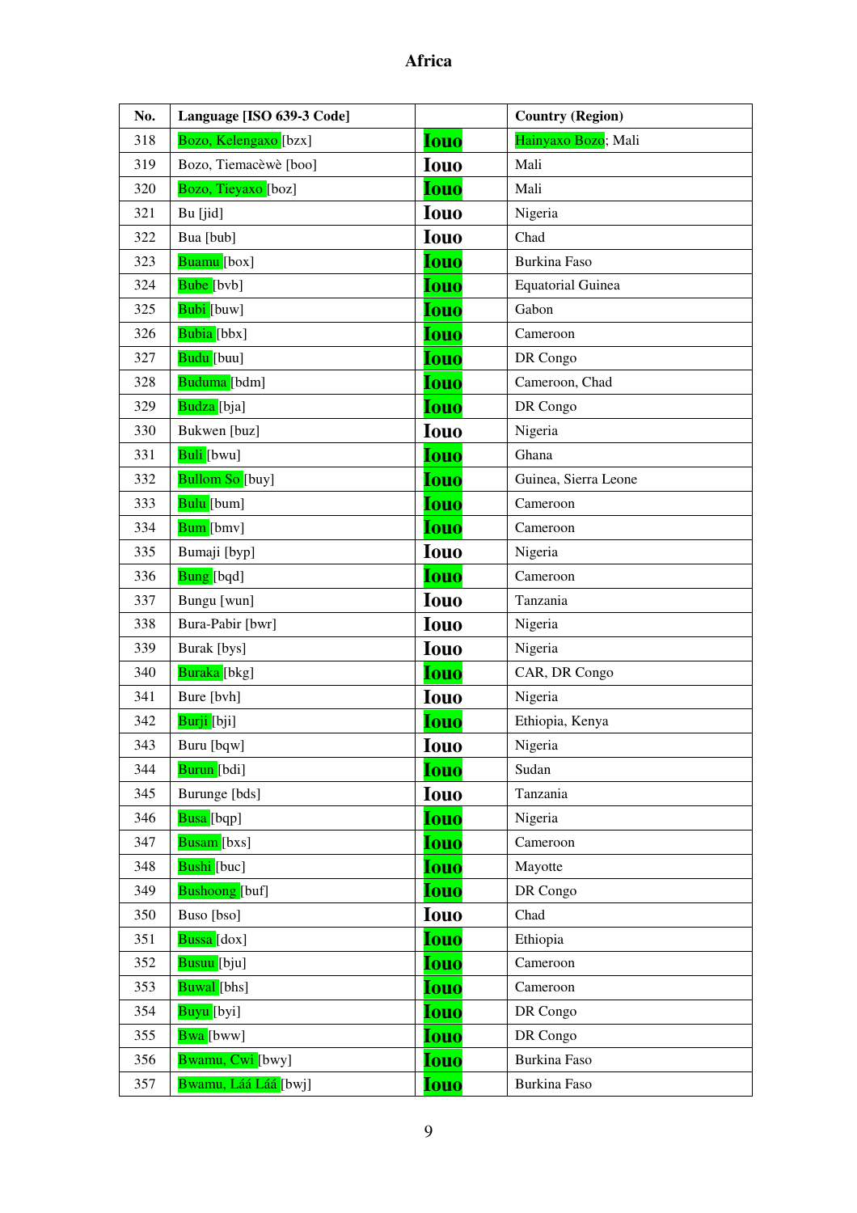# Africa

| No. | Language [ISO 639-3 Code] | | Country (Region) |
|---|---|---|---|
| 318 | Bozo, Kelengaxo [bzx] | Iouo | Hainyaxo Bozo; Mali |
| 319 | Bozo, Tiemacèwè [boo] | Iouo | Mali |
| 320 | Bozo, Tieyaxo [boz] | Iouo | Mali |
| 321 | Bu [jid] | Iouo | Nigeria |
| 322 | Bua [bub] | Iouo | Chad |
| 323 | Buamu [box] | Iouo | Burkina Faso |
| 324 | Bube [bvb] | Iouo | Equatorial Guinea |
| 325 | Bubi [buw] | Iouo | Gabon |
| 326 | Bubia [bbx] | Iouo | Cameroon |
| 327 | Budu [buu] | Iouo | DR Congo |
| 328 | Buduma [bdm] | Iouo | Cameroon, Chad |
| 329 | Budza [bja] | Iouo | DR Congo |
| 330 | Bukwen [buz] | Iouo | Nigeria |
| 331 | Buli [bwu] | Iouo | Ghana |
| 332 | Bullom So [buy] | Iouo | Guinea, Sierra Leone |
| 333 | Bulu [bum] | Iouo | Cameroon |
| 334 | Bum [bmv] | Iouo | Cameroon |
| 335 | Bumaji [byp] | Iouo | Nigeria |
| 336 | Bung [bqd] | Iouo | Cameroon |
| 337 | Bungu [wun] | Iouo | Tanzania |
| 338 | Bura-Pabir [bwr] | Iouo | Nigeria |
| 339 | Burak [bys] | Iouo | Nigeria |
| 340 | Buraka [bkg] | Iouo | CAR, DR Congo |
| 341 | Bure [bvh] | Iouo | Nigeria |
| 342 | Burji [bji] | Iouo | Ethiopia, Kenya |
| 343 | Buru [bqw] | Iouo | Nigeria |
| 344 | Burun [bdi] | Iouo | Sudan |
| 345 | Burunge [bds] | Iouo | Tanzania |
| 346 | Busa [bqp] | Iouo | Nigeria |
| 347 | Busam [bxs] | Iouo | Cameroon |
| 348 | Bushi [buc] | Iouo | Mayotte |
| 349 | Bushoong [buf] | Iouo | DR Congo |
| 350 | Buso [bso] | Iouo | Chad |
| 351 | Bussa [dox] | Iouo | Ethiopia |
| 352 | Busuu [bju] | Iouo | Cameroon |
| 353 | Buwal [bhs] | Iouo | Cameroon |
| 354 | Buyu [byi] | Iouo | DR Congo |
| 355 | Bwa [bww] | Iouo | DR Congo |
| 356 | Bwamu, Cwi [bwy] | Iouo | Burkina Faso |
| 357 | Bwamu, Láá Láá [bwj] | Iouo | Burkina Faso |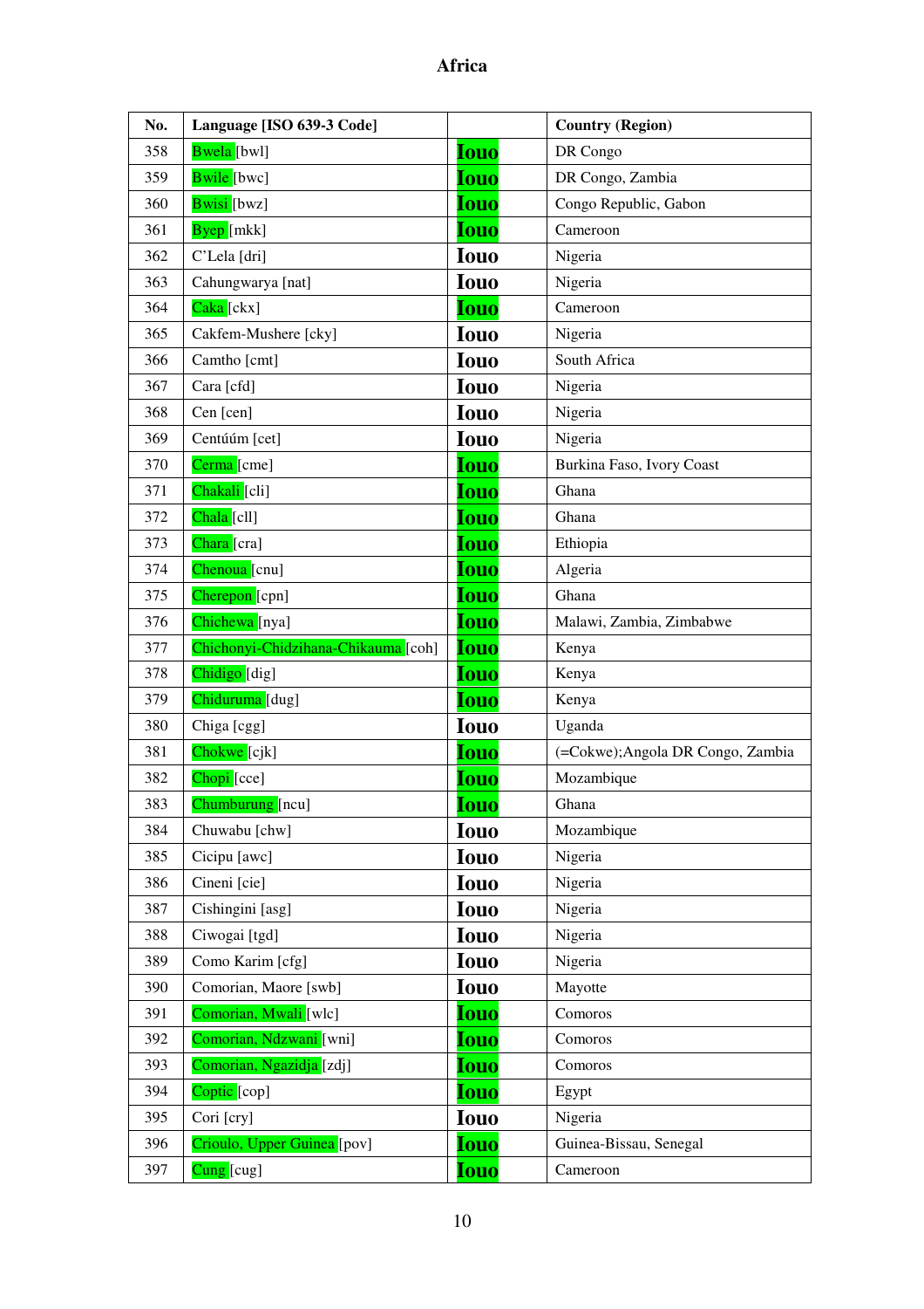# Africa

| No. | Language [ISO 639-3 Code] | | Country (Region) |
|---|---|---|---|
| 358 | Bwela [bwl] | Iouo | DR Congo |
| 359 | Bwile [bwc] | Iouo | DR Congo, Zambia |
| 360 | Bwisi [bwz] | Iouo | Congo Republic, Gabon |
| 361 | Byep [mkk] | Iouo | Cameroon |
| 362 | C'Lela [dri] | Iouo | Nigeria |
| 363 | Cahungwarya [nat] | Iouo | Nigeria |
| 364 | Caka [ckx] | Iouo | Cameroon |
| 365 | Cakfem-Mushere [cky] | Iouo | Nigeria |
| 366 | Camtho [cmt] | Iouo | South Africa |
| 367 | Cara [cfd] | Iouo | Nigeria |
| 368 | Cen [cen] | Iouo | Nigeria |
| 369 | Centúúm [cet] | Iouo | Nigeria |
| 370 | Cerma [cme] | Iouo | Burkina Faso, Ivory Coast |
| 371 | Chakali [cli] | Iouo | Ghana |
| 372 | Chala [cll] | Iouo | Ghana |
| 373 | Chara [cra] | Iouo | Ethiopia |
| 374 | Chenoua [cnu] | Iouo | Algeria |
| 375 | Cherepon [cpn] | Iouo | Ghana |
| 376 | Chichewa [nya] | Iouo | Malawi, Zambia, Zimbabwe |
| 377 | Chichonyi-Chidzihana-Chikauma [coh] | Iouo | Kenya |
| 378 | Chidigo [dig] | Iouo | Kenya |
| 379 | Chiduruma [dug] | Iouo | Kenya |
| 380 | Chiga [cgg] | Iouo | Uganda |
| 381 | Chokwe [cjk] | Iouo | (=Cokwe);Angola DR Congo, Zambia |
| 382 | Chopi [cce] | Iouo | Mozambique |
| 383 | Chumburung [ncu] | Iouo | Ghana |
| 384 | Chuwabu [chw] | Iouo | Mozambique |
| 385 | Cicipu [awc] | Iouo | Nigeria |
| 386 | Cineni [cie] | Iouo | Nigeria |
| 387 | Cishingini [asg] | Iouo | Nigeria |
| 388 | Ciwogai [tgd] | Iouo | Nigeria |
| 389 | Como Karim [cfg] | Iouo | Nigeria |
| 390 | Comorian, Maore [swb] | Iouo | Mayotte |
| 391 | Comorian, Mwali [wlc] | Iouo | Comoros |
| 392 | Comorian, Ndzwani [wni] | Iouo | Comoros |
| 393 | Comorian, Ngazidja [zdj] | Iouo | Comoros |
| 394 | Coptic [cop] | Iouo | Egypt |
| 395 | Cori [cry] | Iouo | Nigeria |
| 396 | Crioulo, Upper Guinea [pov] | Iouo | Guinea-Bissau, Senegal |
| 397 | Cung [cug] | Iouo | Cameroon |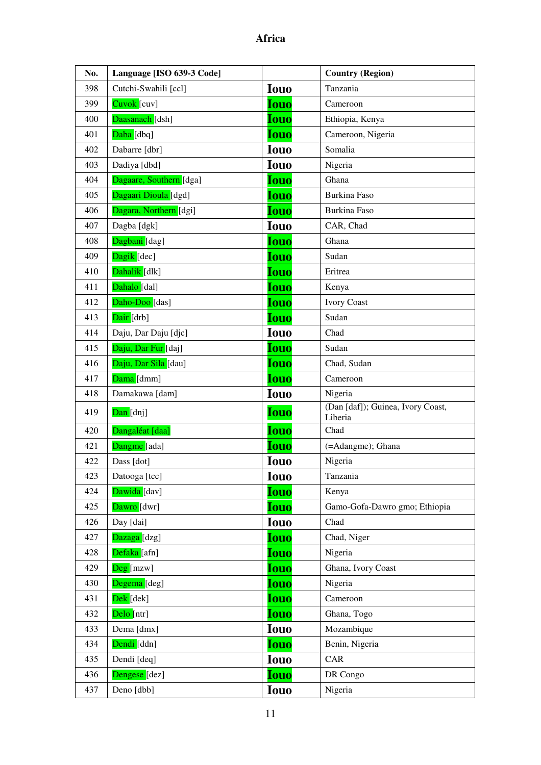## Africa

| No. | Language [ISO 639-3 Code] | | Country (Region) |
|---|---|---|---|
| 398 | Cutchi-Swahili [ccl] | Iouo | Tanzania |
| 399 | Cuvok [cuv] | Iouo | Cameroon |
| 400 | Daasanach [dsh] | Iouo | Ethiopia, Kenya |
| 401 | Daba [dbq] | Iouo | Cameroon, Nigeria |
| 402 | Dabarre [dbr] | Iouo | Somalia |
| 403 | Dadiya [dbd] | Iouo | Nigeria |
| 404 | Dagaare, Southern [dga] | Iouo | Ghana |
| 405 | Dagaari Dioula [dgd] | Iouo | Burkina Faso |
| 406 | Dagara, Northern [dgi] | Iouo | Burkina Faso |
| 407 | Dagba [dgk] | Iouo | CAR, Chad |
| 408 | Dagbani [dag] | Iouo | Ghana |
| 409 | Dagik [dec] | Iouo | Sudan |
| 410 | Dahalik [dlk] | Iouo | Eritrea |
| 411 | Dahalo [dal] | Iouo | Kenya |
| 412 | Daho-Doo [das] | Iouo | Ivory Coast |
| 413 | Dair [drb] | Iouo | Sudan |
| 414 | Daju, Dar Daju [djc] | Iouo | Chad |
| 415 | Daju, Dar Fur [daj] | Iouo | Sudan |
| 416 | Daju, Dar Sila [dau] | Iouo | Chad, Sudan |
| 417 | Dama [dmm] | Iouo | Cameroon |
| 418 | Damakawa [dam] | Iouo | Nigeria |
| 419 | Dan [dnj] | Iouo | (Dan [daf]); Guinea, Ivory Coast, Liberia |
| 420 | Dangaléat [daa] | Iouo | Chad |
| 421 | Dangme [ada] | Iouo | (=Adangme); Ghana |
| 422 | Dass [dot] | Iouo | Nigeria |
| 423 | Datooga [tcc] | Iouo | Tanzania |
| 424 | Dawida [dav] | Iouo | Kenya |
| 425 | Dawro [dwr] | Iouo | Gamo-Gofa-Dawro gmo; Ethiopia |
| 426 | Day [dai] | Iouo | Chad |
| 427 | Dazaga [dzg] | Iouo | Chad, Niger |
| 428 | Defaka [afn] | Iouo | Nigeria |
| 429 | Deg [mzw] | Iouo | Ghana, Ivory Coast |
| 430 | Degema [deg] | Iouo | Nigeria |
| 431 | Dek [dek] | Iouo | Cameroon |
| 432 | Delo [ntr] | Iouo | Ghana, Togo |
| 433 | Dema [dmx] | Iouo | Mozambique |
| 434 | Dendi [ddn] | Iouo | Benin, Nigeria |
| 435 | Dendi [deq] | Iouo | CAR |
| 436 | Dengese [dez] | Iouo | DR Congo |
| 437 | Deno [dbb] | Iouo | Nigeria |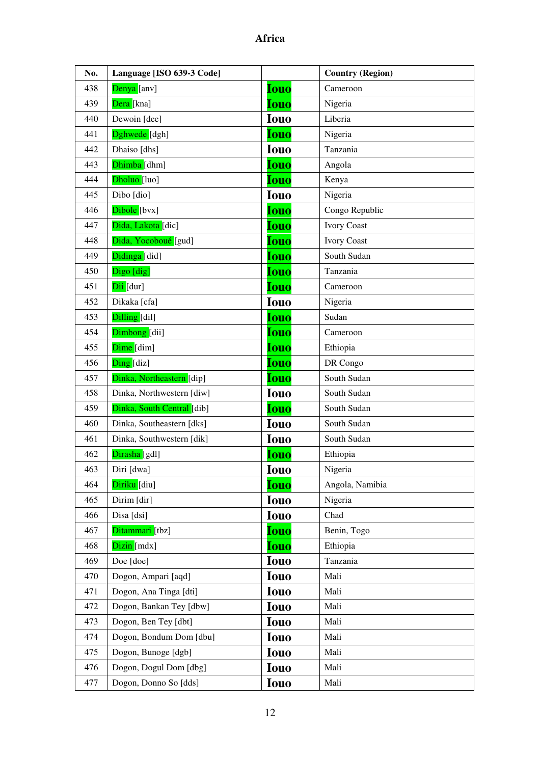# Africa

| No. | Language [ISO 639-3 Code] | | Country (Region) |
|---|---|---|---|
| 438 | Denya [anv] | Iouo | Cameroon |
| 439 | Dera [kna] | Iouo | Nigeria |
| 440 | Dewoin [dee] | Iouo | Liberia |
| 441 | Dghwede [dgh] | Iouo | Nigeria |
| 442 | Dhaiso [dhs] | Iouo | Tanzania |
| 443 | Dhimba [dhm] | Iouo | Angola |
| 444 | Dholuo [luo] | Iouo | Kenya |
| 445 | Dibo [dio] | Iouo | Nigeria |
| 446 | Dibole [bvx] | Iouo | Congo Republic |
| 447 | Dida, Lakota [dic] | Iouo | Ivory Coast |
| 448 | Dida, Yocoboué [gud] | Iouo | Ivory Coast |
| 449 | Didinga [did] | Iouo | South Sudan |
| 450 | Digo [dig] | Iouo | Tanzania |
| 451 | Dii [dur] | Iouo | Cameroon |
| 452 | Dikaka [cfa] | Iouo | Nigeria |
| 453 | Dilling [dil] | Iouo | Sudan |
| 454 | Dimbong [dii] | Iouo | Cameroon |
| 455 | Dime [dim] | Iouo | Ethiopia |
| 456 | Ding [diz] | Iouo | DR Congo |
| 457 | Dinka, Northeastern [dip] | Iouo | South Sudan |
| 458 | Dinka, Northwestern [diw] | Iouo | South Sudan |
| 459 | Dinka, South Central [dib] | Iouo | South Sudan |
| 460 | Dinka, Southeastern [dks] | Iouo | South Sudan |
| 461 | Dinka, Southwestern [dik] | Iouo | South Sudan |
| 462 | Dirasha [gdl] | Iouo | Ethiopia |
| 463 | Diri [dwa] | Iouo | Nigeria |
| 464 | Diriku [diu] | Iouo | Angola, Namibia |
| 465 | Dirim [dir] | Iouo | Nigeria |
| 466 | Disa [dsi] | Iouo | Chad |
| 467 | Ditammari [tbz] | Iouo | Benin, Togo |
| 468 | Dizin [mdx] | Iouo | Ethiopia |
| 469 | Doe [doe] | Iouo | Tanzania |
| 470 | Dogon, Ampari [aqd] | Iouo | Mali |
| 471 | Dogon, Ana Tinga [dti] | Iouo | Mali |
| 472 | Dogon, Bankan Tey [dbw] | Iouo | Mali |
| 473 | Dogon, Ben Tey [dbt] | Iouo | Mali |
| 474 | Dogon, Bondum Dom [dbu] | Iouo | Mali |
| 475 | Dogon, Bunoge [dgb] | Iouo | Mali |
| 476 | Dogon, Dogul Dom [dbg] | Iouo | Mali |
| 477 | Dogon, Donno So [dds] | Iouo | Mali |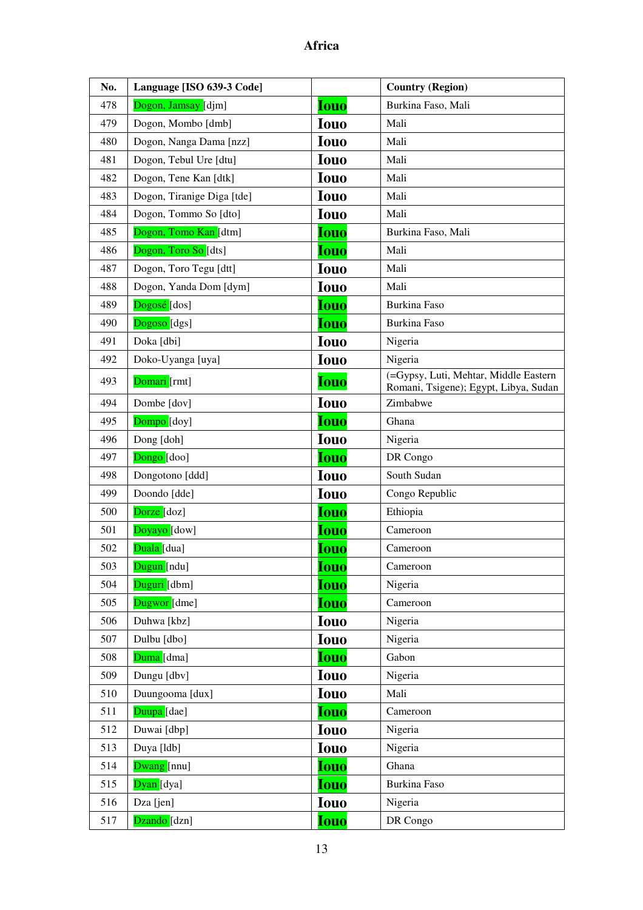# Africa

| No. | Language [ISO 639-3 Code] | | Country (Region) |
|---|---|---|---|
| 478 | Dogon, Jamsay [djm] | Iouo | Burkina Faso, Mali |
| 479 | Dogon, Mombo [dmb] | Iouo | Mali |
| 480 | Dogon, Nanga Dama [nzz] | Iouo | Mali |
| 481 | Dogon, Tebul Ure [dtu] | Iouo | Mali |
| 482 | Dogon, Tene Kan [dtk] | Iouo | Mali |
| 483 | Dogon, Tiranige Diga [tde] | Iouo | Mali |
| 484 | Dogon, Tommo So [dto] | Iouo | Mali |
| 485 | Dogon, Tomo Kan [dtm] | Iouo | Burkina Faso, Mali |
| 486 | Dogon, Toro So [dts] | Iouo | Mali |
| 487 | Dogon, Toro Tegu [dtt] | Iouo | Mali |
| 488 | Dogon, Yanda Dom [dym] | Iouo | Mali |
| 489 | Dogosé [dos] | Iouo | Burkina Faso |
| 490 | Dogoso [dgs] | Iouo | Burkina Faso |
| 491 | Doka [dbi] | Iouo | Nigeria |
| 492 | Doko-Uyanga [uya] | Iouo | Nigeria |
| 493 | Domari [rmt] | Iouo | (=Gypsy, Luti, Mehtar, Middle Eastern Romani, Tsigene); Egypt, Libya, Sudan |
| 494 | Dombe [dov] | Iouo | Zimbabwe |
| 495 | Dompo [doy] | Iouo | Ghana |
| 496 | Dong [doh] | Iouo | Nigeria |
| 497 | Dongo [doo] | Iouo | DR Congo |
| 498 | Dongotono [ddd] | Iouo | South Sudan |
| 499 | Doondo [dde] | Iouo | Congo Republic |
| 500 | Dorze [doz] | Iouo | Ethiopia |
| 501 | Doyayo [dow] | Iouo | Cameroon |
| 502 | Duala [dua] | Iouo | Cameroon |
| 503 | Dugun [ndu] | Iouo | Cameroon |
| 504 | Duguri [dbm] | Iouo | Nigeria |
| 505 | Dugwor [dme] | Iouo | Cameroon |
| 506 | Duhwa [kbz] | Iouo | Nigeria |
| 507 | Dulbu [dbo] | Iouo | Nigeria |
| 508 | Duma [dma] | Iouo | Gabon |
| 509 | Dungu [dbv] | Iouo | Nigeria |
| 510 | Duungooma [dux] | Iouo | Mali |
| 511 | Duupa [dae] | Iouo | Cameroon |
| 512 | Duwai [dbp] | Iouo | Nigeria |
| 513 | Duya [ldb] | Iouo | Nigeria |
| 514 | Dwang [nnu] | Iouo | Ghana |
| 515 | Dyan [dya] | Iouo | Burkina Faso |
| 516 | Dza [jen] | Iouo | Nigeria |
| 517 | Dzando [dzn] | Iouo | DR Congo |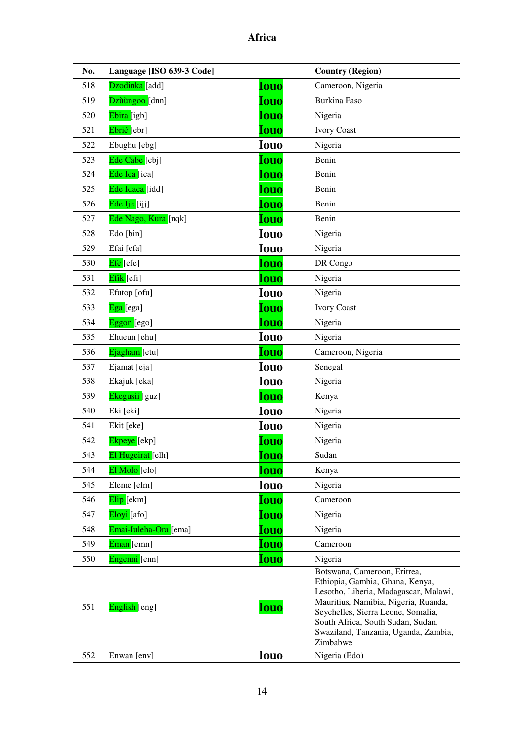# Africa

| No. | Language [ISO 639-3 Code] | | Country (Region) |
|---|---|---|---|
| 518 | Dzodinka [add] | Iouo | Cameroon, Nigeria |
| 519 | Dzùùngoo [dnn] | Iouo | Burkina Faso |
| 520 | Ebira [igb] | Iouo | Nigeria |
| 521 | Ebrié [ebr] | Iouo | Ivory Coast |
| 522 | Ebughu [ebg] | Iouo | Nigeria |
| 523 | Ede Cabe [cbj] | Iouo | Benin |
| 524 | Ede Ica [ica] | Iouo | Benin |
| 525 | Ede Idaca [idd] | Iouo | Benin |
| 526 | Ede Ije [ijj] | Iouo | Benin |
| 527 | Ede Nago, Kura [nqk] | Iouo | Benin |
| 528 | Edo [bin] | Iouo | Nigeria |
| 529 | Efai [efa] | Iouo | Nigeria |
| 530 | Efe [efe] | Iouo | DR Congo |
| 531 | Efik [efi] | Iouo | Nigeria |
| 532 | Efutop [ofu] | Iouo | Nigeria |
| 533 | Ega [ega] | Iouo | Ivory Coast |
| 534 | Eggon [ego] | Iouo | Nigeria |
| 535 | Ehueun [ehu] | Iouo | Nigeria |
| 536 | Ejagham [etu] | Iouo | Cameroon, Nigeria |
| 537 | Ejamat [eja] | Iouo | Senegal |
| 538 | Ekajuk [eka] | Iouo | Nigeria |
| 539 | Ekegusii [guz] | Iouo | Kenya |
| 540 | Eki [eki] | Iouo | Nigeria |
| 541 | Ekit [eke] | Iouo | Nigeria |
| 542 | Ekpeye [ekp] | Iouo | Nigeria |
| 543 | El Hugeirat [elh] | Iouo | Sudan |
| 544 | El Molo [elo] | Iouo | Kenya |
| 545 | Eleme [elm] | Iouo | Nigeria |
| 546 | Elip [ekm] | Iouo | Cameroon |
| 547 | Eloyi [afo] | Iouo | Nigeria |
| 548 | Emai-Iuleha-Ora [ema] | Iouo | Nigeria |
| 549 | Eman [emn] | Iouo | Cameroon |
| 550 | Engenni [enn] | Iouo | Nigeria |
| 551 | English [eng] | Iouo | Botswana, Cameroon, Eritrea, Ethiopia, Gambia, Ghana, Kenya, Lesotho, Liberia, Madagascar, Malawi, Mauritius, Namibia, Nigeria, Ruanda, Seychelles, Sierra Leone, Somalia, South Africa, South Sudan, Sudan, Swaziland, Tanzania, Uganda, Zambia, Zimbabwe |
| 552 | Enwan [env] | Iouo | Nigeria (Edo) |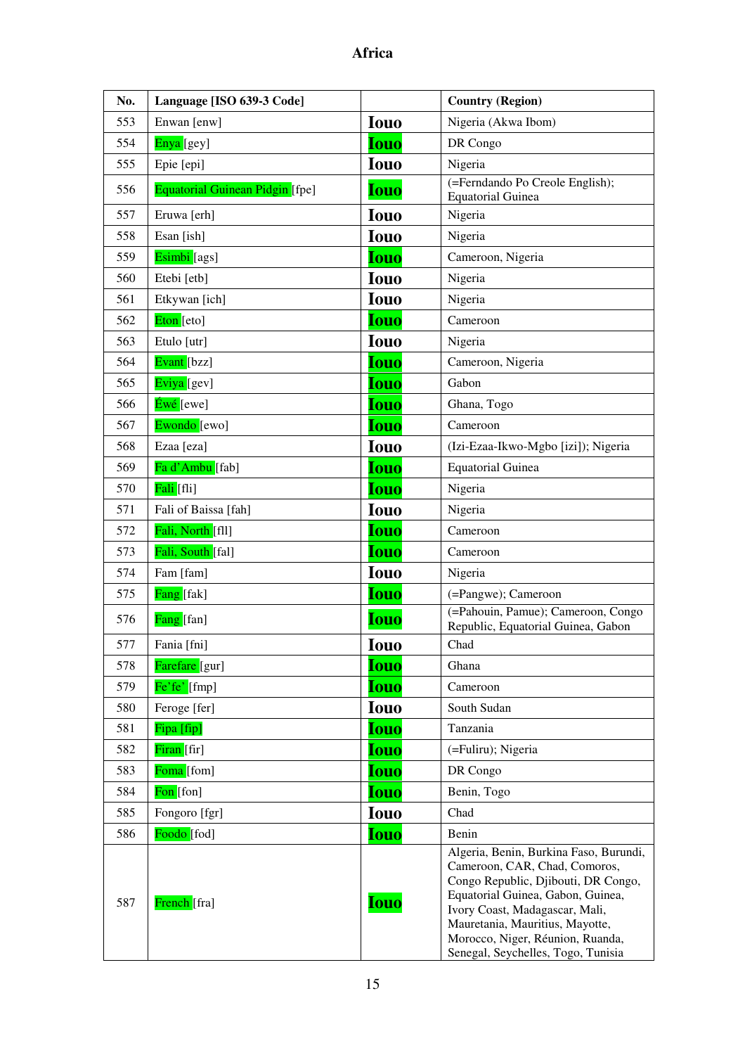# Africa

| No. | Language [ISO 639-3 Code] | | Country (Region) |
|---|---|---|---|
| 553 | Enwan [enw] | Iouo | Nigeria (Akwa Ibom) |
| 554 | Enya [gey] | Iouo | DR Congo |
| 555 | Epie [epi] | Iouo | Nigeria |
| 556 | Equatorial Guinean Pidgin [fpe] | Iouo | (=Ferndando Po Creole English); Equatorial Guinea |
| 557 | Eruwa [erh] | Iouo | Nigeria |
| 558 | Esan [ish] | Iouo | Nigeria |
| 559 | Esimbi [ags] | Iouo | Cameroon, Nigeria |
| 560 | Etebi [etb] | Iouo | Nigeria |
| 561 | Etkywan [ich] | Iouo | Nigeria |
| 562 | Eton [eto] | Iouo | Cameroon |
| 563 | Etulo [utr] | Iouo | Nigeria |
| 564 | Evant [bzz] | Iouo | Cameroon, Nigeria |
| 565 | Eviya [gev] | Iouo | Gabon |
| 566 | Éwé [ewe] | Iouo | Ghana, Togo |
| 567 | Ewondo [ewo] | Iouo | Cameroon |
| 568 | Ezaa [eza] | Iouo | (Izi-Ezaa-Ikwo-Mgbo [izi]); Nigeria |
| 569 | Fa d'Ambu [fab] | Iouo | Equatorial Guinea |
| 570 | Fali [fli] | Iouo | Nigeria |
| 571 | Fali of Baissa [fah] | Iouo | Nigeria |
| 572 | Fali, North [fll] | Iouo | Cameroon |
| 573 | Fali, South [fal] | Iouo | Cameroon |
| 574 | Fam [fam] | Iouo | Nigeria |
| 575 | Fang [fak] | Iouo | (=Pangwe); Cameroon |
| 576 | Fang [fan] | Iouo | (=Pahouin, Pamue); Cameroon, Congo Republic, Equatorial Guinea, Gabon |
| 577 | Fania [fni] | Iouo | Chad |
| 578 | Farefare [gur] | Iouo | Ghana |
| 579 | Fe'fe' [fmp] | Iouo | Cameroon |
| 580 | Feroge [fer] | Iouo | South Sudan |
| 581 | Fipa [fip] | Iouo | Tanzania |
| 582 | Firan [fir] | Iouo | (=Fuliru); Nigeria |
| 583 | Foma [fom] | Iouo | DR Congo |
| 584 | Fon [fon] | Iouo | Benin, Togo |
| 585 | Fongoro [fgr] | Iouo | Chad |
| 586 | Foodo [fod] | Iouo | Benin |
| 587 | French [fra] | Iouo | Algeria, Benin, Burkina Faso, Burundi, Cameroon, CAR, Chad, Comoros, Congo Republic, Djibouti, DR Congo, Equatorial Guinea, Gabon, Guinea, Ivory Coast, Madagascar, Mali, Mauretania, Mauritius, Mayotte, Morocco, Niger, Réunion, Ruanda, Senegal, Seychelles, Togo, Tunisia |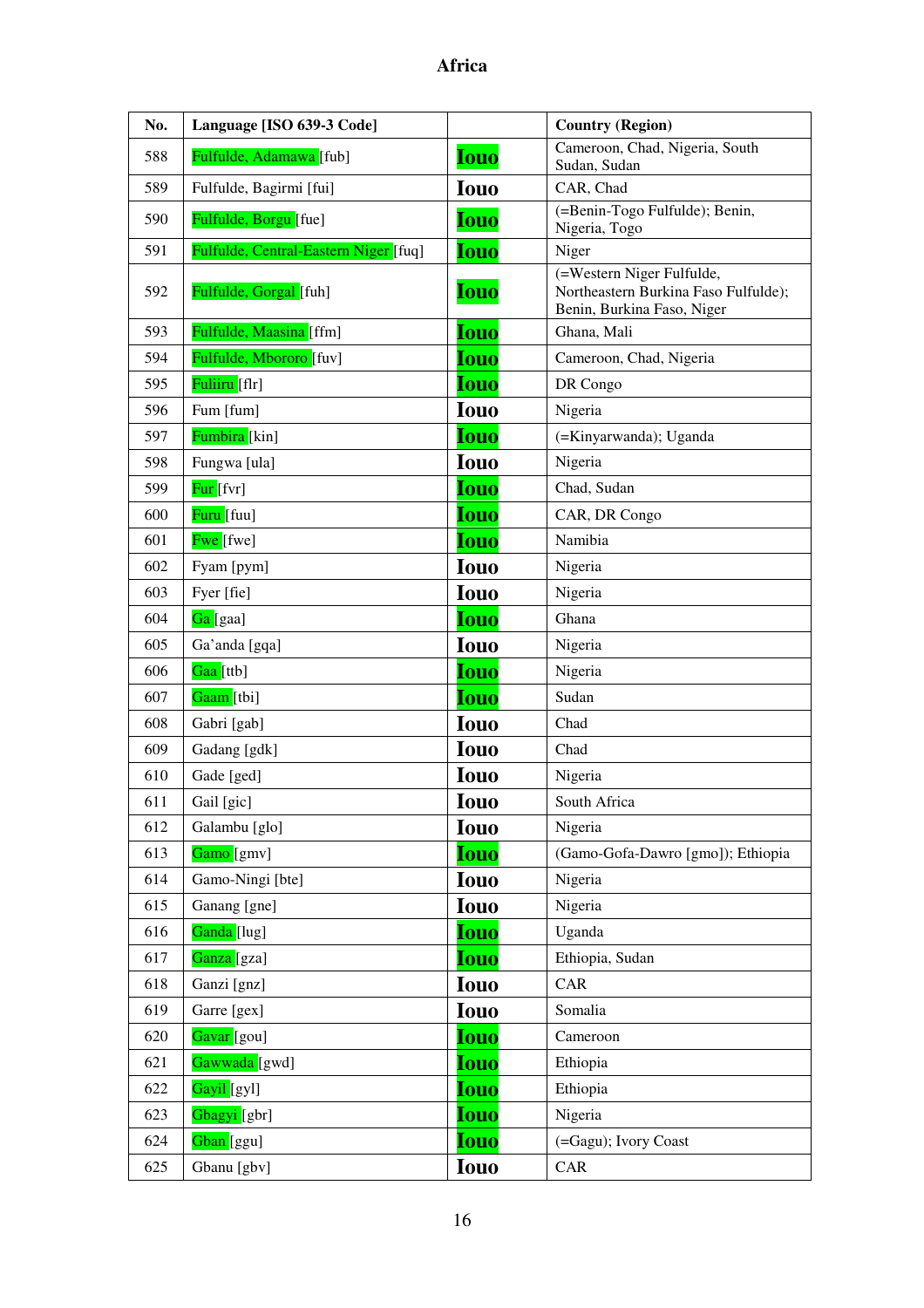# Africa

| No. | Language [ISO 639-3 Code] | | Country (Region) |
|---|---|---|---|
| 588 | Fulfulde, Adamawa [fub] | Iouo | Cameroon, Chad, Nigeria, South Sudan, Sudan |
| 589 | Fulfulde, Bagirmi [fui] | Iouo | CAR, Chad |
| 590 | Fulfulde, Borgu [fue] | Iouo | (=Benin-Togo Fulfulde); Benin, Nigeria, Togo |
| 591 | Fulfulde, Central-Eastern Niger [fuq] | Iouo | Niger |
| 592 | Fulfulde, Gorgal [fuh] | Iouo | (=Western Niger Fulfulde, Northeastern Burkina Faso Fulfulde); Benin, Burkina Faso, Niger |
| 593 | Fulfulde, Maasina [ffm] | Iouo | Ghana, Mali |
| 594 | Fulfulde, Mbororo [fuv] | Iouo | Cameroon, Chad, Nigeria |
| 595 | Fuliiru [flr] | Iouo | DR Congo |
| 596 | Fum [fum] | Iouo | Nigeria |
| 597 | Fumbira [kin] | Iouo | (=Kinyarwanda); Uganda |
| 598 | Fungwa [ula] | Iouo | Nigeria |
| 599 | Fur [fvr] | Iouo | Chad, Sudan |
| 600 | Furu [fuu] | Iouo | CAR, DR Congo |
| 601 | Fwe [fwe] | Iouo | Namibia |
| 602 | Fyam [pym] | Iouo | Nigeria |
| 603 | Fyer [fie] | Iouo | Nigeria |
| 604 | Ga [gaa] | Iouo | Ghana |
| 605 | Ga'anda [gqa] | Iouo | Nigeria |
| 606 | Gaa [ttb] | Iouo | Nigeria |
| 607 | Gaam [tbi] | Iouo | Sudan |
| 608 | Gabri [gab] | Iouo | Chad |
| 609 | Gadang [gdk] | Iouo | Chad |
| 610 | Gade [ged] | Iouo | Nigeria |
| 611 | Gail [gic] | Iouo | South Africa |
| 612 | Galambu [glo] | Iouo | Nigeria |
| 613 | Gamo [gmv] | Iouo | (Gamo-Gofa-Dawro [gmo]); Ethiopia |
| 614 | Gamo-Ningi [bte] | Iouo | Nigeria |
| 615 | Ganang [gne] | Iouo | Nigeria |
| 616 | Ganda [lug] | Iouo | Uganda |
| 617 | Ganza [gza] | Iouo | Ethiopia, Sudan |
| 618 | Ganzi [gnz] | Iouo | CAR |
| 619 | Garre [gex] | Iouo | Somalia |
| 620 | Gavar [gou] | Iouo | Cameroon |
| 621 | Gawwada [gwd] | Iouo | Ethiopia |
| 622 | Gayil [gyl] | Iouo | Ethiopia |
| 623 | Gbagyi [gbr] | Iouo | Nigeria |
| 624 | Gban [ggu] | Iouo | (=Gagu); Ivory Coast |
| 625 | Gbanu [gbv] | Iouo | CAR |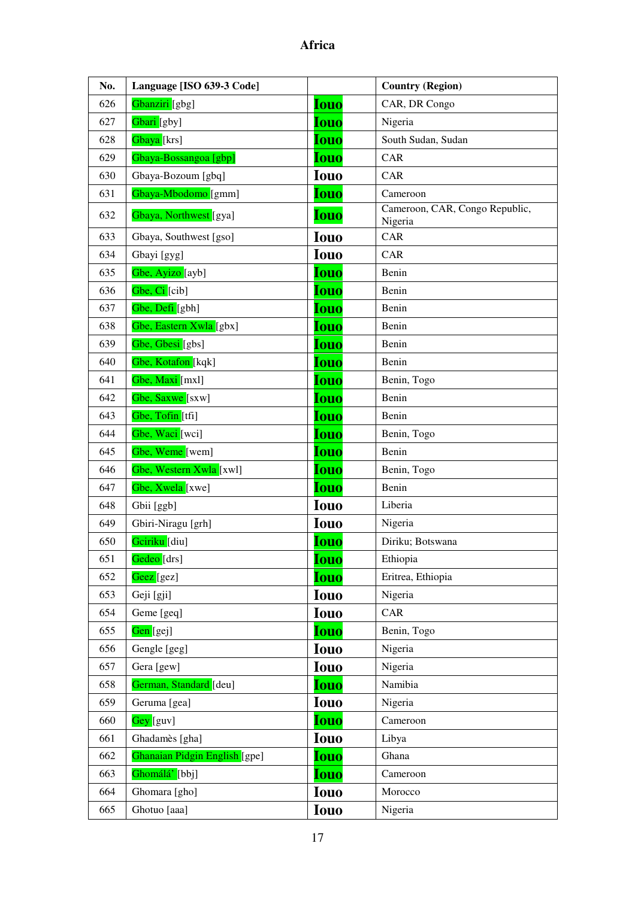## Africa

| No. | Language [ISO 639-3 Code] | | Country (Region) |
|---|---|---|---|
| 626 | Gbanziri [gbg] | Iouo | CAR, DR Congo |
| 627 | Gbari [gby] | Iouo | Nigeria |
| 628 | Gbaya [krs] | Iouo | South Sudan, Sudan |
| 629 | Gbaya-Bossangoa [gbp] | Iouo | CAR |
| 630 | Gbaya-Bozoum [gbq] | Iouo | CAR |
| 631 | Gbaya-Mbodomo [gmm] | Iouo | Cameroon |
| 632 | Gbaya, Northwest [gya] | Iouo | Cameroon, CAR, Congo Republic, Nigeria |
| 633 | Gbaya, Southwest [gso] | Iouo | CAR |
| 634 | Gbayi [gyg] | Iouo | CAR |
| 635 | Gbe, Ayizo [ayb] | Iouo | Benin |
| 636 | Gbe, Ci [cib] | Iouo | Benin |
| 637 | Gbe, Defi [gbh] | Iouo | Benin |
| 638 | Gbe, Eastern Xwla [gbx] | Iouo | Benin |
| 639 | Gbe, Gbesi [gbs] | Iouo | Benin |
| 640 | Gbe, Kotafon [kqk] | Iouo | Benin |
| 641 | Gbe, Maxi [mxl] | Iouo | Benin, Togo |
| 642 | Gbe, Saxwe [sxw] | Iouo | Benin |
| 643 | Gbe, Tofin [tfi] | Iouo | Benin |
| 644 | Gbe, Waci [wci] | Iouo | Benin, Togo |
| 645 | Gbe, Weme [wem] | Iouo | Benin |
| 646 | Gbe, Western Xwla [xwl] | Iouo | Benin, Togo |
| 647 | Gbe, Xwela [xwe] | Iouo | Benin |
| 648 | Gbii [ggb] | Iouo | Liberia |
| 649 | Gbiri-Niragu [grh] | Iouo | Nigeria |
| 650 | Gciriku [diu] | Iouo | Diriku; Botswana |
| 651 | Gedeo [drs] | Iouo | Ethiopia |
| 652 | Geez [gez] | Iouo | Eritrea, Ethiopia |
| 653 | Geji [gji] | Iouo | Nigeria |
| 654 | Geme [geq] | Iouo | CAR |
| 655 | Gen [gej] | Iouo | Benin, Togo |
| 656 | Gengle [geg] | Iouo | Nigeria |
| 657 | Gera [gew] | Iouo | Nigeria |
| 658 | German, Standard [deu] | Iouo | Namibia |
| 659 | Geruma [gea] | Iouo | Nigeria |
| 660 | Gey [guv] | Iouo | Cameroon |
| 661 | Ghadamès [gha] | Iouo | Libya |
| 662 | Ghanaian Pidgin English [gpe] | Iouo | Ghana |
| 663 | Ghomálá' [bbj] | Iouo | Cameroon |
| 664 | Ghomara [gho] | Iouo | Morocco |
| 665 | Ghotuo [aaa] | Iouo | Nigeria |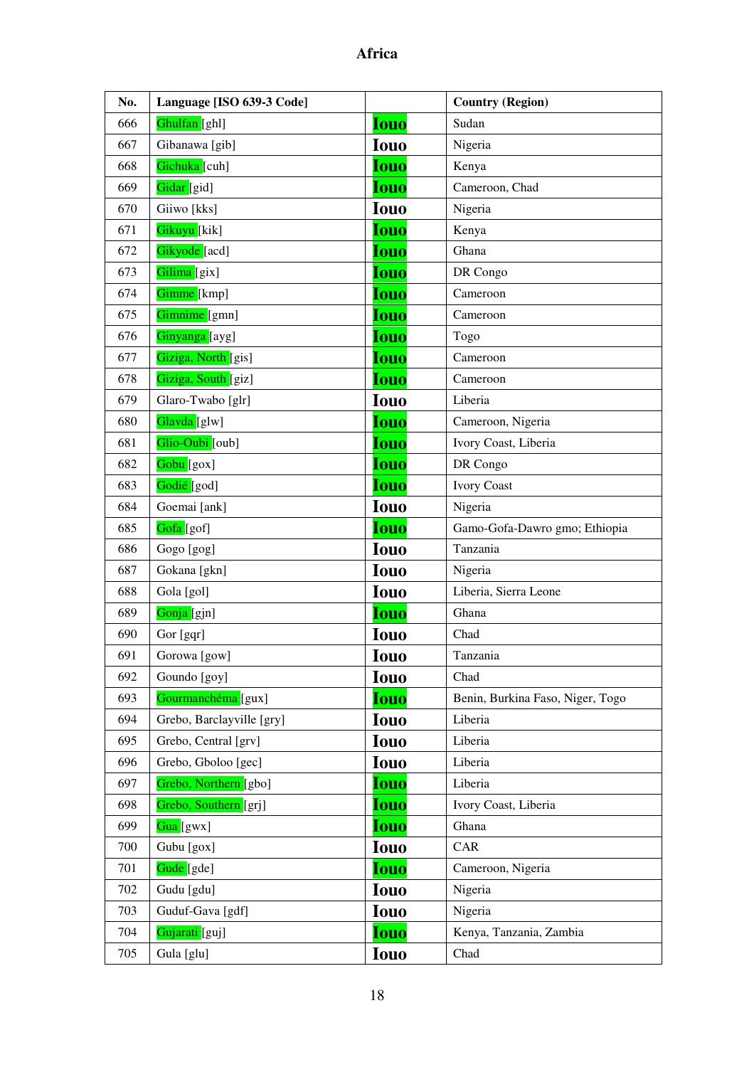# Africa

| No. | Language [ISO 639-3 Code] | | Country (Region) |
|---|---|---|---|
| 666 | Ghulfan [ghl] | Iouo | Sudan |
| 667 | Gibanawa [gib] | Iouo | Nigeria |
| 668 | Gichuka [cuh] | Iouo | Kenya |
| 669 | Gidar [gid] | Iouo | Cameroon, Chad |
| 670 | Giiwo [kks] | Iouo | Nigeria |
| 671 | Gikuyu [kik] | Iouo | Kenya |
| 672 | Gikyode [acd] | Iouo | Ghana |
| 673 | Gilima [gix] | Iouo | DR Congo |
| 674 | Gimme [kmp] | Iouo | Cameroon |
| 675 | Gimnime [gmn] | Iouo | Cameroon |
| 676 | Ginyanga [ayg] | Iouo | Togo |
| 677 | Giziga, North [gis] | Iouo | Cameroon |
| 678 | Giziga, South [giz] | Iouo | Cameroon |
| 679 | Glaro-Twabo [glr] | Iouo | Liberia |
| 680 | Glavda [glw] | Iouo | Cameroon, Nigeria |
| 681 | Glio-Oubi [oub] | Iouo | Ivory Coast, Liberia |
| 682 | Gobu [gox] | Iouo | DR Congo |
| 683 | Godié [god] | Iouo | Ivory Coast |
| 684 | Goemai [ank] | Iouo | Nigeria |
| 685 | Gofa [gof] | Iouo | Gamo-Gofa-Dawro gmo; Ethiopia |
| 686 | Gogo [gog] | Iouo | Tanzania |
| 687 | Gokana [gkn] | Iouo | Nigeria |
| 688 | Gola [gol] | Iouo | Liberia, Sierra Leone |
| 689 | Gonja [gjn] | Iouo | Ghana |
| 690 | Gor [gqr] | Iouo | Chad |
| 691 | Gorowa [gow] | Iouo | Tanzania |
| 692 | Goundo [goy] | Iouo | Chad |
| 693 | Gourmanchéma [gux] | Iouo | Benin, Burkina Faso, Niger, Togo |
| 694 | Grebo, Barclayville [gry] | Iouo | Liberia |
| 695 | Grebo, Central [grv] | Iouo | Liberia |
| 696 | Grebo, Gboloo [gec] | Iouo | Liberia |
| 697 | Grebo, Northern [gbo] | Iouo | Liberia |
| 698 | Grebo, Southern [grj] | Iouo | Ivory Coast, Liberia |
| 699 | Gua [gwx] | Iouo | Ghana |
| 700 | Gubu [gox] | Iouo | CAR |
| 701 | Gude [gde] | Iouo | Cameroon, Nigeria |
| 702 | Gudu [gdu] | Iouo | Nigeria |
| 703 | Guduf-Gava [gdf] | Iouo | Nigeria |
| 704 | Gujarati [guj] | Iouo | Kenya, Tanzania, Zambia |
| 705 | Gula [glu] | Iouo | Chad |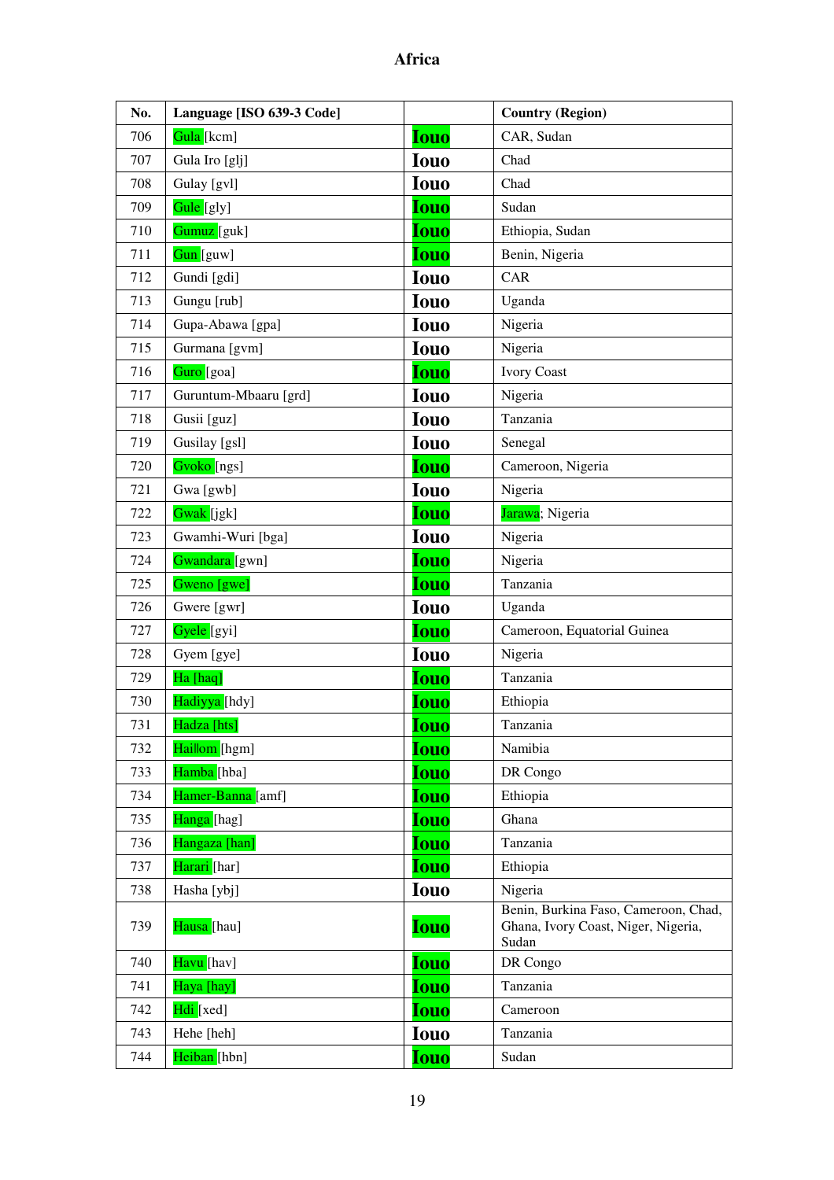# Africa

| No. | Language [ISO 639-3 Code] | | Country (Region) |
|---|---|---|---|
| 706 | Gula [kcm] | Iouo | CAR, Sudan |
| 707 | Gula Iro [glj] | Iouo | Chad |
| 708 | Gulay [gvl] | Iouo | Chad |
| 709 | Gule [gly] | Iouo | Sudan |
| 710 | Gumuz [guk] | Iouo | Ethiopia, Sudan |
| 711 | Gun [guw] | Iouo | Benin, Nigeria |
| 712 | Gundi [gdi] | Iouo | CAR |
| 713 | Gungu [rub] | Iouo | Uganda |
| 714 | Gupa-Abawa [gpa] | Iouo | Nigeria |
| 715 | Gurmana [gvm] | Iouo | Nigeria |
| 716 | Guro [goa] | Iouo | Ivory Coast |
| 717 | Guruntum-Mbaaru [grd] | Iouo | Nigeria |
| 718 | Gusii [guz] | Iouo | Tanzania |
| 719 | Gusilay [gsl] | Iouo | Senegal |
| 720 | Gvoko [ngs] | Iouo | Cameroon, Nigeria |
| 721 | Gwa [gwb] | Iouo | Nigeria |
| 722 | Gwak [jgk] | Iouo | Jarawa; Nigeria |
| 723 | Gwamhi-Wuri [bga] | Iouo | Nigeria |
| 724 | Gwandara [gwn] | Iouo | Nigeria |
| 725 | Gweno [gwe] | Iouo | Tanzania |
| 726 | Gwere [gwr] | Iouo | Uganda |
| 727 | Gyele [gyi] | Iouo | Cameroon, Equatorial Guinea |
| 728 | Gyem [gye] | Iouo | Nigeria |
| 729 | Ha [haq] | Iouo | Tanzania |
| 730 | Hadiyya [hdy] | Iouo | Ethiopia |
| 731 | Hadza [hts] | Iouo | Tanzania |
| 732 | Hai‖om [hgm] | Iouo | Namibia |
| 733 | Hamba [hba] | Iouo | DR Congo |
| 734 | Hamer-Banna [amf] | Iouo | Ethiopia |
| 735 | Hanga [hag] | Iouo | Ghana |
| 736 | Hangaza [han] | Iouo | Tanzania |
| 737 | Harari [har] | Iouo | Ethiopia |
| 738 | Hasha [ybj] | Iouo | Nigeria |
| 739 | Hausa [hau] | Iouo | Benin, Burkina Faso, Cameroon, Chad, Ghana, Ivory Coast, Niger, Nigeria, Sudan |
| 740 | Havu [hav] | Iouo | DR Congo |
| 741 | Haya [hay] | Iouo | Tanzania |
| 742 | Hdi [xed] | Iouo | Cameroon |
| 743 | Hehe [heh] | Iouo | Tanzania |
| 744 | Heiban [hbn] | Iouo | Sudan |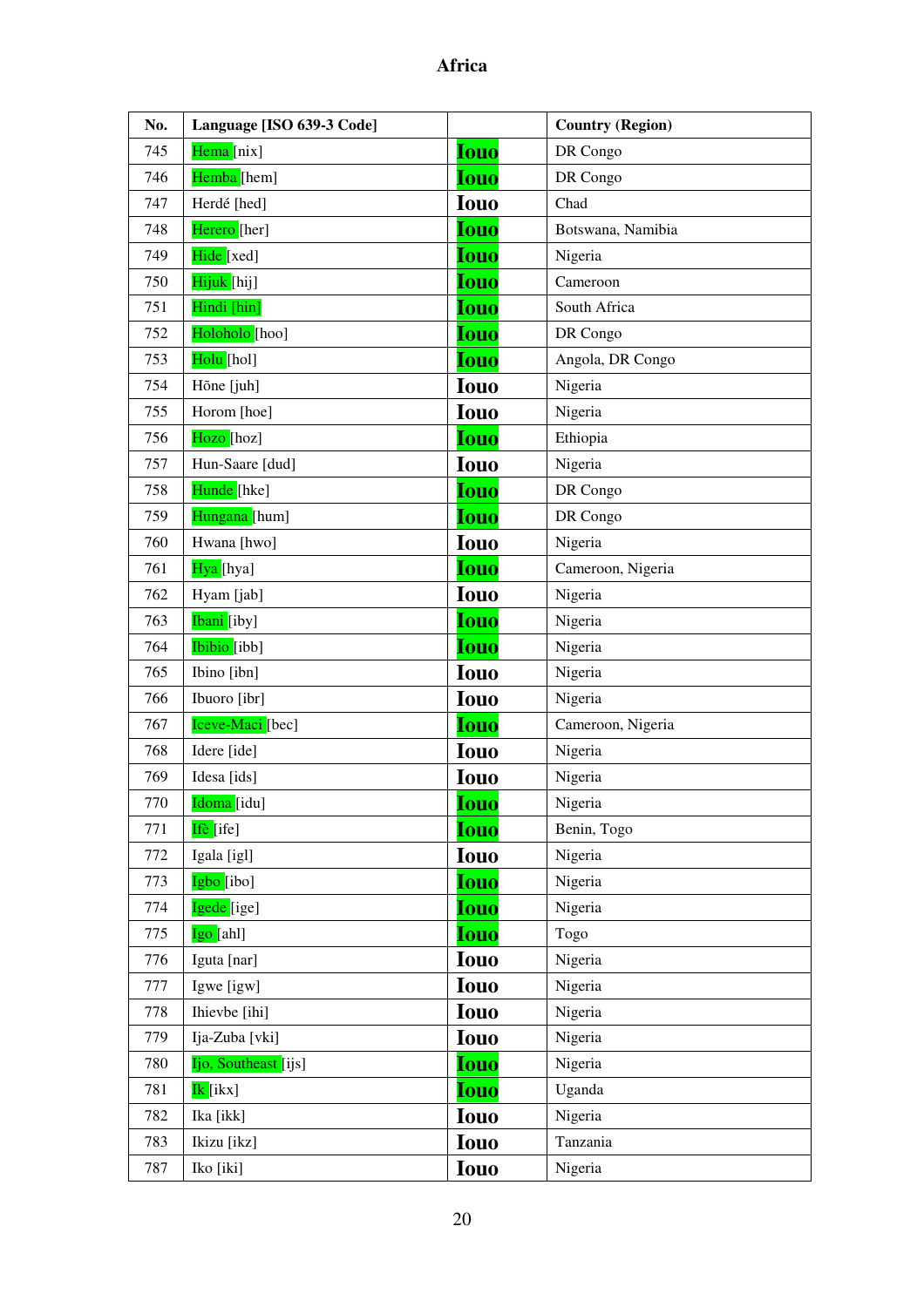# Africa

| No. | Language [ISO 639-3 Code] | | Country (Region) |
|---|---|---|---|
| 745 | Hema [nix] | Iouo | DR Congo |
| 746 | Hemba [hem] | Iouo | DR Congo |
| 747 | Herdé [hed] | Iouo | Chad |
| 748 | Herero [her] | Iouo | Botswana, Namibia |
| 749 | Hide [xed] | Iouo | Nigeria |
| 750 | Hijuk [hij] | Iouo | Cameroon |
| 751 | Hindi [hin] | Iouo | South Africa |
| 752 | Holoholo [hoo] | Iouo | DR Congo |
| 753 | Holu [hol] | Iouo | Angola, DR Congo |
| 754 | Hõne [juh] | Iouo | Nigeria |
| 755 | Horom [hoe] | Iouo | Nigeria |
| 756 | Hozo [hoz] | Iouo | Ethiopia |
| 757 | Hun-Saare [dud] | Iouo | Nigeria |
| 758 | Hunde [hke] | Iouo | DR Congo |
| 759 | Hungana [hum] | Iouo | DR Congo |
| 760 | Hwana [hwo] | Iouo | Nigeria |
| 761 | Hya [hya] | Iouo | Cameroon, Nigeria |
| 762 | Hyam [jab] | Iouo | Nigeria |
| 763 | Ibani [iby] | Iouo | Nigeria |
| 764 | Ibibio [ibb] | Iouo | Nigeria |
| 765 | Ibino [ibn] | Iouo | Nigeria |
| 766 | Ibuoro [ibr] | Iouo | Nigeria |
| 767 | Iceve-Maci [bec] | Iouo | Cameroon, Nigeria |
| 768 | Idere [ide] | Iouo | Nigeria |
| 769 | Idesa [ids] | Iouo | Nigeria |
| 770 | Idoma [idu] | Iouo | Nigeria |
| 771 | Ifè [ife] | Iouo | Benin, Togo |
| 772 | Igala [igl] | Iouo | Nigeria |
| 773 | Igbo [ibo] | Iouo | Nigeria |
| 774 | Igede [ige] | Iouo | Nigeria |
| 775 | Igo [ahl] | Iouo | Togo |
| 776 | Iguta [nar] | Iouo | Nigeria |
| 777 | Igwe [igw] | Iouo | Nigeria |
| 778 | Ihievbe [ihi] | Iouo | Nigeria |
| 779 | Ija-Zuba [vki] | Iouo | Nigeria |
| 780 | Ijo, Southeast [ijs] | Iouo | Nigeria |
| 781 | Ik [ikx] | Iouo | Uganda |
| 782 | Ika [ikk] | Iouo | Nigeria |
| 783 | Ikizu [ikz] | Iouo | Tanzania |
| 787 | Iko [iki] | Iouo | Nigeria |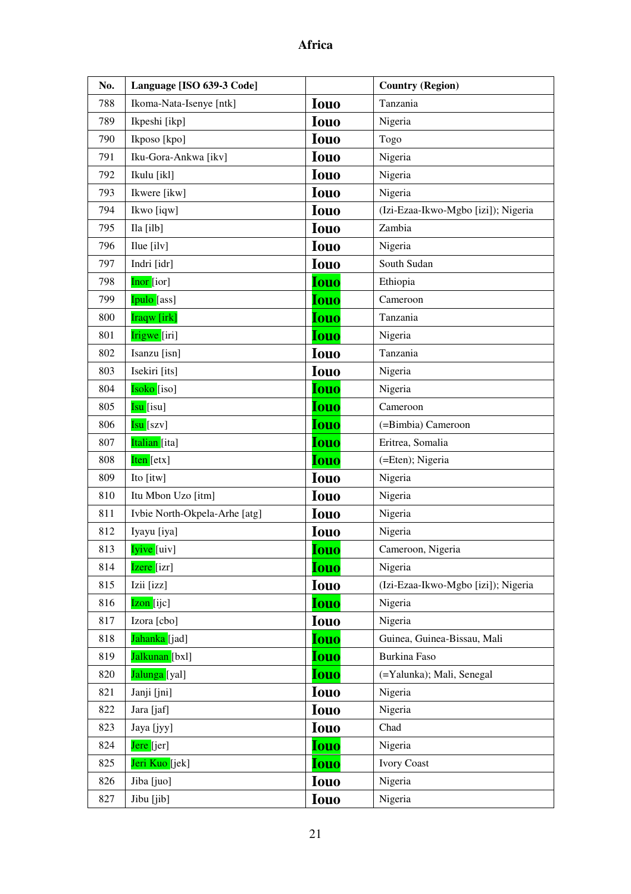# Africa

| No. | Language [ISO 639-3 Code] | | Country (Region) |
|---|---|---|---|
| 788 | Ikoma-Nata-Isenye [ntk] | Iouo | Tanzania |
| 789 | Ikpeshi [ikp] | Iouo | Nigeria |
| 790 | Ikposo [kpo] | Iouo | Togo |
| 791 | Iku-Gora-Ankwa [ikv] | Iouo | Nigeria |
| 792 | Ikulu [ikl] | Iouo | Nigeria |
| 793 | Ikwere [ikw] | Iouo | Nigeria |
| 794 | Ikwo [iqw] | Iouo | (Izi-Ezaa-Ikwo-Mgbo [izi]); Nigeria |
| 795 | Ila [ilb] | Iouo | Zambia |
| 796 | Ilue [ilv] | Iouo | Nigeria |
| 797 | Indri [idr] | Iouo | South Sudan |
| 798 | Inor [ior] | Iouo | Ethiopia |
| 799 | Ipulo [ass] | Iouo | Cameroon |
| 800 | Iraqw [irk] | Iouo | Tanzania |
| 801 | Irigwe [iri] | Iouo | Nigeria |
| 802 | Isanzu [isn] | Iouo | Tanzania |
| 803 | Isekiri [its] | Iouo | Nigeria |
| 804 | Isoko [iso] | Iouo | Nigeria |
| 805 | Isu [isu] | Iouo | Cameroon |
| 806 | Isu [szv] | Iouo | (=Bimbia) Cameroon |
| 807 | Italian [ita] | Iouo | Eritrea, Somalia |
| 808 | Iten [etx] | Iouo | (=Eten); Nigeria |
| 809 | Ito [itw] | Iouo | Nigeria |
| 810 | Itu Mbon Uzo [itm] | Iouo | Nigeria |
| 811 | Ivbie North-Okpela-Arhe [atg] | Iouo | Nigeria |
| 812 | Iyayu [iya] | Iouo | Nigeria |
| 813 | Iyive [uiv] | Iouo | Cameroon, Nigeria |
| 814 | Izere [izr] | Iouo | Nigeria |
| 815 | Izii [izz] | Iouo | (Izi-Ezaa-Ikwo-Mgbo [izi]); Nigeria |
| 816 | Izon [ijc] | Iouo | Nigeria |
| 817 | Izora [cbo] | Iouo | Nigeria |
| 818 | Jahanka [jad] | Iouo | Guinea, Guinea-Bissau, Mali |
| 819 | Jalkunan [bxl] | Iouo | Burkina Faso |
| 820 | Jalunga [yal] | Iouo | (=Yalunka); Mali, Senegal |
| 821 | Janji [jni] | Iouo | Nigeria |
| 822 | Jara [jaf] | Iouo | Nigeria |
| 823 | Jaya [jyy] | Iouo | Chad |
| 824 | Jere [jer] | Iouo | Nigeria |
| 825 | Jeri Kuo [jek] | Iouo | Ivory Coast |
| 826 | Jiba [juo] | Iouo | Nigeria |
| 827 | Jibu [jib] | Iouo | Nigeria |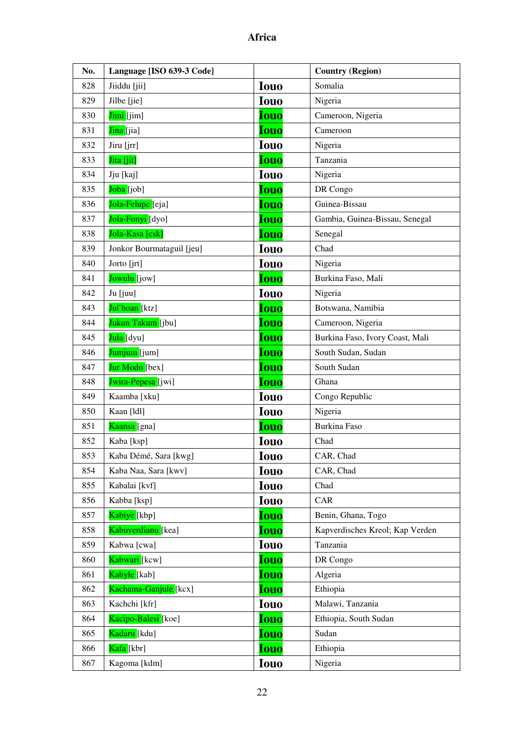# Africa

| No. | Language [ISO 639-3 Code] | | Country (Region) |
|---|---|---|---|
| 828 | Jiiddu [jii] | Iouo | Somalia |
| 829 | Jilbe [jie] | Iouo | Nigeria |
| 830 | Jimi [jim] | Iouo | Cameroon, Nigeria |
| 831 | Jina [jia] | Iouo | Cameroon |
| 832 | Jiru [jrr] | Iouo | Nigeria |
| 833 | Jita [jit] | Iouo | Tanzania |
| 834 | Jju [kaj] | Iouo | Nigeria |
| 835 | Joba [job] | Iouo | DR Congo |
| 836 | Jola-Felupe [eja] | Iouo | Guinea-Bissau |
| 837 | Jola-Fonyi [dyo] | Iouo | Gambia, Guinea-Bissau, Senegal |
| 838 | Jola-Kasa [csk] | Iouo | Senegal |
| 839 | Jonkor Bourmataguil [jeu] | Iouo | Chad |
| 840 | Jorto [jrt] | Iouo | Nigeria |
| 841 | Jowulu [jow] | Iouo | Burkina Faso, Mali |
| 842 | Ju [juu] | Iouo | Nigeria |
| 843 | Jul'hoan [ktz] | Iouo | Botswana, Namibia |
| 844 | Jukun Takum [jbu] | Iouo | Cameroon, Nigeria |
| 845 | Jula [dyu] | Iouo | Burkina Faso, Ivory Coast, Mali |
| 846 | Jumjum [jum] | Iouo | South Sudan, Sudan |
| 847 | Jur Modo [bex] | Iouo | South Sudan |
| 848 | Jwira-Pepesa [jwi] | Iouo | Ghana |
| 849 | Kaamba [xku] | Iouo | Congo Republic |
| 850 | Kaan [ldl] | Iouo | Nigeria |
| 851 | Kaansa [gna] | Iouo | Burkina Faso |
| 852 | Kaba [ksp] | Iouo | Chad |
| 853 | Kaba Démé, Sara [kwg] | Iouo | CAR, Chad |
| 854 | Kaba Naa, Sara [kwv] | Iouo | CAR, Chad |
| 855 | Kabalai [kvf] | Iouo | Chad |
| 856 | Kabba [ksp] | Iouo | CAR |
| 857 | Kabiyè [kbp] | Iouo | Benin, Ghana, Togo |
| 858 | Kabuverdianu [kea] | Iouo | Kapverdisches Kreol; Kap Verden |
| 859 | Kabwa [cwa] | Iouo | Tanzania |
| 860 | Kabwari [kcw] | Iouo | DR Congo |
| 861 | Kabyle [kab] | Iouo | Algeria |
| 862 | Kachama-Ganjule [kcx] | Iouo | Ethiopia |
| 863 | Kachchi [kfr] | Iouo | Malawi, Tanzania |
| 864 | Kacipo-Balesi [koe] | Iouo | Ethiopia, South Sudan |
| 865 | Kadaru [kdu] | Iouo | Sudan |
| 866 | Kafa [kbr] | Iouo | Ethiopia |
| 867 | Kagoma [kdm] | Iouo | Nigeria |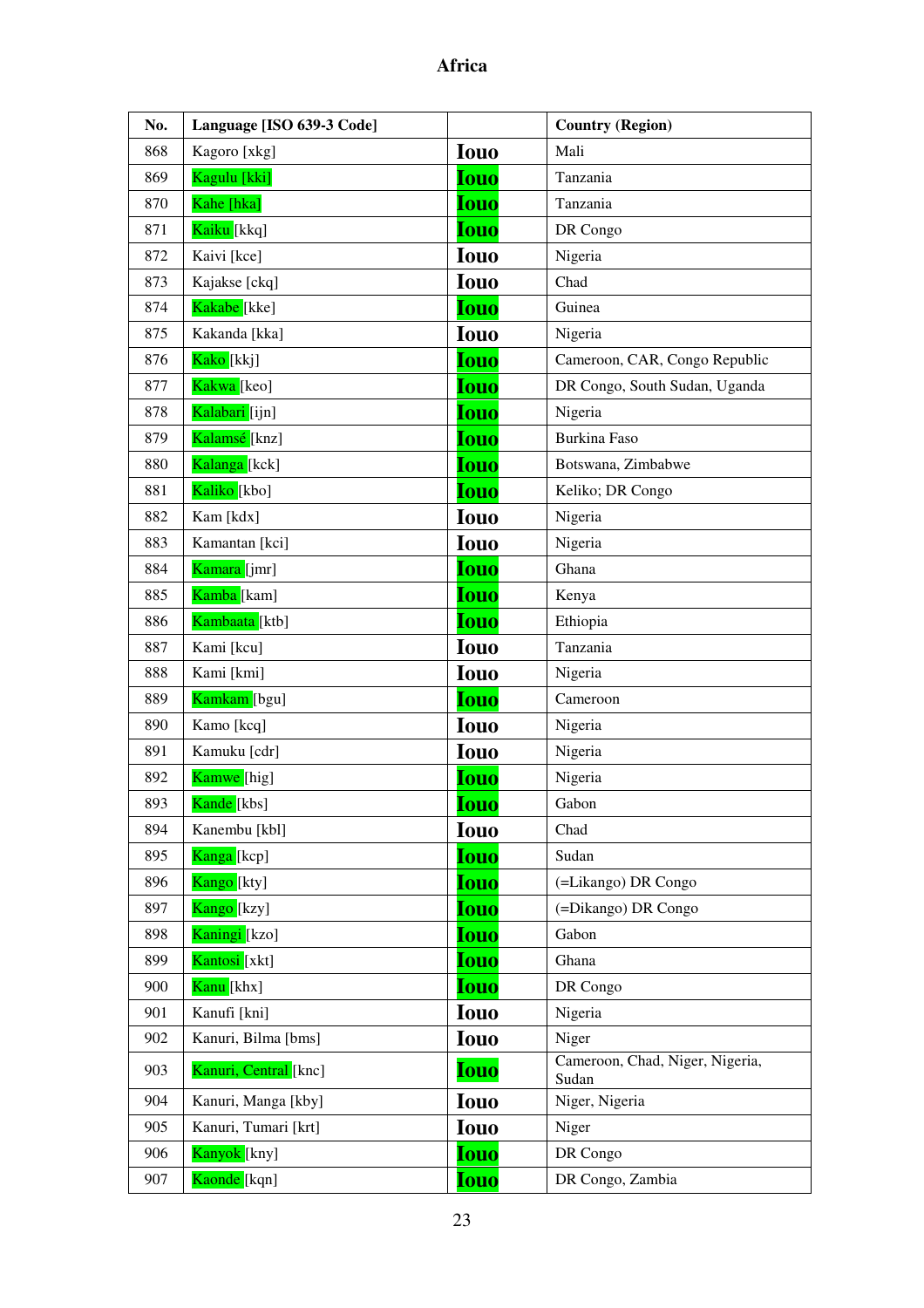# Africa

| No. | Language [ISO 639-3 Code] | | Country (Region) |
|---|---|---|---|
| 868 | Kagoro [xkg] | Iouo | Mali |
| 869 | Kagulu [kki] | Iouo | Tanzania |
| 870 | Kahe [hka] | Iouo | Tanzania |
| 871 | Kaiku [kkq] | Iouo | DR Congo |
| 872 | Kaivi [kce] | Iouo | Nigeria |
| 873 | Kajakse [ckq] | Iouo | Chad |
| 874 | Kakabe [kke] | Iouo | Guinea |
| 875 | Kakanda [kka] | Iouo | Nigeria |
| 876 | Kako [kkj] | Iouo | Cameroon, CAR, Congo Republic |
| 877 | Kakwa [keo] | Iouo | DR Congo, South Sudan, Uganda |
| 878 | Kalabari [ijn] | Iouo | Nigeria |
| 879 | Kalamsé [knz] | Iouo | Burkina Faso |
| 880 | Kalanga [kck] | Iouo | Botswana, Zimbabwe |
| 881 | Kaliko [kbo] | Iouo | Keliko; DR Congo |
| 882 | Kam [kdx] | Iouo | Nigeria |
| 883 | Kamantan [kci] | Iouo | Nigeria |
| 884 | Kamara [jmr] | Iouo | Ghana |
| 885 | Kamba [kam] | Iouo | Kenya |
| 886 | Kambaata [ktb] | Iouo | Ethiopia |
| 887 | Kami [kcu] | Iouo | Tanzania |
| 888 | Kami [kmi] | Iouo | Nigeria |
| 889 | Kamkam [bgu] | Iouo | Cameroon |
| 890 | Kamo [kcq] | Iouo | Nigeria |
| 891 | Kamuku [cdr] | Iouo | Nigeria |
| 892 | Kamwe [hig] | Iouo | Nigeria |
| 893 | Kande [kbs] | Iouo | Gabon |
| 894 | Kanembu [kbl] | Iouo | Chad |
| 895 | Kanga [kcp] | Iouo | Sudan |
| 896 | Kango [kty] | Iouo | (=Likango) DR Congo |
| 897 | Kango [kzy] | Iouo | (=Dikango) DR Congo |
| 898 | Kaningi [kzo] | Iouo | Gabon |
| 899 | Kantosi [xkt] | Iouo | Ghana |
| 900 | Kanu [khx] | Iouo | DR Congo |
| 901 | Kanufi [kni] | Iouo | Nigeria |
| 902 | Kanuri, Bilma [bms] | Iouo | Niger |
| 903 | Kanuri, Central [knc] | Iouo | Cameroon, Chad, Niger, Nigeria, Sudan |
| 904 | Kanuri, Manga [kby] | Iouo | Niger, Nigeria |
| 905 | Kanuri, Tumari [krt] | Iouo | Niger |
| 906 | Kanyok [kny] | Iouo | DR Congo |
| 907 | Kaonde [kqn] | Iouo | DR Congo, Zambia |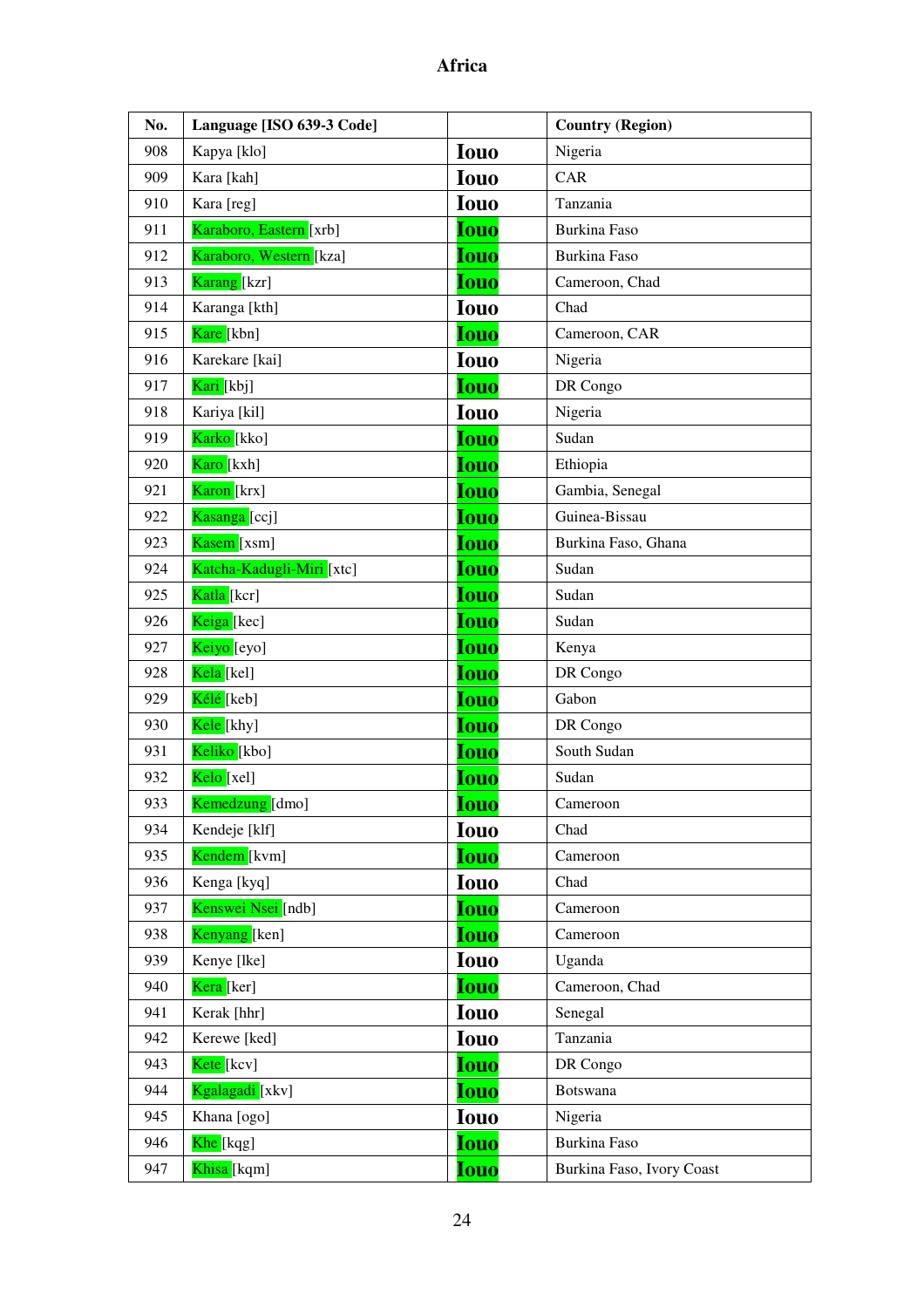# Africa

| No. | Language [ISO 639-3 Code] | | Country (Region) |
|---|---|---|---|
| 908 | Kapya [klo] | Iouo | Nigeria |
| 909 | Kara [kah] | Iouo | CAR |
| 910 | Kara [reg] | Iouo | Tanzania |
| 911 | Karaboro, Eastern [xrb] | Iouo | Burkina Faso |
| 912 | Karaboro, Western [kza] | Iouo | Burkina Faso |
| 913 | Karang [kzr] | Iouo | Cameroon, Chad |
| 914 | Karanga [kth] | Iouo | Chad |
| 915 | Kare [kbn] | Iouo | Cameroon, CAR |
| 916 | Karekare [kai] | Iouo | Nigeria |
| 917 | Kari [kbj] | Iouo | DR Congo |
| 918 | Kariya [kil] | Iouo | Nigeria |
| 919 | Karko [kko] | Iouo | Sudan |
| 920 | Karo [kxh] | Iouo | Ethiopia |
| 921 | Karon [krx] | Iouo | Gambia, Senegal |
| 922 | Kasanga [ccj] | Iouo | Guinea-Bissau |
| 923 | Kasem [xsm] | Iouo | Burkina Faso, Ghana |
| 924 | Katcha-Kadugli-Miri [xtc] | Iouo | Sudan |
| 925 | Katla [kcr] | Iouo | Sudan |
| 926 | Keiga [kec] | Iouo | Sudan |
| 927 | Keiyo [eyo] | Iouo | Kenya |
| 928 | Kela [kel] | Iouo | DR Congo |
| 929 | Kélé [keb] | Iouo | Gabon |
| 930 | Kele [khy] | Iouo | DR Congo |
| 931 | Keliko [kbo] | Iouo | South Sudan |
| 932 | Kelo [xel] | Iouo | Sudan |
| 933 | Kemedzung [dmo] | Iouo | Cameroon |
| 934 | Kendeje [klf] | Iouo | Chad |
| 935 | Kendem [kvm] | Iouo | Cameroon |
| 936 | Kenga [kyq] | Iouo | Chad |
| 937 | Kenswei Nsei [ndb] | Iouo | Cameroon |
| 938 | Kenyang [ken] | Iouo | Cameroon |
| 939 | Kenye [lke] | Iouo | Uganda |
| 940 | Kera [ker] | Iouo | Cameroon, Chad |
| 941 | Kerak [hhr] | Iouo | Senegal |
| 942 | Kerewe [ked] | Iouo | Tanzania |
| 943 | Kete [kcv] | Iouo | DR Congo |
| 944 | Kgalagadi [xkv] | Iouo | Botswana |
| 945 | Khana [ogo] | Iouo | Nigeria |
| 946 | Khe [kqg] | Iouo | Burkina Faso |
| 947 | Khisa [kqm] | Iouo | Burkina Faso, Ivory Coast |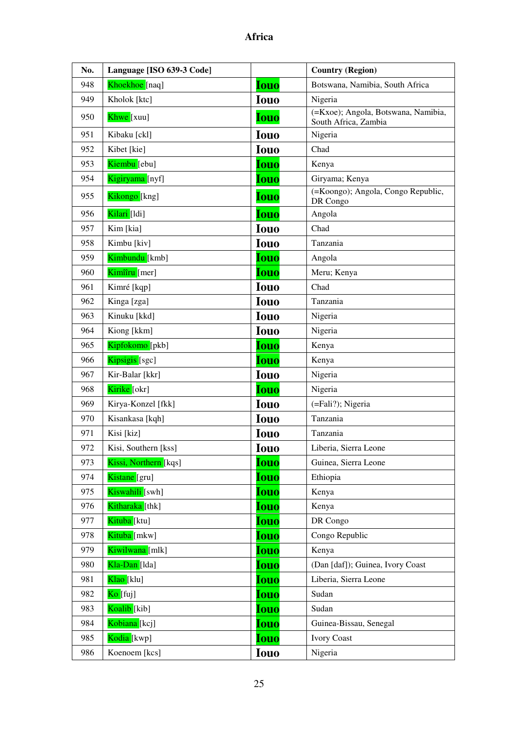# Africa

| No. | Language [ISO 639-3 Code] | | Country (Region) |
|---|---|---|---|
| 948 | Khoekhoe [naq] | Iouo | Botswana, Namibia, South Africa |
| 949 | Kholok [ktc] | Iouo | Nigeria |
| 950 | Khwe [xuu] | Iouo | (=Kxoe); Angola, Botswana, Namibia, South Africa, Zambia |
| 951 | Kibaku [ckl] | Iouo | Nigeria |
| 952 | Kibet [kie] | Iouo | Chad |
| 953 | Kiembu [ebu] | Iouo | Kenya |
| 954 | Kigiryama [nyf] | Iouo | Giryama; Kenya |
| 955 | Kikongo [kng] | Iouo | (=Koongo); Angola, Congo Republic, DR Congo |
| 956 | Kilari [ldi] | Iouo | Angola |
| 957 | Kim [kia] | Iouo | Chad |
| 958 | Kimbu [kiv] | Iouo | Tanzania |
| 959 | Kimbundu [kmb] | Iouo | Angola |
| 960 | Kimĩĩru [mer] | Iouo | Meru; Kenya |
| 961 | Kimré [kqp] | Iouo | Chad |
| 962 | Kinga [zga] | Iouo | Tanzania |
| 963 | Kinuku [kkd] | Iouo | Nigeria |
| 964 | Kiong [kkm] | Iouo | Nigeria |
| 965 | Kipfokomo [pkb] | Iouo | Kenya |
| 966 | Kipsigis [sgc] | Iouo | Kenya |
| 967 | Kir-Balar [kkr] | Iouo | Nigeria |
| 968 | Kirike [okr] | Iouo | Nigeria |
| 969 | Kirya-Konzel [fkk] | Iouo | (=Fali?); Nigeria |
| 970 | Kisankasa [kqh] | Iouo | Tanzania |
| 971 | Kisi [kiz] | Iouo | Tanzania |
| 972 | Kisi, Southern [kss] | Iouo | Liberia, Sierra Leone |
| 973 | Kissi, Northern [kqs] | Iouo | Guinea, Sierra Leone |
| 974 | Kistane [gru] | Iouo | Ethiopia |
| 975 | Kiswahili [swh] | Iouo | Kenya |
| 976 | Kitharaka [thk] | Iouo | Kenya |
| 977 | Kituba [ktu] | Iouo | DR Congo |
| 978 | Kituba [mkw] | Iouo | Congo Republic |
| 979 | Kiwilwana [mlk] | Iouo | Kenya |
| 980 | Kla-Dan [lda] | Iouo | (Dan [daf]); Guinea, Ivory Coast |
| 981 | Klao [klu] | Iouo | Liberia, Sierra Leone |
| 982 | Ko [fuj] | Iouo | Sudan |
| 983 | Koalib [kib] | Iouo | Sudan |
| 984 | Kobiana [kcj] | Iouo | Guinea-Bissau, Senegal |
| 985 | Kodia [kwp] | Iouo | Ivory Coast |
| 986 | Koenoem [kcs] | Iouo | Nigeria |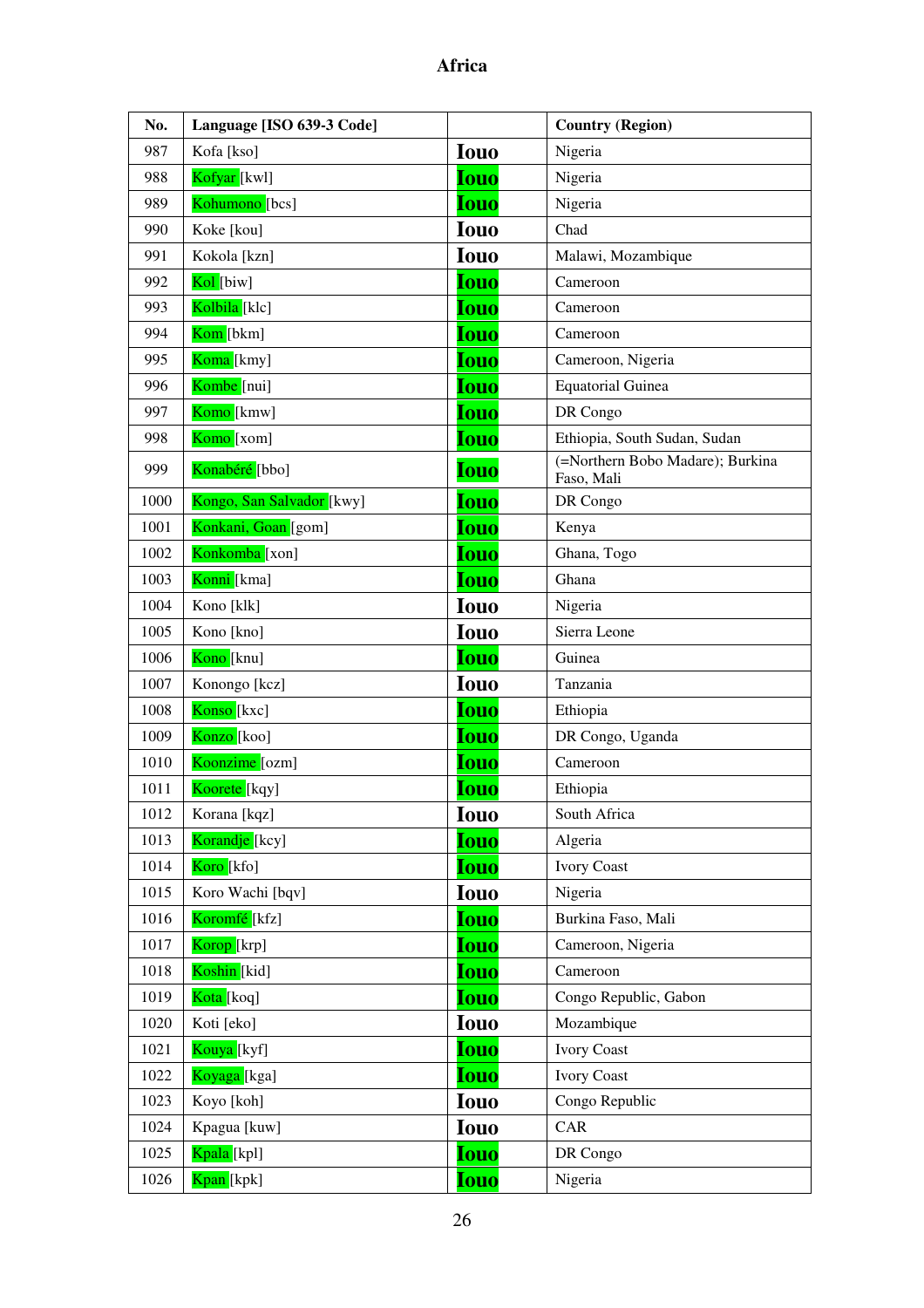# Africa

| No. | Language [ISO 639-3 Code] | | Country (Region) |
|---|---|---|---|
| 987 | Kofa [kso] | Iouo | Nigeria |
| 988 | Kofyar [kwl] | Iouo | Nigeria |
| 989 | Kohumono [bcs] | Iouo | Nigeria |
| 990 | Koke [kou] | Iouo | Chad |
| 991 | Kokola [kzn] | Iouo | Malawi, Mozambique |
| 992 | Kol [biw] | Iouo | Cameroon |
| 993 | Kolbila [klc] | Iouo | Cameroon |
| 994 | Kom [bkm] | Iouo | Cameroon |
| 995 | Koma [kmy] | Iouo | Cameroon, Nigeria |
| 996 | Kombe [nui] | Iouo | Equatorial Guinea |
| 997 | Komo [kmw] | Iouo | DR Congo |
| 998 | Komo [xom] | Iouo | Ethiopia, South Sudan, Sudan |
| 999 | Konabéré [bbo] | Iouo | (=Northern Bobo Madare); Burkina Faso, Mali |
| 1000 | Kongo, San Salvador [kwy] | Iouo | DR Congo |
| 1001 | Konkani, Goan [gom] | Iouo | Kenya |
| 1002 | Konkomba [xon] | Iouo | Ghana, Togo |
| 1003 | Konni [kma] | Iouo | Ghana |
| 1004 | Kono [klk] | Iouo | Nigeria |
| 1005 | Kono [kno] | Iouo | Sierra Leone |
| 1006 | Kono [knu] | Iouo | Guinea |
| 1007 | Konongo [kcz] | Iouo | Tanzania |
| 1008 | Konso [kxc] | Iouo | Ethiopia |
| 1009 | Konzo [koo] | Iouo | DR Congo, Uganda |
| 1010 | Koonzime [ozm] | Iouo | Cameroon |
| 1011 | Koorete [kqy] | Iouo | Ethiopia |
| 1012 | Korana [kqz] | Iouo | South Africa |
| 1013 | Korandje [kcy] | Iouo | Algeria |
| 1014 | Koro [kfo] | Iouo | Ivory Coast |
| 1015 | Koro Wachi [bqv] | Iouo | Nigeria |
| 1016 | Koromfé [kfz] | Iouo | Burkina Faso, Mali |
| 1017 | Korop [krp] | Iouo | Cameroon, Nigeria |
| 1018 | Koshin [kid] | Iouo | Cameroon |
| 1019 | Kota [koq] | Iouo | Congo Republic, Gabon |
| 1020 | Koti [eko] | Iouo | Mozambique |
| 1021 | Kouya [kyf] | Iouo | Ivory Coast |
| 1022 | Koyaga [kga] | Iouo | Ivory Coast |
| 1023 | Koyo [koh] | Iouo | Congo Republic |
| 1024 | Kpagua [kuw] | Iouo | CAR |
| 1025 | Kpala [kpl] | Iouo | DR Congo |
| 1026 | Kpan [kpk] | Iouo | Nigeria |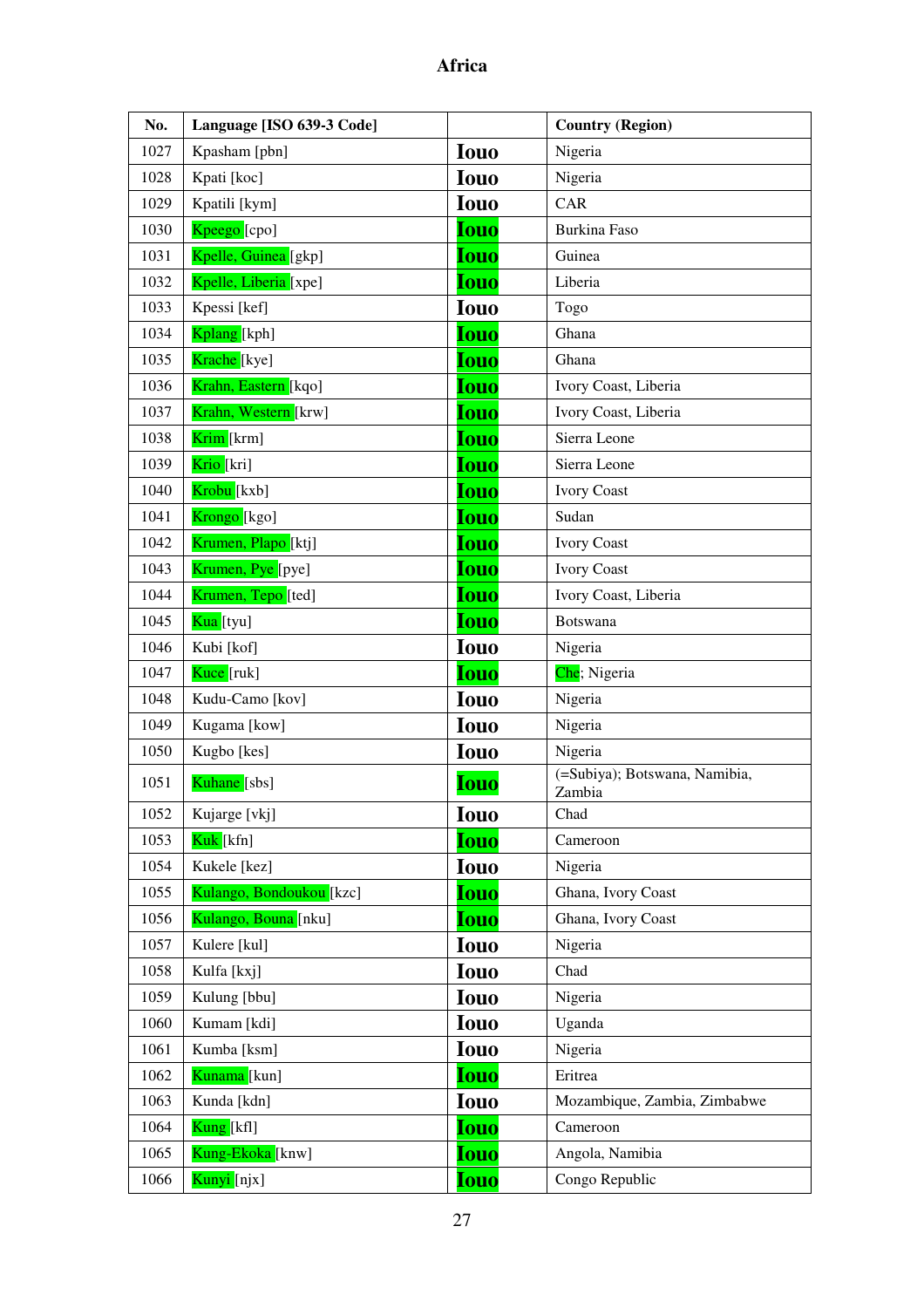# Africa

| No. | Language [ISO 639-3 Code] | | Country (Region) |
|---|---|---|---|
| 1027 | Kpasham [pbn] | Iouo | Nigeria |
| 1028 | Kpati [koc] | Iouo | Nigeria |
| 1029 | Kpatili [kym] | Iouo | CAR |
| 1030 | Kpeego [cpo] | Iouo | Burkina Faso |
| 1031 | Kpelle, Guinea [gkp] | Iouo | Guinea |
| 1032 | Kpelle, Liberia [xpe] | Iouo | Liberia |
| 1033 | Kpessi [kef] | Iouo | Togo |
| 1034 | Kplang [kph] | Iouo | Ghana |
| 1035 | Krache [kye] | Iouo | Ghana |
| 1036 | Krahn, Eastern [kqo] | Iouo | Ivory Coast, Liberia |
| 1037 | Krahn, Western [krw] | Iouo | Ivory Coast, Liberia |
| 1038 | Krim [krm] | Iouo | Sierra Leone |
| 1039 | Krio [kri] | Iouo | Sierra Leone |
| 1040 | Krobu [kxb] | Iouo | Ivory Coast |
| 1041 | Krongo [kgo] | Iouo | Sudan |
| 1042 | Krumen, Plapo [ktj] | Iouo | Ivory Coast |
| 1043 | Krumen, Pye [pye] | Iouo | Ivory Coast |
| 1044 | Krumen, Tepo [ted] | Iouo | Ivory Coast, Liberia |
| 1045 | Kua [tyu] | Iouo | Botswana |
| 1046 | Kubi [kof] | Iouo | Nigeria |
| 1047 | Kuce [ruk] | Iouo | Che; Nigeria |
| 1048 | Kudu-Camo [kov] | Iouo | Nigeria |
| 1049 | Kugama [kow] | Iouo | Nigeria |
| 1050 | Kugbo [kes] | Iouo | Nigeria |
| 1051 | Kuhane [sbs] | Iouo | (=Subiya); Botswana, Namibia, Zambia |
| 1052 | Kujarge [vkj] | Iouo | Chad |
| 1053 | Kuk [kfn] | Iouo | Cameroon |
| 1054 | Kukele [kez] | Iouo | Nigeria |
| 1055 | Kulango, Bondoukou [kzc] | Iouo | Ghana, Ivory Coast |
| 1056 | Kulango, Bouna [nku] | Iouo | Ghana, Ivory Coast |
| 1057 | Kulere [kul] | Iouo | Nigeria |
| 1058 | Kulfa [kxj] | Iouo | Chad |
| 1059 | Kulung [bbu] | Iouo | Nigeria |
| 1060 | Kumam [kdi] | Iouo | Uganda |
| 1061 | Kumba [ksm] | Iouo | Nigeria |
| 1062 | Kunama [kun] | Iouo | Eritrea |
| 1063 | Kunda [kdn] | Iouo | Mozambique, Zambia, Zimbabwe |
| 1064 | Kung [kfl] | Iouo | Cameroon |
| 1065 | Kung-Ekoka [knw] | Iouo | Angola, Namibia |
| 1066 | Kunyi [njx] | Iouo | Congo Republic |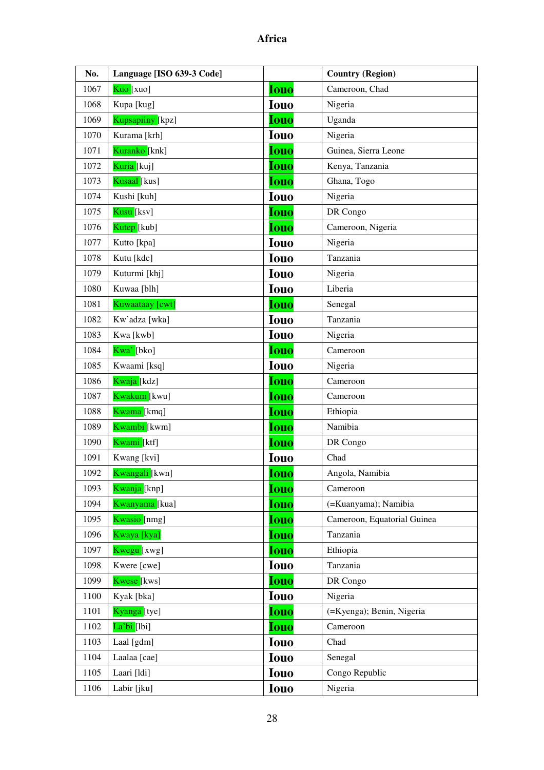# Africa

| No. | Language [ISO 639-3 Code] | | Country (Region) |
|---|---|---|---|
| 1067 | Kuo [xuo] | Iouo | Cameroon, Chad |
| 1068 | Kupa [kug] | Iouo | Nigeria |
| 1069 | Kupsapiiny [kpz] | Iouo | Uganda |
| 1070 | Kurama [krh] | Iouo | Nigeria |
| 1071 | Kuranko [knk] | Iouo | Guinea, Sierra Leone |
| 1072 | Kuria [kuj] | Iouo | Kenya, Tanzania |
| 1073 | Kusaal [kus] | Iouo | Ghana, Togo |
| 1074 | Kushi [kuh] | Iouo | Nigeria |
| 1075 | Kusu [ksv] | Iouo | DR Congo |
| 1076 | Kutep [kub] | Iouo | Cameroon, Nigeria |
| 1077 | Kutto [kpa] | Iouo | Nigeria |
| 1078 | Kutu [kdc] | Iouo | Tanzania |
| 1079 | Kuturmi [khj] | Iouo | Nigeria |
| 1080 | Kuwaa [blh] | Iouo | Liberia |
| 1081 | Kuwaataay [cwt] | Iouo | Senegal |
| 1082 | Kw'adza [wka] | Iouo | Tanzania |
| 1083 | Kwa [kwb] | Iouo | Nigeria |
| 1084 | Kwa' [bko] | Iouo | Cameroon |
| 1085 | Kwaami [ksq] | Iouo | Nigeria |
| 1086 | Kwaja [kdz] | Iouo | Cameroon |
| 1087 | Kwakum [kwu] | Iouo | Cameroon |
| 1088 | Kwama [kmq] | Iouo | Ethiopia |
| 1089 | Kwambi [kwm] | Iouo | Namibia |
| 1090 | Kwami [ktf] | Iouo | DR Congo |
| 1091 | Kwang [kvi] | Iouo | Chad |
| 1092 | Kwangali [kwn] | Iouo | Angola, Namibia |
| 1093 | Kwanja [knp] | Iouo | Cameroon |
| 1094 | Kwanyama [kua] | Iouo | (=Kuanyama); Namibia |
| 1095 | Kwasio [nmg] | Iouo | Cameroon, Equatorial Guinea |
| 1096 | Kwaya [kya] | Iouo | Tanzania |
| 1097 | Kwegu [xwg] | Iouo | Ethiopia |
| 1098 | Kwere [cwe] | Iouo | Tanzania |
| 1099 | Kwese [kws] | Iouo | DR Congo |
| 1100 | Kyak [bka] | Iouo | Nigeria |
| 1101 | Kyanga [tye] | Iouo | (=Kyenga); Benin, Nigeria |
| 1102 | La'bi [lbi] | Iouo | Cameroon |
| 1103 | Laal [gdm] | Iouo | Chad |
| 1104 | Laalaa [cae] | Iouo | Senegal |
| 1105 | Laari [ldi] | Iouo | Congo Republic |
| 1106 | Labir [jku] | Iouo | Nigeria |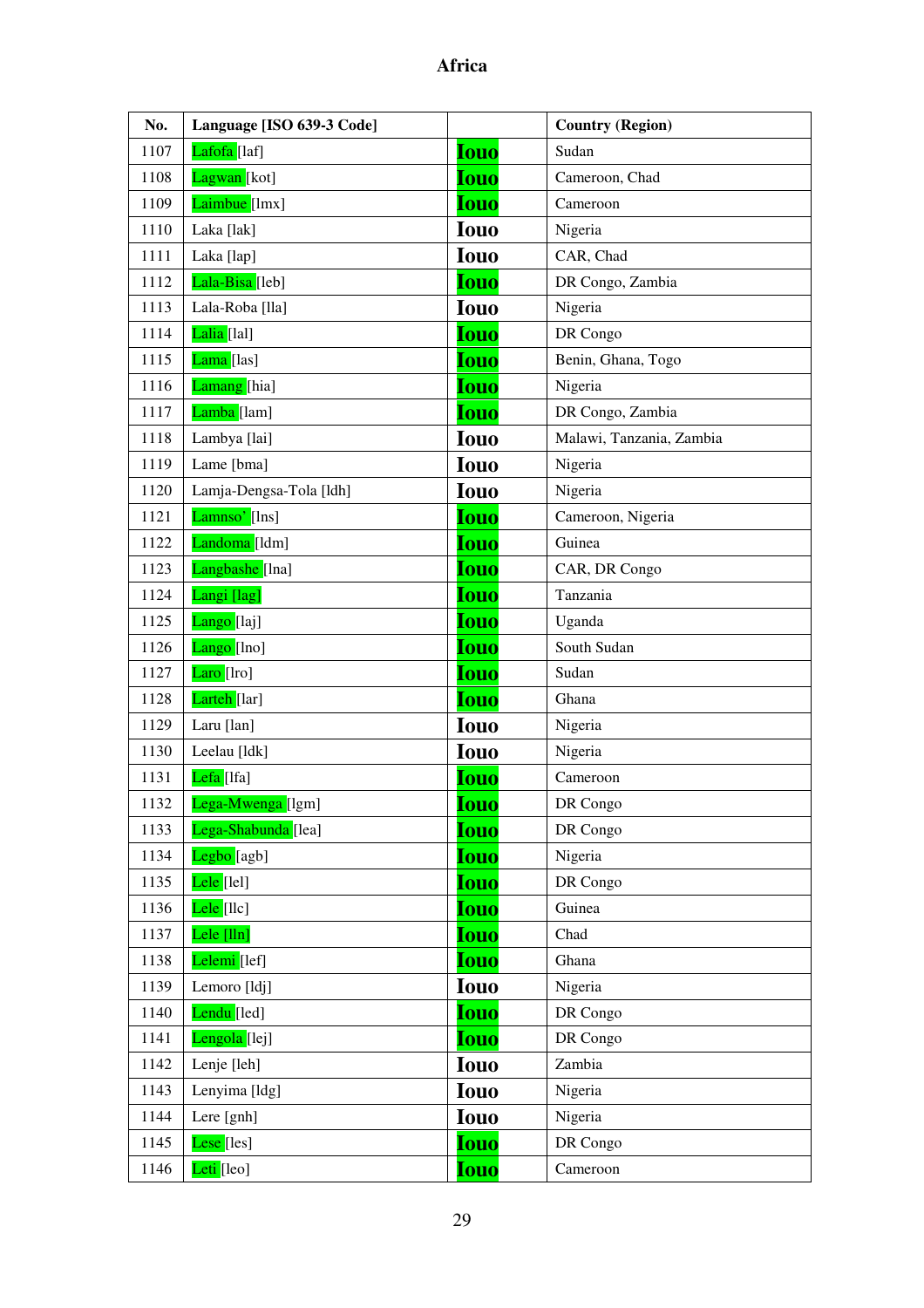# Africa

| No. | Language [ISO 639-3 Code] | | Country (Region) |
|---|---|---|---|
| 1107 | Lafofa [laf] | Iouo | Sudan |
| 1108 | Lagwan [kot] | Iouo | Cameroon, Chad |
| 1109 | Laimbue [lmx] | Iouo | Cameroon |
| 1110 | Laka [lak] | Iouo | Nigeria |
| 1111 | Laka [lap] | Iouo | CAR, Chad |
| 1112 | Lala-Bisa [leb] | Iouo | DR Congo, Zambia |
| 1113 | Lala-Roba [lla] | Iouo | Nigeria |
| 1114 | Lalia [lal] | Iouo | DR Congo |
| 1115 | Lama [las] | Iouo | Benin, Ghana, Togo |
| 1116 | Lamang [hia] | Iouo | Nigeria |
| 1117 | Lamba [lam] | Iouo | DR Congo, Zambia |
| 1118 | Lambya [lai] | Iouo | Malawi, Tanzania, Zambia |
| 1119 | Lame [bma] | Iouo | Nigeria |
| 1120 | Lamja-Dengsa-Tola [ldh] | Iouo | Nigeria |
| 1121 | Lamnso' [lns] | Iouo | Cameroon, Nigeria |
| 1122 | Landoma [ldm] | Iouo | Guinea |
| 1123 | Langbashe [lna] | Iouo | CAR, DR Congo |
| 1124 | Langi [lag] | Iouo | Tanzania |
| 1125 | Lango [laj] | Iouo | Uganda |
| 1126 | Lango [lno] | Iouo | South Sudan |
| 1127 | Laro [lro] | Iouo | Sudan |
| 1128 | Larteh [lar] | Iouo | Ghana |
| 1129 | Laru [lan] | Iouo | Nigeria |
| 1130 | Leelau [ldk] | Iouo | Nigeria |
| 1131 | Lefa [lfa] | Iouo | Cameroon |
| 1132 | Lega-Mwenga [lgm] | Iouo | DR Congo |
| 1133 | Lega-Shabunda [lea] | Iouo | DR Congo |
| 1134 | Legbo [agb] | Iouo | Nigeria |
| 1135 | Lele [lel] | Iouo | DR Congo |
| 1136 | Lele [llc] | Iouo | Guinea |
| 1137 | Lele [lln] | Iouo | Chad |
| 1138 | Lelemi [lef] | Iouo | Ghana |
| 1139 | Lemoro [ldj] | Iouo | Nigeria |
| 1140 | Lendu [led] | Iouo | DR Congo |
| 1141 | Lengola [lej] | Iouo | DR Congo |
| 1142 | Lenje [leh] | Iouo | Zambia |
| 1143 | Lenyima [ldg] | Iouo | Nigeria |
| 1144 | Lere [gnh] | Iouo | Nigeria |
| 1145 | Lese [les] | Iouo | DR Congo |
| 1146 | Leti [leo] | Iouo | Cameroon |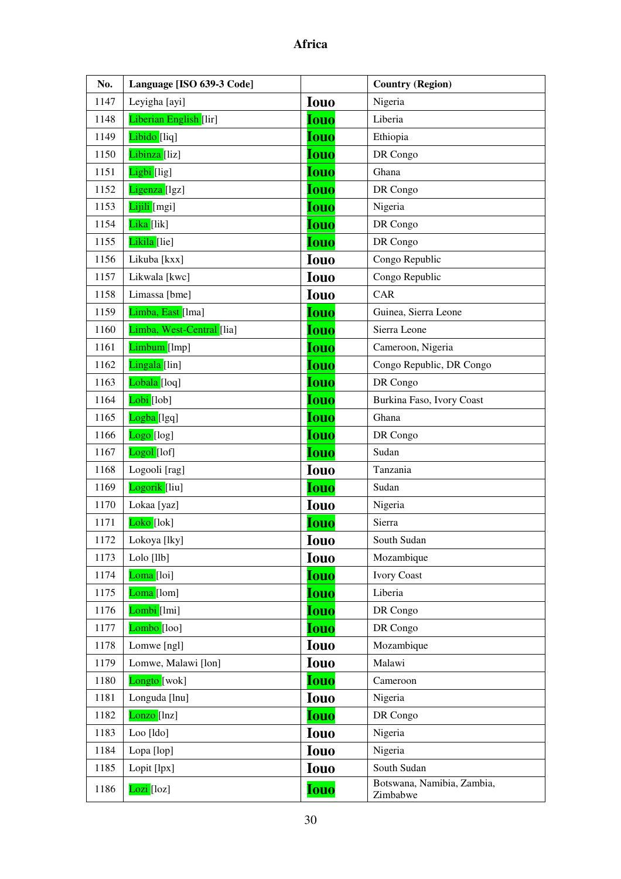# Africa

| No. | Language [ISO 639-3 Code] | | Country (Region) |
|---|---|---|---|
| 1147 | Leyigha [ayi] | Iouo | Nigeria |
| 1148 | Liberian English [lir] | Iouo | Liberia |
| 1149 | Libido [liq] | Iouo | Ethiopia |
| 1150 | Libinza [liz] | Iouo | DR Congo |
| 1151 | Ligbi [lig] | Iouo | Ghana |
| 1152 | Ligenza [lgz] | Iouo | DR Congo |
| 1153 | Lijili [mgi] | Iouo | Nigeria |
| 1154 | Lika [lik] | Iouo | DR Congo |
| 1155 | Likila [lie] | Iouo | DR Congo |
| 1156 | Likuba [kxx] | Iouo | Congo Republic |
| 1157 | Likwala [kwc] | Iouo | Congo Republic |
| 1158 | Limassa [bme] | Iouo | CAR |
| 1159 | Limba, East [lma] | Iouo | Guinea, Sierra Leone |
| 1160 | Limba, West-Central [lia] | Iouo | Sierra Leone |
| 1161 | Limbum [lmp] | Iouo | Cameroon, Nigeria |
| 1162 | Lingala [lin] | Iouo | Congo Republic, DR Congo |
| 1163 | Lobala [loq] | Iouo | DR Congo |
| 1164 | Lobi [lob] | Iouo | Burkina Faso, Ivory Coast |
| 1165 | Logba [lgq] | Iouo | Ghana |
| 1166 | Logo [log] | Iouo | DR Congo |
| 1167 | Logol [lof] | Iouo | Sudan |
| 1168 | Logooli [rag] | Iouo | Tanzania |
| 1169 | Logorik [liu] | Iouo | Sudan |
| 1170 | Lokaa [yaz] | Iouo | Nigeria |
| 1171 | Loko [lok] | Iouo | Sierra |
| 1172 | Lokoya [lky] | Iouo | South Sudan |
| 1173 | Lolo [llb] | Iouo | Mozambique |
| 1174 | Loma [loi] | Iouo | Ivory Coast |
| 1175 | Loma [lom] | Iouo | Liberia |
| 1176 | Lombi [lmi] | Iouo | DR Congo |
| 1177 | Lombo [loo] | Iouo | DR Congo |
| 1178 | Lomwe [ngl] | Iouo | Mozambique |
| 1179 | Lomwe, Malawi [lon] | Iouo | Malawi |
| 1180 | Longto [wok] | Iouo | Cameroon |
| 1181 | Longuda [lnu] | Iouo | Nigeria |
| 1182 | Lonzo [lnz] | Iouo | DR Congo |
| 1183 | Loo [ldo] | Iouo | Nigeria |
| 1184 | Lopa [lop] | Iouo | Nigeria |
| 1185 | Lopit [lpx] | Iouo | South Sudan |
| 1186 | Lozi [loz] | Iouo | Botswana, Namibia, Zambia, Zimbabwe |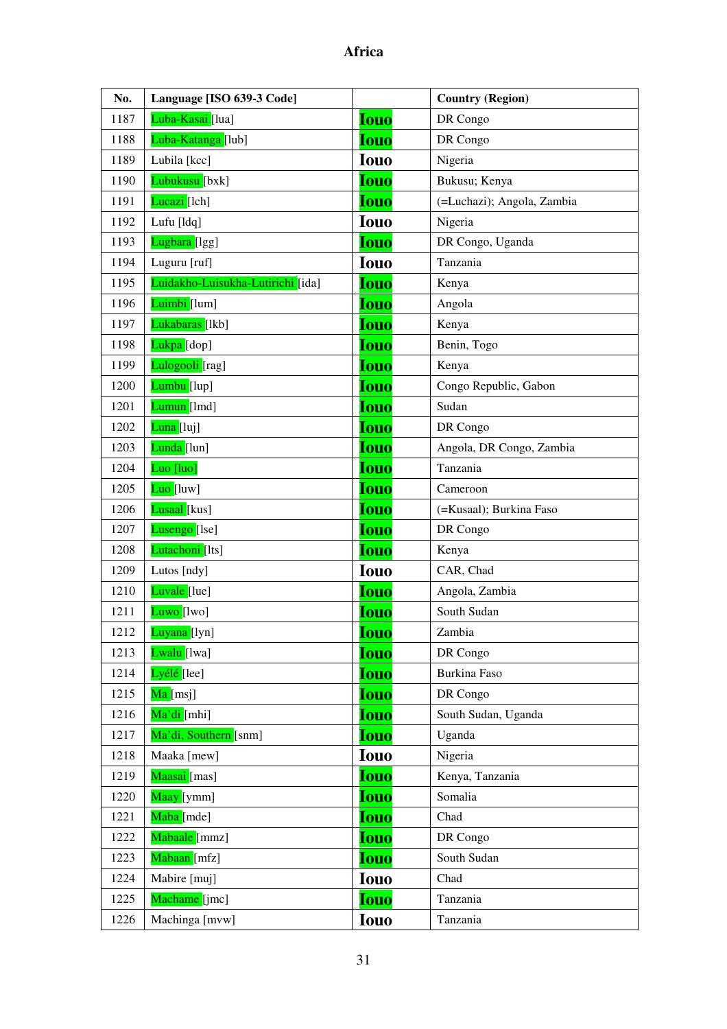# Africa

| No. | Language [ISO 639-3 Code] | | Country (Region) |
|---|---|---|---|
| 1187 | Luba-Kasai [lua] | Iouo | DR Congo |
| 1188 | Luba-Katanga [lub] | Iouo | DR Congo |
| 1189 | Lubila [kcc] | Iouo | Nigeria |
| 1190 | Lubukusu [bxk] | Iouo | Bukusu; Kenya |
| 1191 | Lucazi [lch] | Iouo | (=Luchazi); Angola, Zambia |
| 1192 | Lufu [ldq] | Iouo | Nigeria |
| 1193 | Lugbara [lgg] | Iouo | DR Congo, Uganda |
| 1194 | Luguru [ruf] | Iouo | Tanzania |
| 1195 | Luidakho-Luisukha-Lutirichi [ida] | Iouo | Kenya |
| 1196 | Luimbi [lum] | Iouo | Angola |
| 1197 | Lukabaras [lkb] | Iouo | Kenya |
| 1198 | Lukpa [dop] | Iouo | Benin, Togo |
| 1199 | Lulogooli [rag] | Iouo | Kenya |
| 1200 | Lumbu [lup] | Iouo | Congo Republic, Gabon |
| 1201 | Lumun [lmd] | Iouo | Sudan |
| 1202 | Luna [luj] | Iouo | DR Congo |
| 1203 | Lunda [lun] | Iouo | Angola, DR Congo, Zambia |
| 1204 | Luo [luo] | Iouo | Tanzania |
| 1205 | Luo [luw] | Iouo | Cameroon |
| 1206 | Lusaal [kus] | Iouo | (=Kusaal); Burkina Faso |
| 1207 | Lusengo [lse] | Iouo | DR Congo |
| 1208 | Lutachoni [lts] | Iouo | Kenya |
| 1209 | Lutos [ndy] | Iouo | CAR, Chad |
| 1210 | Luvale [lue] | Iouo | Angola, Zambia |
| 1211 | Luwo [lwo] | Iouo | South Sudan |
| 1212 | Luyana [lyn] | Iouo | Zambia |
| 1213 | Lwalu [lwa] | Iouo | DR Congo |
| 1214 | Lyélé [lee] | Iouo | Burkina Faso |
| 1215 | Ma [msj] | Iouo | DR Congo |
| 1216 | Ma'di [mhi] | Iouo | South Sudan, Uganda |
| 1217 | Ma'di, Southern [snm] | Iouo | Uganda |
| 1218 | Maaka [mew] | Iouo | Nigeria |
| 1219 | Maasai [mas] | Iouo | Kenya, Tanzania |
| 1220 | Maay [ymm] | Iouo | Somalia |
| 1221 | Maba [mde] | Iouo | Chad |
| 1222 | Mabaale [mmz] | Iouo | DR Congo |
| 1223 | Mabaan [mfz] | Iouo | South Sudan |
| 1224 | Mabire [muj] | Iouo | Chad |
| 1225 | Machame [jmc] | Iouo | Tanzania |
| 1226 | Machinga [mvw] | Iouo | Tanzania |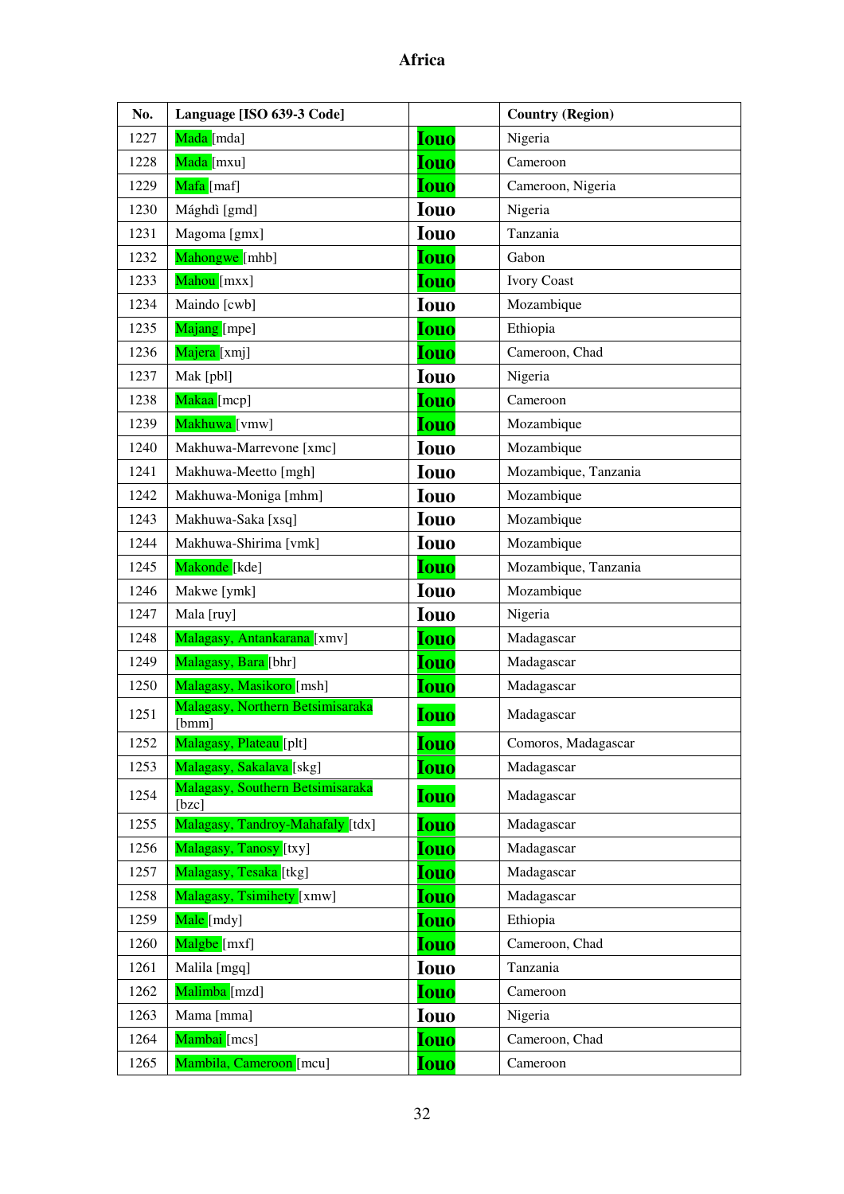# Africa

| No. | Language [ISO 639-3 Code] | | Country (Region) |
|---|---|---|---|
| 1227 | Mada [mda] | Iouo | Nigeria |
| 1228 | Mada [mxu] | Iouo | Cameroon |
| 1229 | Mafa [maf] | Iouo | Cameroon, Nigeria |
| 1230 | Mághdì [gmd] | Iouo | Nigeria |
| 1231 | Magoma [gmx] | Iouo | Tanzania |
| 1232 | Mahongwe [mhb] | Iouo | Gabon |
| 1233 | Mahou [mxx] | Iouo | Ivory Coast |
| 1234 | Maindo [cwb] | Iouo | Mozambique |
| 1235 | Majang [mpe] | Iouo | Ethiopia |
| 1236 | Majera [xmj] | Iouo | Cameroon, Chad |
| 1237 | Mak [pbl] | Iouo | Nigeria |
| 1238 | Makaa [mcp] | Iouo | Cameroon |
| 1239 | Makhuwa [vmw] | Iouo | Mozambique |
| 1240 | Makhuwa-Marrevone [xmc] | Iouo | Mozambique |
| 1241 | Makhuwa-Meetto [mgh] | Iouo | Mozambique, Tanzania |
| 1242 | Makhuwa-Moniga [mhm] | Iouo | Mozambique |
| 1243 | Makhuwa-Saka [xsq] | Iouo | Mozambique |
| 1244 | Makhuwa-Shirima [vmk] | Iouo | Mozambique |
| 1245 | Makonde [kde] | Iouo | Mozambique, Tanzania |
| 1246 | Makwe [ymk] | Iouo | Mozambique |
| 1247 | Mala [ruy] | Iouo | Nigeria |
| 1248 | Malagasy, Antankarana [xmv] | Iouo | Madagascar |
| 1249 | Malagasy, Bara [bhr] | Iouo | Madagascar |
| 1250 | Malagasy, Masikoro [msh] | Iouo | Madagascar |
| 1251 | Malagasy, Northern Betsimisaraka [bmm] | Iouo | Madagascar |
| 1252 | Malagasy, Plateau [plt] | Iouo | Comoros, Madagascar |
| 1253 | Malagasy, Sakalava [skg] | Iouo | Madagascar |
| 1254 | Malagasy, Southern Betsimisaraka [bzc] | Iouo | Madagascar |
| 1255 | Malagasy, Tandroy-Mahafaly [tdx] | Iouo | Madagascar |
| 1256 | Malagasy, Tanosy [txy] | Iouo | Madagascar |
| 1257 | Malagasy, Tesaka [tkg] | Iouo | Madagascar |
| 1258 | Malagasy, Tsimihety [xmw] | Iouo | Madagascar |
| 1259 | Male [mdy] | Iouo | Ethiopia |
| 1260 | Malgbe [mxf] | Iouo | Cameroon, Chad |
| 1261 | Malila [mgq] | Iouo | Tanzania |
| 1262 | Malimba [mzd] | Iouo | Cameroon |
| 1263 | Mama [mma] | Iouo | Nigeria |
| 1264 | Mambai [mcs] | Iouo | Cameroon, Chad |
| 1265 | Mambila, Cameroon [mcu] | Iouo | Cameroon |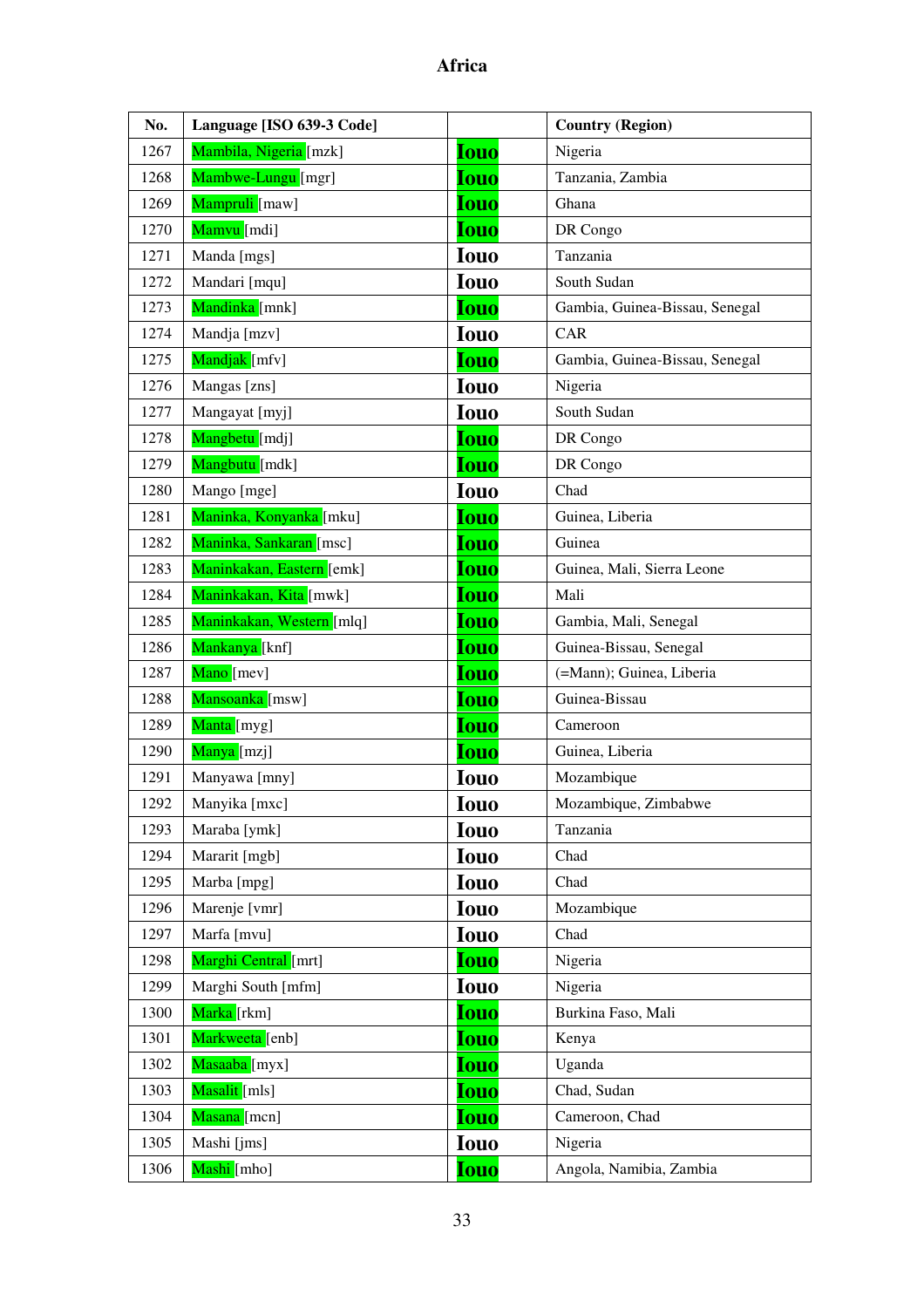# Africa

| No. | Language [ISO 639-3 Code] | | Country (Region) |
|---|---|---|---|
| 1267 | Mambila, Nigeria [mzk] | Iouo | Nigeria |
| 1268 | Mambwe-Lungu [mgr] | Iouo | Tanzania, Zambia |
| 1269 | Mampruli [maw] | Iouo | Ghana |
| 1270 | Mamvu [mdi] | Iouo | DR Congo |
| 1271 | Manda [mgs] | Iouo | Tanzania |
| 1272 | Mandari [mqu] | Iouo | South Sudan |
| 1273 | Mandinka [mnk] | Iouo | Gambia, Guinea-Bissau, Senegal |
| 1274 | Mandja [mzv] | Iouo | CAR |
| 1275 | Mandjak [mfv] | Iouo | Gambia, Guinea-Bissau, Senegal |
| 1276 | Mangas [zns] | Iouo | Nigeria |
| 1277 | Mangayat [myj] | Iouo | South Sudan |
| 1278 | Mangbetu [mdj] | Iouo | DR Congo |
| 1279 | Mangbutu [mdk] | Iouo | DR Congo |
| 1280 | Mango [mge] | Iouo | Chad |
| 1281 | Maninka, Konyanka [mku] | Iouo | Guinea, Liberia |
| 1282 | Maninka, Sankaran [msc] | Iouo | Guinea |
| 1283 | Maninkakan, Eastern [emk] | Iouo | Guinea, Mali, Sierra Leone |
| 1284 | Maninkakan, Kita [mwk] | Iouo | Mali |
| 1285 | Maninkakan, Western [mlq] | Iouo | Gambia, Mali, Senegal |
| 1286 | Mankanya [knf] | Iouo | Guinea-Bissau, Senegal |
| 1287 | Mano [mev] | Iouo | (=Mann); Guinea, Liberia |
| 1288 | Mansoanka [msw] | Iouo | Guinea-Bissau |
| 1289 | Manta [myg] | Iouo | Cameroon |
| 1290 | Manya [mzj] | Iouo | Guinea, Liberia |
| 1291 | Manyawa [mny] | Iouo | Mozambique |
| 1292 | Manyika [mxc] | Iouo | Mozambique, Zimbabwe |
| 1293 | Maraba [ymk] | Iouo | Tanzania |
| 1294 | Mararit [mgb] | Iouo | Chad |
| 1295 | Marba [mpg] | Iouo | Chad |
| 1296 | Marenje [vmr] | Iouo | Mozambique |
| 1297 | Marfa [mvu] | Iouo | Chad |
| 1298 | Marghi Central [mrt] | Iouo | Nigeria |
| 1299 | Marghi South [mfm] | Iouo | Nigeria |
| 1300 | Marka [rkm] | Iouo | Burkina Faso, Mali |
| 1301 | Markweeta [enb] | Iouo | Kenya |
| 1302 | Masaaba [myx] | Iouo | Uganda |
| 1303 | Masalit [mls] | Iouo | Chad, Sudan |
| 1304 | Masana [mcn] | Iouo | Cameroon, Chad |
| 1305 | Mashi [jms] | Iouo | Nigeria |
| 1306 | Mashi [mho] | Iouo | Angola, Namibia, Zambia |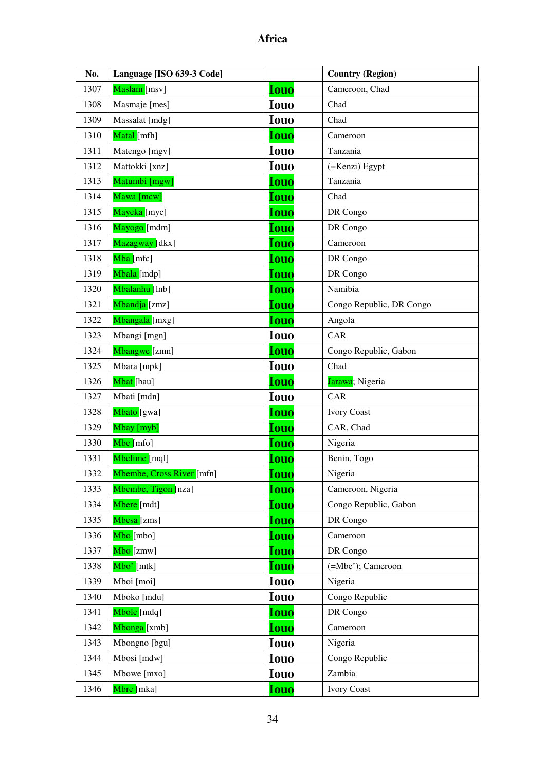# Africa

| No. | Language [ISO 639-3 Code] | | Country (Region) |
|---|---|---|---|
| 1307 | Maslam [msv] | Iouo | Cameroon, Chad |
| 1308 | Masmaje [mes] | Iouo | Chad |
| 1309 | Massalat [mdg] | Iouo | Chad |
| 1310 | Matal [mfh] | Iouo | Cameroon |
| 1311 | Matengo [mgv] | Iouo | Tanzania |
| 1312 | Mattokki [xnz] | Iouo | (=Kenzi) Egypt |
| 1313 | Matumbi [mgw] | Iouo | Tanzania |
| 1314 | Mawa [mcw] | Iouo | Chad |
| 1315 | Mayeka [myc] | Iouo | DR Congo |
| 1316 | Mayogo [mdm] | Iouo | DR Congo |
| 1317 | Mazagway [dkx] | Iouo | Cameroon |
| 1318 | Mba [mfc] | Iouo | DR Congo |
| 1319 | Mbala [mdp] | Iouo | DR Congo |
| 1320 | Mbalanhu [lnb] | Iouo | Namibia |
| 1321 | Mbandja [zmz] | Iouo | Congo Republic, DR Congo |
| 1322 | Mbangala [mxg] | Iouo | Angola |
| 1323 | Mbangi [mgn] | Iouo | CAR |
| 1324 | Mbangwe [zmn] | Iouo | Congo Republic, Gabon |
| 1325 | Mbara [mpk] | Iouo | Chad |
| 1326 | Mbat [bau] | Iouo | Jarawa; Nigeria |
| 1327 | Mbati [mdn] | Iouo | CAR |
| 1328 | Mbato [gwa] | Iouo | Ivory Coast |
| 1329 | Mbay [myb] | Iouo | CAR, Chad |
| 1330 | Mbe [mfo] | Iouo | Nigeria |
| 1331 | Mbelime [mql] | Iouo | Benin, Togo |
| 1332 | Mbembe, Cross River [mfn] | Iouo | Nigeria |
| 1333 | Mbembe, Tigon [nza] | Iouo | Cameroon, Nigeria |
| 1334 | Mbere [mdt] | Iouo | Congo Republic, Gabon |
| 1335 | Mbesa [zms] | Iouo | DR Congo |
| 1336 | Mbo [mbo] | Iouo | Cameroon |
| 1337 | Mbo [zmw] | Iouo | DR Congo |
| 1338 | Mbo' [mtk] | Iouo | (=Mbe'); Cameroon |
| 1339 | Mboi [moi] | Iouo | Nigeria |
| 1340 | Mboko [mdu] | Iouo | Congo Republic |
| 1341 | Mbole [mdq] | Iouo | DR Congo |
| 1342 | Mbonga [xmb] | Iouo | Cameroon |
| 1343 | Mbongno [bgu] | Iouo | Nigeria |
| 1344 | Mbosi [mdw] | Iouo | Congo Republic |
| 1345 | Mbowe [mxo] | Iouo | Zambia |
| 1346 | Mbre [mka] | Iouo | Ivory Coast |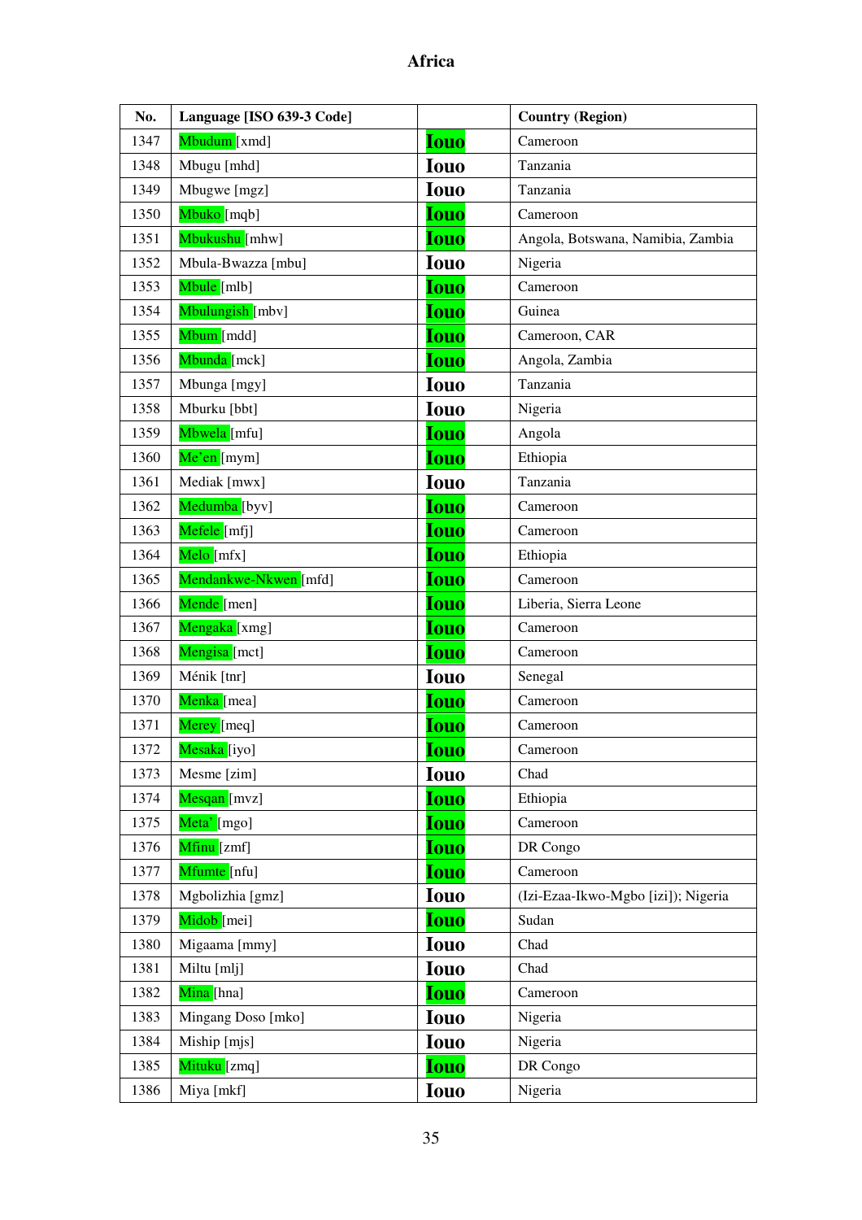# Africa

| No. | Language [ISO 639-3 Code] | | Country (Region) |
|---|---|---|---|
| 1347 | Mbudum [xmd] | Iouo | Cameroon |
| 1348 | Mbugu [mhd] | Iouo | Tanzania |
| 1349 | Mbugwe [mgz] | Iouo | Tanzania |
| 1350 | Mbuko [mqb] | Iouo | Cameroon |
| 1351 | Mbukushu [mhw] | Iouo | Angola, Botswana, Namibia, Zambia |
| 1352 | Mbula-Bwazza [mbu] | Iouo | Nigeria |
| 1353 | Mbule [mlb] | Iouo | Cameroon |
| 1354 | Mbulungish [mbv] | Iouo | Guinea |
| 1355 | Mbum [mdd] | Iouo | Cameroon, CAR |
| 1356 | Mbunda [mck] | Iouo | Angola, Zambia |
| 1357 | Mbunga [mgy] | Iouo | Tanzania |
| 1358 | Mburku [bbt] | Iouo | Nigeria |
| 1359 | Mbwela [mfu] | Iouo | Angola |
| 1360 | Me'en [mym] | Iouo | Ethiopia |
| 1361 | Mediak [mwx] | Iouo | Tanzania |
| 1362 | Medumba [byv] | Iouo | Cameroon |
| 1363 | Mefele [mfj] | Iouo | Cameroon |
| 1364 | Melo [mfx] | Iouo | Ethiopia |
| 1365 | Mendankwe-Nkwen [mfd] | Iouo | Cameroon |
| 1366 | Mende [men] | Iouo | Liberia, Sierra Leone |
| 1367 | Mengaka [xmg] | Iouo | Cameroon |
| 1368 | Mengisa [mct] | Iouo | Cameroon |
| 1369 | Ménik [tnr] | Iouo | Senegal |
| 1370 | Menka [mea] | Iouo | Cameroon |
| 1371 | Merey [meq] | Iouo | Cameroon |
| 1372 | Mesaka [iyo] | Iouo | Cameroon |
| 1373 | Mesme [zim] | Iouo | Chad |
| 1374 | Mesqan [mvz] | Iouo | Ethiopia |
| 1375 | Meta' [mgo] | Iouo | Cameroon |
| 1376 | Mfinu [zmf] | Iouo | DR Congo |
| 1377 | Mfumte [nfu] | Iouo | Cameroon |
| 1378 | Mgbolizhia [gmz] | Iouo | (Izi-Ezaa-Ikwo-Mgbo [izi]); Nigeria |
| 1379 | Midob [mei] | Iouo | Sudan |
| 1380 | Migaama [mmy] | Iouo | Chad |
| 1381 | Miltu [mlj] | Iouo | Chad |
| 1382 | Mina [hna] | Iouo | Cameroon |
| 1383 | Mingang Doso [mko] | Iouo | Nigeria |
| 1384 | Miship [mjs] | Iouo | Nigeria |
| 1385 | Mituku [zmq] | Iouo | DR Congo |
| 1386 | Miya [mkf] | Iouo | Nigeria |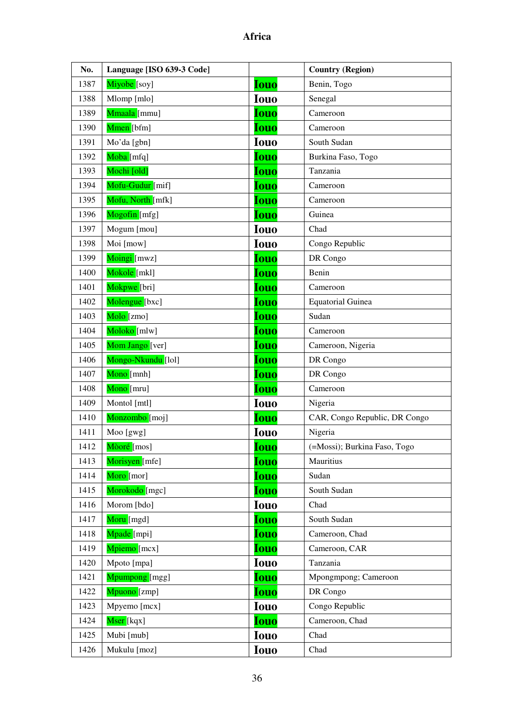# Africa

| No. | Language [ISO 639-3 Code] | | Country (Region) |
|---|---|---|---|
| 1387 | Miyobe [soy] | Iouo | Benin, Togo |
| 1388 | Mlomp [mlo] | Iouo | Senegal |
| 1389 | Mmaala [mmu] | Iouo | Cameroon |
| 1390 | Mmen [bfm] | Iouo | Cameroon |
| 1391 | Mo'da [gbn] | Iouo | South Sudan |
| 1392 | Moba [mfq] | Iouo | Burkina Faso, Togo |
| 1393 | Mochi [old] | Iouo | Tanzania |
| 1394 | Mofu-Gudur [mif] | Iouo | Cameroon |
| 1395 | Mofu, North [mfk] | Iouo | Cameroon |
| 1396 | Mogofin [mfg] | Iouo | Guinea |
| 1397 | Mogum [mou] | Iouo | Chad |
| 1398 | Moi [mow] | Iouo | Congo Republic |
| 1399 | Moingi [mwz] | Iouo | DR Congo |
| 1400 | Mokole [mkl] | Iouo | Benin |
| 1401 | Mokpwe [bri] | Iouo | Cameroon |
| 1402 | Molengue [bxc] | Iouo | Equatorial Guinea |
| 1403 | Molo [zmo] | Iouo | Sudan |
| 1404 | Moloko [mlw] | Iouo | Cameroon |
| 1405 | Mom Jango [ver] | Iouo | Cameroon, Nigeria |
| 1406 | Mongo-Nkundu [lol] | Iouo | DR Congo |
| 1407 | Mono [mnh] | Iouo | DR Congo |
| 1408 | Mono [mru] | Iouo | Cameroon |
| 1409 | Montol [mtl] | Iouo | Nigeria |
| 1410 | Monzombo [moj] | Iouo | CAR, Congo Republic, DR Congo |
| 1411 | Moo [gwg] | Iouo | Nigeria |
| 1412 | Mòoré [mos] | Iouo | (=Mossi); Burkina Faso, Togo |
| 1413 | Morisyen [mfe] | Iouo | Mauritius |
| 1414 | Moro [mor] | Iouo | Sudan |
| 1415 | Morokodo [mgc] | Iouo | South Sudan |
| 1416 | Morom [bdo] | Iouo | Chad |
| 1417 | Moru [mgd] | Iouo | South Sudan |
| 1418 | Mpade [mpi] | Iouo | Cameroon, Chad |
| 1419 | Mpiemo [mcx] | Iouo | Cameroon, CAR |
| 1420 | Mpoto [mpa] | Iouo | Tanzania |
| 1421 | Mpumpong [mgg] | Iouo | Mpongmpong; Cameroon |
| 1422 | Mpuono [zmp] | Iouo | DR Congo |
| 1423 | Mpyemo [mcx] | Iouo | Congo Republic |
| 1424 | Mser [kqx] | Iouo | Cameroon, Chad |
| 1425 | Mubi [mub] | Iouo | Chad |
| 1426 | Mukulu [moz] | Iouo | Chad |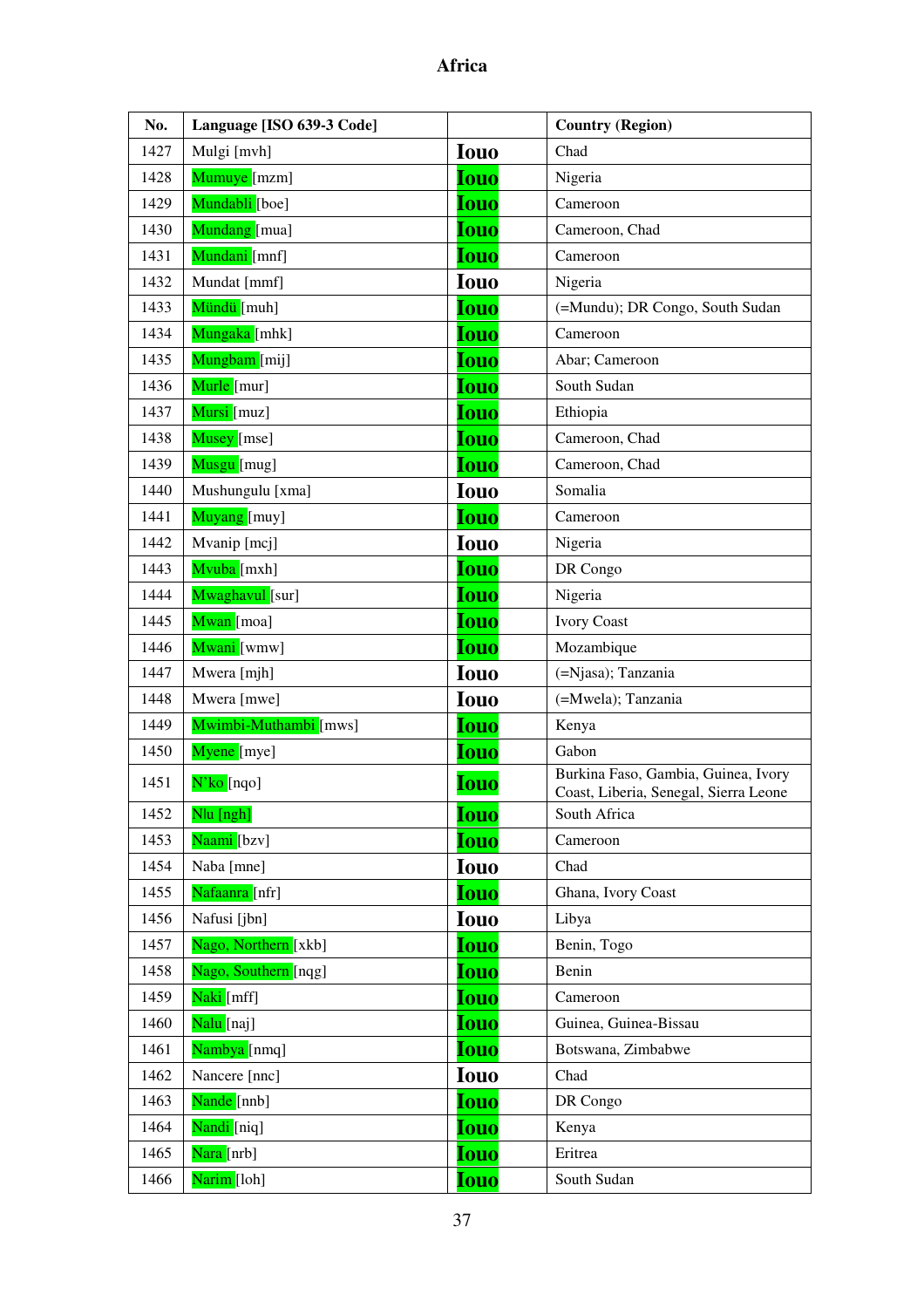# Africa

| No. | Language [ISO 639-3 Code] | | Country (Region) |
|---|---|---|---|
| 1427 | Mulgi [mvh] | Iouo | Chad |
| 1428 | Mumuye [mzm] | Iouo | Nigeria |
| 1429 | Mundabli [boe] | Iouo | Cameroon |
| 1430 | Mundang [mua] | Iouo | Cameroon, Chad |
| 1431 | Mundani [mnf] | Iouo | Cameroon |
| 1432 | Mundat [mmf] | Iouo | Nigeria |
| 1433 | Mündü [muh] | Iouo | (=Mundu); DR Congo, South Sudan |
| 1434 | Mungaka [mhk] | Iouo | Cameroon |
| 1435 | Mungbam [mij] | Iouo | Abar; Cameroon |
| 1436 | Murle [mur] | Iouo | South Sudan |
| 1437 | Mursi [muz] | Iouo | Ethiopia |
| 1438 | Musey [mse] | Iouo | Cameroon, Chad |
| 1439 | Musgu [mug] | Iouo | Cameroon, Chad |
| 1440 | Mushungulu [xma] | Iouo | Somalia |
| 1441 | Muyang [muy] | Iouo | Cameroon |
| 1442 | Mvanip [mcj] | Iouo | Nigeria |
| 1443 | Mvuba [mxh] | Iouo | DR Congo |
| 1444 | Mwaghavul [sur] | Iouo | Nigeria |
| 1445 | Mwan [moa] | Iouo | Ivory Coast |
| 1446 | Mwani [wmw] | Iouo | Mozambique |
| 1447 | Mwera [mjh] | Iouo | (=Njasa); Tanzania |
| 1448 | Mwera [mwe] | Iouo | (=Mwela); Tanzania |
| 1449 | Mwimbi-Muthambi [mws] | Iouo | Kenya |
| 1450 | Myene [mye] | Iouo | Gabon |
| 1451 | N'ko [nqo] | Iouo | Burkina Faso, Gambia, Guinea, Ivory Coast, Liberia, Senegal, Sierra Leone |
| 1452 | Nlu [ngh] | Iouo | South Africa |
| 1453 | Naami [bzv] | Iouo | Cameroon |
| 1454 | Naba [mne] | Iouo | Chad |
| 1455 | Nafaanra [nfr] | Iouo | Ghana, Ivory Coast |
| 1456 | Nafusi [jbn] | Iouo | Libya |
| 1457 | Nago, Northern [xkb] | Iouo | Benin, Togo |
| 1458 | Nago, Southern [nqg] | Iouo | Benin |
| 1459 | Naki [mff] | Iouo | Cameroon |
| 1460 | Nalu [naj] | Iouo | Guinea, Guinea-Bissau |
| 1461 | Nambya [nmq] | Iouo | Botswana, Zimbabwe |
| 1462 | Nancere [nnc] | Iouo | Chad |
| 1463 | Nande [nnb] | Iouo | DR Congo |
| 1464 | Nandi [niq] | Iouo | Kenya |
| 1465 | Nara [nrb] | Iouo | Eritrea |
| 1466 | Narim [loh] | Iouo | South Sudan |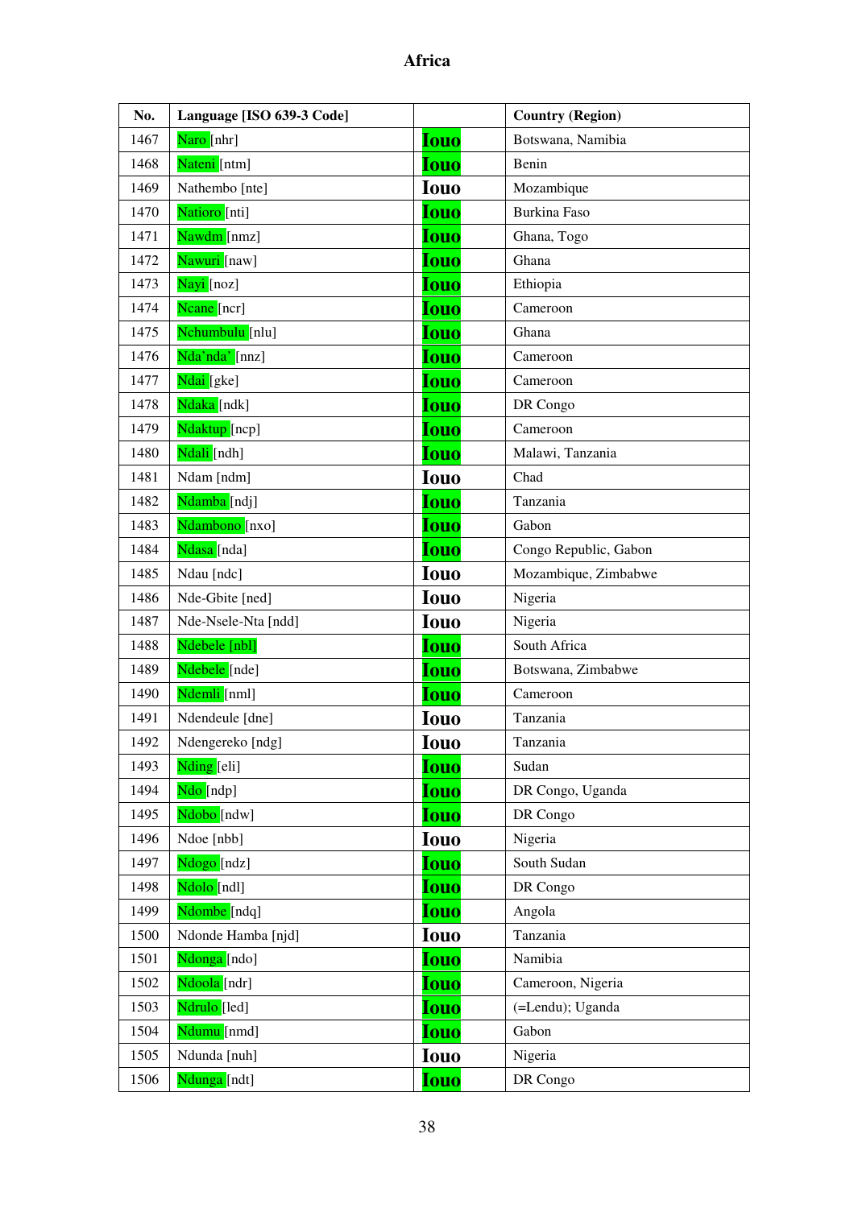# Africa

| No. | Language [ISO 639-3 Code] | | Country (Region) |
|---|---|---|---|
| 1467 | Naro [nhr] | Iouo | Botswana, Namibia |
| 1468 | Nateni [ntm] | Iouo | Benin |
| 1469 | Nathembo [nte] | Iouo | Mozambique |
| 1470 | Natioro [nti] | Iouo | Burkina Faso |
| 1471 | Nawdm [nmz] | Iouo | Ghana, Togo |
| 1472 | Nawuri [naw] | Iouo | Ghana |
| 1473 | Nayi [noz] | Iouo | Ethiopia |
| 1474 | Ncane [ncr] | Iouo | Cameroon |
| 1475 | Nchumbulu [nlu] | Iouo | Ghana |
| 1476 | Nda'nda' [nnz] | Iouo | Cameroon |
| 1477 | Ndai [gke] | Iouo | Cameroon |
| 1478 | Ndaka [ndk] | Iouo | DR Congo |
| 1479 | Ndaktup [ncp] | Iouo | Cameroon |
| 1480 | Ndali [ndh] | Iouo | Malawi, Tanzania |
| 1481 | Ndam [ndm] | Iouo | Chad |
| 1482 | Ndamba [ndj] | Iouo | Tanzania |
| 1483 | Ndambono [nxo] | Iouo | Gabon |
| 1484 | Ndasa [nda] | Iouo | Congo Republic, Gabon |
| 1485 | Ndau [ndc] | Iouo | Mozambique, Zimbabwe |
| 1486 | Nde-Gbite [ned] | Iouo | Nigeria |
| 1487 | Nde-Nsele-Nta [ndd] | Iouo | Nigeria |
| 1488 | Ndebele [nbl] | Iouo | South Africa |
| 1489 | Ndebele [nde] | Iouo | Botswana, Zimbabwe |
| 1490 | Ndemli [nml] | Iouo | Cameroon |
| 1491 | Ndendeule [dne] | Iouo | Tanzania |
| 1492 | Ndengereko [ndg] | Iouo | Tanzania |
| 1493 | Nding [eli] | Iouo | Sudan |
| 1494 | Ndo [ndp] | Iouo | DR Congo, Uganda |
| 1495 | Ndobo [ndw] | Iouo | DR Congo |
| 1496 | Ndoe [nbb] | Iouo | Nigeria |
| 1497 | Ndogo [ndz] | Iouo | South Sudan |
| 1498 | Ndolo [ndl] | Iouo | DR Congo |
| 1499 | Ndombe [ndq] | Iouo | Angola |
| 1500 | Ndonde Hamba [njd] | Iouo | Tanzania |
| 1501 | Ndonga [ndo] | Iouo | Namibia |
| 1502 | Ndoola [ndr] | Iouo | Cameroon, Nigeria |
| 1503 | Ndrulo [led] | Iouo | (=Lendu); Uganda |
| 1504 | Ndumu [nmd] | Iouo | Gabon |
| 1505 | Ndunda [nuh] | Iouo | Nigeria |
| 1506 | Ndunga [ndt] | Iouo | DR Congo |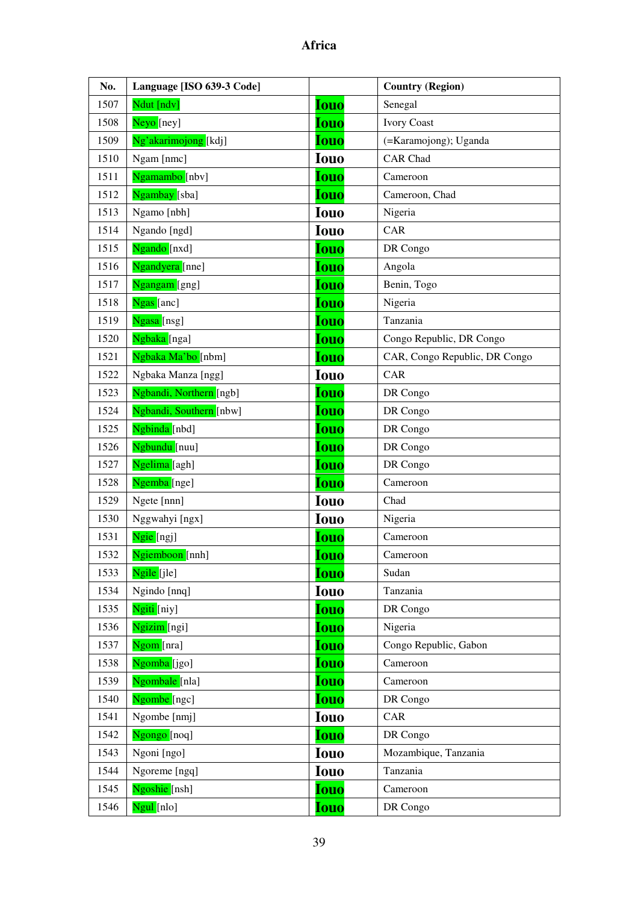# Africa

| No. | Language [ISO 639-3 Code] | | Country (Region) |
|---|---|---|---|
| 1507 | Ndut [ndv] | Iouo | Senegal |
| 1508 | Neyo [ney] | Iouo | Ivory Coast |
| 1509 | Ng'akarimojong [kdj] | Iouo | (=Karamojong); Uganda |
| 1510 | Ngam [nmc] | Iouo | CAR Chad |
| 1511 | Ngamambo [nbv] | Iouo | Cameroon |
| 1512 | Ngambay [sba] | Iouo | Cameroon, Chad |
| 1513 | Ngamo [nbh] | Iouo | Nigeria |
| 1514 | Ngando [ngd] | Iouo | CAR |
| 1515 | Ngando [nxd] | Iouo | DR Congo |
| 1516 | Ngandyera [nne] | Iouo | Angola |
| 1517 | Ngangam [gng] | Iouo | Benin, Togo |
| 1518 | Ngas [anc] | Iouo | Nigeria |
| 1519 | Ngasa [nsg] | Iouo | Tanzania |
| 1520 | Ngbaka [nga] | Iouo | Congo Republic, DR Congo |
| 1521 | Ngbaka Ma'bo [nbm] | Iouo | CAR, Congo Republic, DR Congo |
| 1522 | Ngbaka Manza [ngg] | Iouo | CAR |
| 1523 | Ngbandi, Northern [ngb] | Iouo | DR Congo |
| 1524 | Ngbandi, Southern [nbw] | Iouo | DR Congo |
| 1525 | Ngbinda [nbd] | Iouo | DR Congo |
| 1526 | Ngbundu [nuu] | Iouo | DR Congo |
| 1527 | Ngelima [agh] | Iouo | DR Congo |
| 1528 | Ngemba [nge] | Iouo | Cameroon |
| 1529 | Ngete [nnn] | Iouo | Chad |
| 1530 | Nggwahyi [ngx] | Iouo | Nigeria |
| 1531 | Ngie [ngj] | Iouo | Cameroon |
| 1532 | Ngiemboon [nnh] | Iouo | Cameroon |
| 1533 | Ngile [jle] | Iouo | Sudan |
| 1534 | Ngindo [nnq] | Iouo | Tanzania |
| 1535 | Ngiti [niy] | Iouo | DR Congo |
| 1536 | Ngizim [ngi] | Iouo | Nigeria |
| 1537 | Ngom [nra] | Iouo | Congo Republic, Gabon |
| 1538 | Ngomba [jgo] | Iouo | Cameroon |
| 1539 | Ngombale [nla] | Iouo | Cameroon |
| 1540 | Ngombe [ngc] | Iouo | DR Congo |
| 1541 | Ngombe [nmj] | Iouo | CAR |
| 1542 | Ngongo [noq] | Iouo | DR Congo |
| 1543 | Ngoni [ngo] | Iouo | Mozambique, Tanzania |
| 1544 | Ngoreme [ngq] | Iouo | Tanzania |
| 1545 | Ngoshie [nsh] | Iouo | Cameroon |
| 1546 | Ngul [nlo] | Iouo | DR Congo |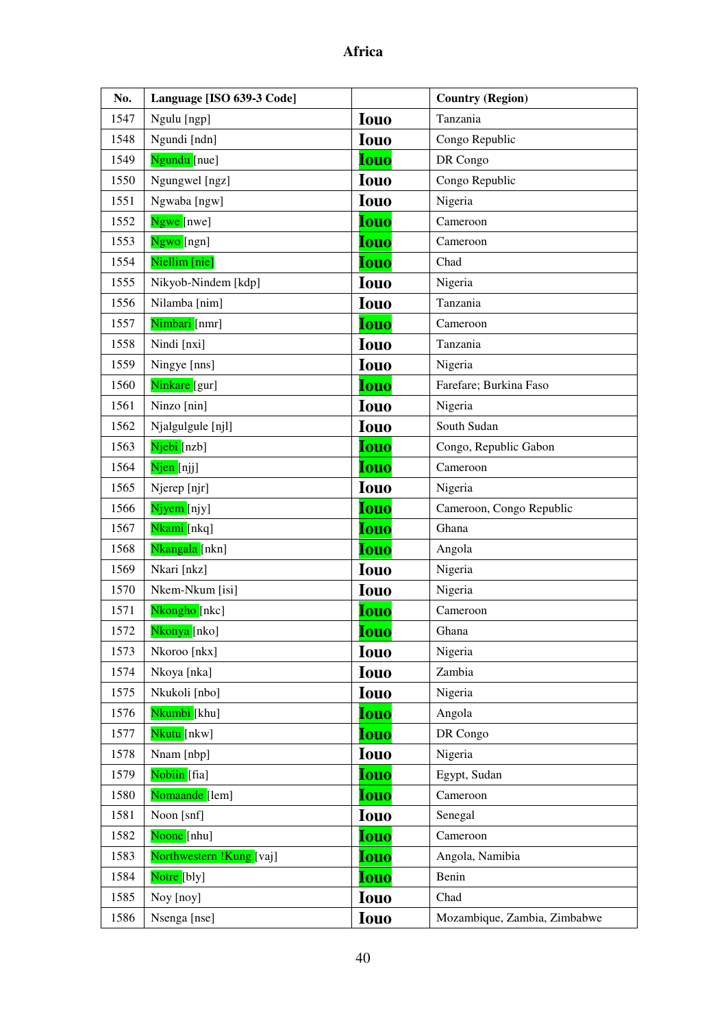# Africa

| No. | Language [ISO 639-3 Code] | | Country (Region) |
|---|---|---|---|
| 1547 | Ngulu [ngp] | Iouo | Tanzania |
| 1548 | Ngundi [ndn] | Iouo | Congo Republic |
| 1549 | Ngundu [nue] | Iouo | DR Congo |
| 1550 | Ngungwel [ngz] | Iouo | Congo Republic |
| 1551 | Ngwaba [ngw] | Iouo | Nigeria |
| 1552 | Ngwe [nwe] | Iouo | Cameroon |
| 1553 | Ngwo [ngn] | Iouo | Cameroon |
| 1554 | Niellim [nie] | Iouo | Chad |
| 1555 | Nikyob-Nindem [kdp] | Iouo | Nigeria |
| 1556 | Nilamba [nim] | Iouo | Tanzania |
| 1557 | Nimbari [nmr] | Iouo | Cameroon |
| 1558 | Nindi [nxi] | Iouo | Tanzania |
| 1559 | Ningye [nns] | Iouo | Nigeria |
| 1560 | Ninkare [gur] | Iouo | Farefare; Burkina Faso |
| 1561 | Ninzo [nin] | Iouo | Nigeria |
| 1562 | Njalgulgule [njl] | Iouo | South Sudan |
| 1563 | Njebi [nzb] | Iouo | Congo, Republic Gabon |
| 1564 | Njen [njj] | Iouo | Cameroon |
| 1565 | Njerep [njr] | Iouo | Nigeria |
| 1566 | Njyem [njy] | Iouo | Cameroon, Congo Republic |
| 1567 | Nkami [nkq] | Iouo | Ghana |
| 1568 | Nkangala [nkn] | Iouo | Angola |
| 1569 | Nkari [nkz] | Iouo | Nigeria |
| 1570 | Nkem-Nkum [isi] | Iouo | Nigeria |
| 1571 | Nkongho [nkc] | Iouo | Cameroon |
| 1572 | Nkonya [nko] | Iouo | Ghana |
| 1573 | Nkoroo [nkx] | Iouo | Nigeria |
| 1574 | Nkoya [nka] | Iouo | Zambia |
| 1575 | Nkukoli [nbo] | Iouo | Nigeria |
| 1576 | Nkumbi [khu] | Iouo | Angola |
| 1577 | Nkutu [nkw] | Iouo | DR Congo |
| 1578 | Nnam [nbp] | Iouo | Nigeria |
| 1579 | Nobiin [fia] | Iouo | Egypt, Sudan |
| 1580 | Nomaande [lem] | Iouo | Cameroon |
| 1581 | Noon [snf] | Iouo | Senegal |
| 1582 | Noone [nhu] | Iouo | Cameroon |
| 1583 | Northwestern !Kung [vaj] | Iouo | Angola, Namibia |
| 1584 | Notre [bly] | Iouo | Benin |
| 1585 | Noy [noy] | Iouo | Chad |
| 1586 | Nsenga [nse] | Iouo | Mozambique, Zambia, Zimbabwe |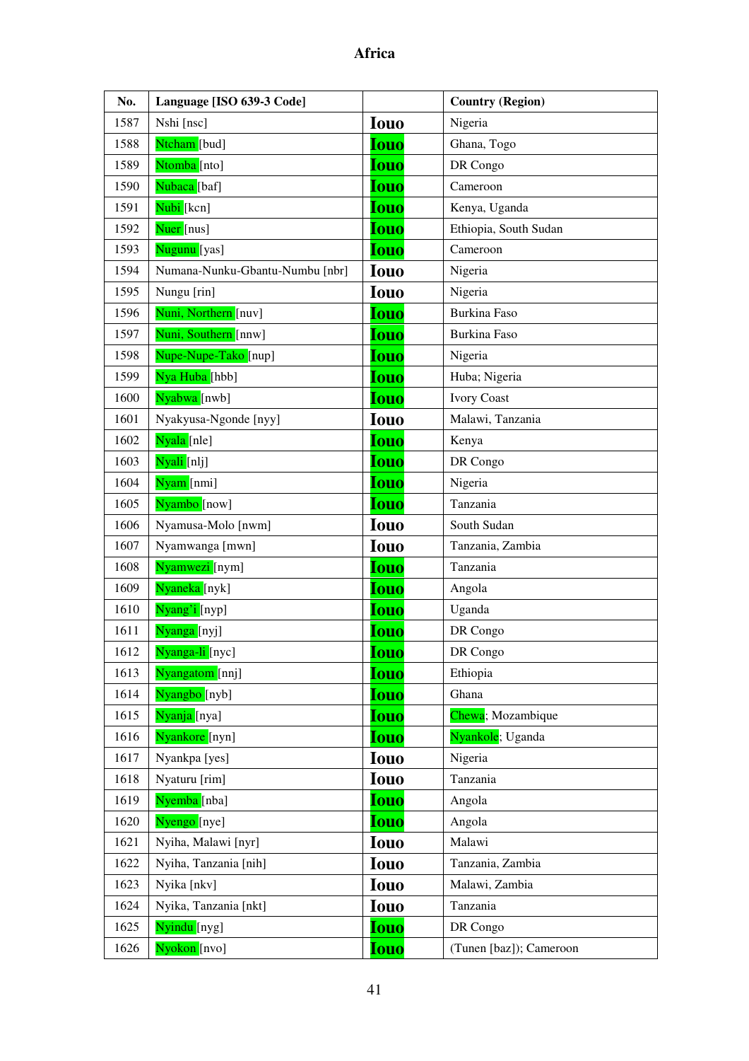# Africa

| No. | Language [ISO 639-3 Code] | | Country (Region) |
|---|---|---|---|
| 1587 | Nshi [nsc] | Iouo | Nigeria |
| 1588 | Ntcham [bud] | Iouo | Ghana, Togo |
| 1589 | Ntomba [nto] | Iouo | DR Congo |
| 1590 | Nubaca [baf] | Iouo | Cameroon |
| 1591 | Nubi [kcn] | Iouo | Kenya, Uganda |
| 1592 | Nuer [nus] | Iouo | Ethiopia, South Sudan |
| 1593 | Nugunu [yas] | Iouo | Cameroon |
| 1594 | Numana-Nunku-Gbantu-Numbu [nbr] | Iouo | Nigeria |
| 1595 | Nungu [rin] | Iouo | Nigeria |
| 1596 | Nuni, Northern [nuv] | Iouo | Burkina Faso |
| 1597 | Nuni, Southern [nnw] | Iouo | Burkina Faso |
| 1598 | Nupe-Nupe-Tako [nup] | Iouo | Nigeria |
| 1599 | Nya Huba [hbb] | Iouo | Huba; Nigeria |
| 1600 | Nyabwa [nwb] | Iouo | Ivory Coast |
| 1601 | Nyakyusa-Ngonde [nyy] | Iouo | Malawi, Tanzania |
| 1602 | Nyala [nle] | Iouo | Kenya |
| 1603 | Nyali [nlj] | Iouo | DR Congo |
| 1604 | Nyam [nmi] | Iouo | Nigeria |
| 1605 | Nyambo [now] | Iouo | Tanzania |
| 1606 | Nyamusa-Molo [nwm] | Iouo | South Sudan |
| 1607 | Nyamwanga [mwn] | Iouo | Tanzania, Zambia |
| 1608 | Nyamwezi [nym] | Iouo | Tanzania |
| 1609 | Nyaneka [nyk] | Iouo | Angola |
| 1610 | Nyang'i [nyp] | Iouo | Uganda |
| 1611 | Nyanga [nyj] | Iouo | DR Congo |
| 1612 | Nyanga-li [nyc] | Iouo | DR Congo |
| 1613 | Nyangatom [nnj] | Iouo | Ethiopia |
| 1614 | Nyangbo [nyb] | Iouo | Ghana |
| 1615 | Nyanja [nya] | Iouo | Chewa; Mozambique |
| 1616 | Nyankore [nyn] | Iouo | Nyankole; Uganda |
| 1617 | Nyankpa [yes] | Iouo | Nigeria |
| 1618 | Nyaturu [rim] | Iouo | Tanzania |
| 1619 | Nyemba [nba] | Iouo | Angola |
| 1620 | Nyengo [nye] | Iouo | Angola |
| 1621 | Nyiha, Malawi [nyr] | Iouo | Malawi |
| 1622 | Nyiha, Tanzania [nih] | Iouo | Tanzania, Zambia |
| 1623 | Nyika [nkv] | Iouo | Malawi, Zambia |
| 1624 | Nyika, Tanzania [nkt] | Iouo | Tanzania |
| 1625 | Nyindu [nyg] | Iouo | DR Congo |
| 1626 | Nyokon [nvo] | Iouo | (Tunen [baz]); Cameroon |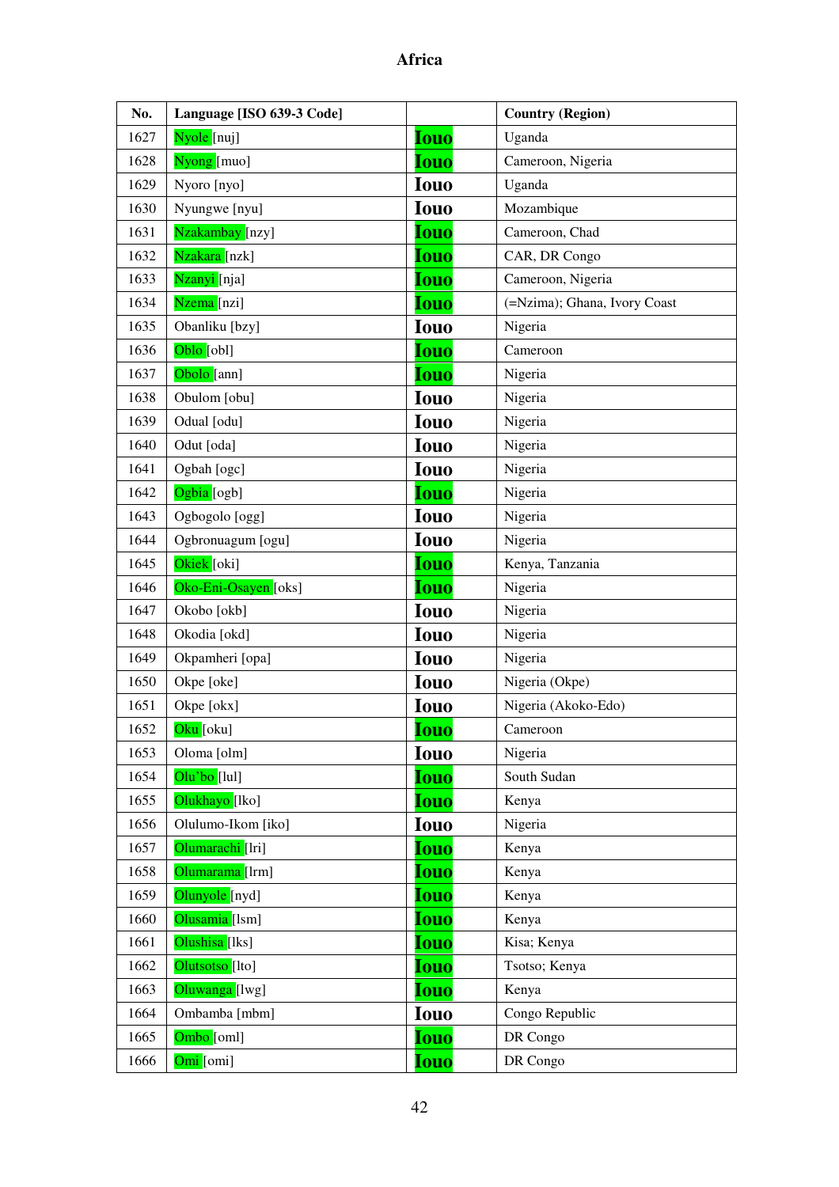# Africa

| No. | Language [ISO 639-3 Code] | | Country (Region) |
|---|---|---|---|
| 1627 | Nyole [nuj] | Iouo | Uganda |
| 1628 | Nyong [muo] | Iouo | Cameroon, Nigeria |
| 1629 | Nyoro [nyo] | Iouo | Uganda |
| 1630 | Nyungwe [nyu] | Iouo | Mozambique |
| 1631 | Nzakambay [nzy] | Iouo | Cameroon, Chad |
| 1632 | Nzakara [nzk] | Iouo | CAR, DR Congo |
| 1633 | Nzanyi [nja] | Iouo | Cameroon, Nigeria |
| 1634 | Nzema [nzi] | Iouo | (=Nzima); Ghana, Ivory Coast |
| 1635 | Obanliku [bzy] | Iouo | Nigeria |
| 1636 | Oblo [obl] | Iouo | Cameroon |
| 1637 | Obolo [ann] | Iouo | Nigeria |
| 1638 | Obulom [obu] | Iouo | Nigeria |
| 1639 | Odual [odu] | Iouo | Nigeria |
| 1640 | Odut [oda] | Iouo | Nigeria |
| 1641 | Ogbah [ogc] | Iouo | Nigeria |
| 1642 | Ogbia [ogb] | Iouo | Nigeria |
| 1643 | Ogbogolo [ogg] | Iouo | Nigeria |
| 1644 | Ogbronuagum [ogu] | Iouo | Nigeria |
| 1645 | Okiek [oki] | Iouo | Kenya, Tanzania |
| 1646 | Oko-Eni-Osayen [oks] | Iouo | Nigeria |
| 1647 | Okobo [okb] | Iouo | Nigeria |
| 1648 | Okodia [okd] | Iouo | Nigeria |
| 1649 | Okpamheri [opa] | Iouo | Nigeria |
| 1650 | Okpe [oke] | Iouo | Nigeria (Okpe) |
| 1651 | Okpe [okx] | Iouo | Nigeria (Akoko-Edo) |
| 1652 | Oku [oku] | Iouo | Cameroon |
| 1653 | Oloma [olm] | Iouo | Nigeria |
| 1654 | Olu'bo [lul] | Iouo | South Sudan |
| 1655 | Olukhayo [lko] | Iouo | Kenya |
| 1656 | Olulumo-Ikom [iko] | Iouo | Nigeria |
| 1657 | Olumarachi [lri] | Iouo | Kenya |
| 1658 | Olumarama [lrm] | Iouo | Kenya |
| 1659 | Olunyole [nyd] | Iouo | Kenya |
| 1660 | Olusamia [lsm] | Iouo | Kenya |
| 1661 | Olushisa [lks] | Iouo | Kisa; Kenya |
| 1662 | Olutsotso [lto] | Iouo | Tsotso; Kenya |
| 1663 | Oluwanga [lwg] | Iouo | Kenya |
| 1664 | Ombamba [mbm] | Iouo | Congo Republic |
| 1665 | Ombo [oml] | Iouo | DR Congo |
| 1666 | Omi [omi] | Iouo | DR Congo |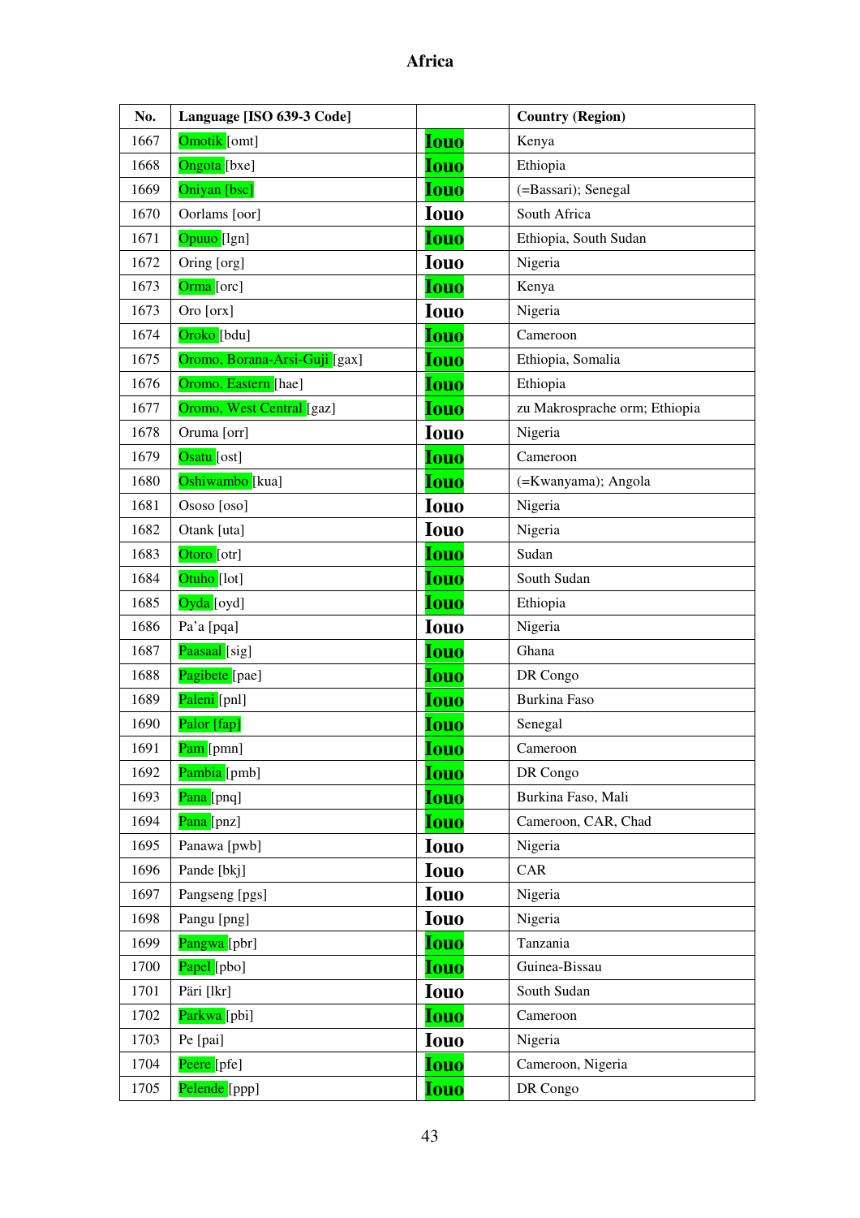# Africa

| No. | Language [ISO 639-3 Code] | | Country (Region) |
|---|---|---|---|
| 1667 | Omotik [omt] | Iouo | Kenya |
| 1668 | Ongota [bxe] | Iouo | Ethiopia |
| 1669 | Oniyan [bsc] | Iouo | (=Bassari); Senegal |
| 1670 | Oorlams [oor] | Iouo | South Africa |
| 1671 | Opuuo [lgn] | Iouo | Ethiopia, South Sudan |
| 1672 | Oring [org] | Iouo | Nigeria |
| 1673 | Orma [orc] | Iouo | Kenya |
| 1673 | Oro [orx] | Iouo | Nigeria |
| 1674 | Oroko [bdu] | Iouo | Cameroon |
| 1675 | Oromo, Borana-Arsi-Guji [gax] | Iouo | Ethiopia, Somalia |
| 1676 | Oromo, Eastern [hae] | Iouo | Ethiopia |
| 1677 | Oromo, West Central [gaz] | Iouo | zu Makrosprache orm; Ethiopia |
| 1678 | Oruma [orr] | Iouo | Nigeria |
| 1679 | Osatu [ost] | Iouo | Cameroon |
| 1680 | Oshiwambo [kua] | Iouo | (=Kwanyama); Angola |
| 1681 | Ososo [oso] | Iouo | Nigeria |
| 1682 | Otank [uta] | Iouo | Nigeria |
| 1683 | Otoro [otr] | Iouo | Sudan |
| 1684 | Otuho [lot] | Iouo | South Sudan |
| 1685 | Oyda [oyd] | Iouo | Ethiopia |
| 1686 | Pa'a [pqa] | Iouo | Nigeria |
| 1687 | Paasaal [sig] | Iouo | Ghana |
| 1688 | Pagibete [pae] | Iouo | DR Congo |
| 1689 | Paleni [pnl] | Iouo | Burkina Faso |
| 1690 | Palor [fap] | Iouo | Senegal |
| 1691 | Pam [pmn] | Iouo | Cameroon |
| 1692 | Pambia [pmb] | Iouo | DR Congo |
| 1693 | Pana [pnq] | Iouo | Burkina Faso, Mali |
| 1694 | Pana [pnz] | Iouo | Cameroon, CAR, Chad |
| 1695 | Panawa [pwb] | Iouo | Nigeria |
| 1696 | Pande [bkj] | Iouo | CAR |
| 1697 | Pangseng [pgs] | Iouo | Nigeria |
| 1698 | Pangu [png] | Iouo | Nigeria |
| 1699 | Pangwa [pbr] | Iouo | Tanzania |
| 1700 | Papel [pbo] | Iouo | Guinea-Bissau |
| 1701 | Päri [lkr] | Iouo | South Sudan |
| 1702 | Parkwa [pbi] | Iouo | Cameroon |
| 1703 | Pe [pai] | Iouo | Nigeria |
| 1704 | Peere [pfe] | Iouo | Cameroon, Nigeria |
| 1705 | Pelende [ppp] | Iouo | DR Congo |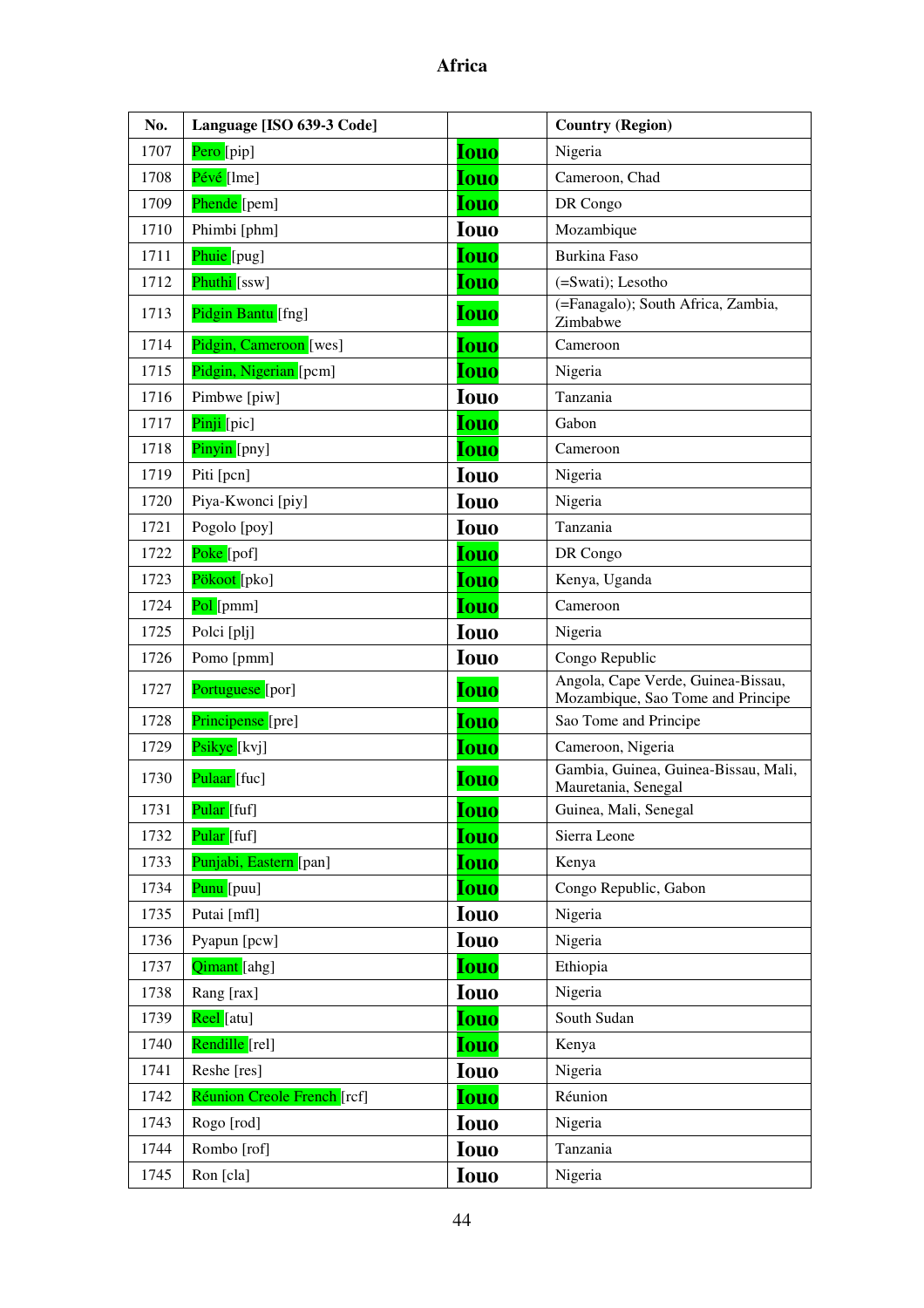# Africa

| No. | Language [ISO 639-3 Code] | | Country (Region) |
|---|---|---|---|
| 1707 | Pero [pip] | Iouo | Nigeria |
| 1708 | Pévé [lme] | Iouo | Cameroon, Chad |
| 1709 | Phende [pem] | Iouo | DR Congo |
| 1710 | Phimbi [phm] | Iouo | Mozambique |
| 1711 | Phuie [pug] | Iouo | Burkina Faso |
| 1712 | Phuthi [ssw] | Iouo | (=Swati); Lesotho |
| 1713 | Pidgin Bantu [fng] | Iouo | (=Fanagalo); South Africa, Zambia, Zimbabwe |
| 1714 | Pidgin, Cameroon [wes] | Iouo | Cameroon |
| 1715 | Pidgin, Nigerian [pcm] | Iouo | Nigeria |
| 1716 | Pimbwe [piw] | Iouo | Tanzania |
| 1717 | Pinji [pic] | Iouo | Gabon |
| 1718 | Pinyin [pny] | Iouo | Cameroon |
| 1719 | Piti [pcn] | Iouo | Nigeria |
| 1720 | Piya-Kwonci [piy] | Iouo | Nigeria |
| 1721 | Pogolo [poy] | Iouo | Tanzania |
| 1722 | Poke [pof] | Iouo | DR Congo |
| 1723 | Pökoot [pko] | Iouo | Kenya, Uganda |
| 1724 | Pol [pmm] | Iouo | Cameroon |
| 1725 | Polci [plj] | Iouo | Nigeria |
| 1726 | Pomo [pmm] | Iouo | Congo Republic |
| 1727 | Portuguese [por] | Iouo | Angola, Cape Verde, Guinea-Bissau, Mozambique, Sao Tome and Principe |
| 1728 | Principense [pre] | Iouo | Sao Tome and Principe |
| 1729 | Psikye [kvj] | Iouo | Cameroon, Nigeria |
| 1730 | Pulaar [fuc] | Iouo | Gambia, Guinea, Guinea-Bissau, Mali, Mauretania, Senegal |
| 1731 | Pular [fuf] | Iouo | Guinea, Mali, Senegal |
| 1732 | Pular [fuf] | Iouo | Sierra Leone |
| 1733 | Punjabi, Eastern [pan] | Iouo | Kenya |
| 1734 | Punu [puu] | Iouo | Congo Republic, Gabon |
| 1735 | Putai [mfl] | Iouo | Nigeria |
| 1736 | Pyapun [pcw] | Iouo | Nigeria |
| 1737 | Qimant [ahg] | Iouo | Ethiopia |
| 1738 | Rang [rax] | Iouo | Nigeria |
| 1739 | Reel [atu] | Iouo | South Sudan |
| 1740 | Rendille [rel] | Iouo | Kenya |
| 1741 | Reshe [res] | Iouo | Nigeria |
| 1742 | Réunion Creole French [rcf] | Iouo | Réunion |
| 1743 | Rogo [rod] | Iouo | Nigeria |
| 1744 | Rombo [rof] | Iouo | Tanzania |
| 1745 | Ron [cla] | Iouo | Nigeria |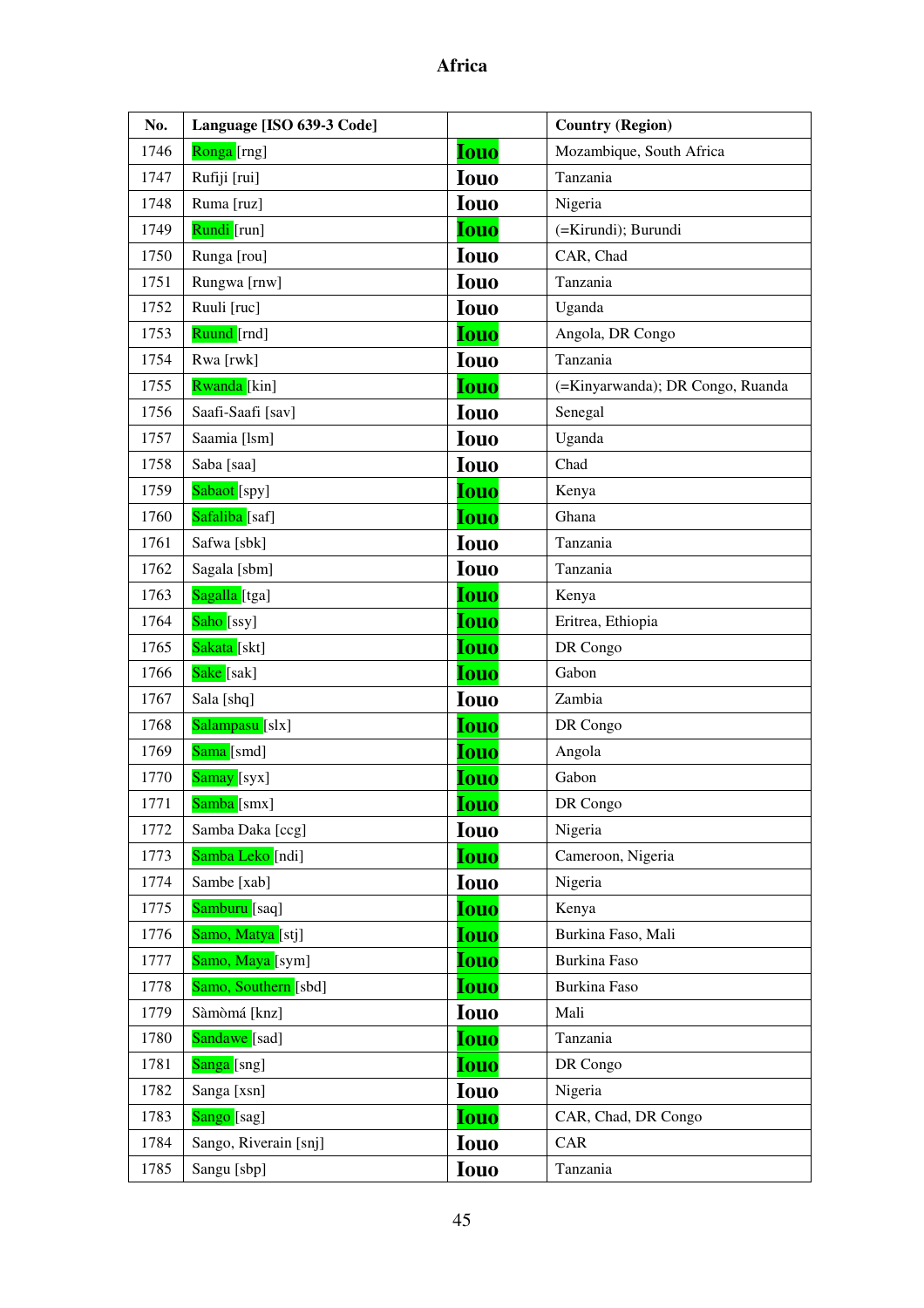# Africa

| No. | Language [ISO 639-3 Code] | | Country (Region) |
|---|---|---|---|
| 1746 | Ronga [rng] | Iouo | Mozambique, South Africa |
| 1747 | Rufiji [rui] | Iouo | Tanzania |
| 1748 | Ruma [ruz] | Iouo | Nigeria |
| 1749 | Rundi [run] | Iouo | (=Kirundi); Burundi |
| 1750 | Runga [rou] | Iouo | CAR, Chad |
| 1751 | Rungwa [rnw] | Iouo | Tanzania |
| 1752 | Ruuli [ruc] | Iouo | Uganda |
| 1753 | Ruund [rnd] | Iouo | Angola, DR Congo |
| 1754 | Rwa [rwk] | Iouo | Tanzania |
| 1755 | Rwanda [kin] | Iouo | (=Kinyarwanda); DR Congo, Ruanda |
| 1756 | Saafi-Saafi [sav] | Iouo | Senegal |
| 1757 | Saamia [lsm] | Iouo | Uganda |
| 1758 | Saba [saa] | Iouo | Chad |
| 1759 | Sabaot [spy] | Iouo | Kenya |
| 1760 | Safaliba [saf] | Iouo | Ghana |
| 1761 | Safwa [sbk] | Iouo | Tanzania |
| 1762 | Sagala [sbm] | Iouo | Tanzania |
| 1763 | Sagalla [tga] | Iouo | Kenya |
| 1764 | Saho [ssy] | Iouo | Eritrea, Ethiopia |
| 1765 | Sakata [skt] | Iouo | DR Congo |
| 1766 | Sake [sak] | Iouo | Gabon |
| 1767 | Sala [shq] | Iouo | Zambia |
| 1768 | Salampasu [slx] | Iouo | DR Congo |
| 1769 | Sama [smd] | Iouo | Angola |
| 1770 | Samay [syx] | Iouo | Gabon |
| 1771 | Samba [smx] | Iouo | DR Congo |
| 1772 | Samba Daka [ccg] | Iouo | Nigeria |
| 1773 | Samba Leko [ndi] | Iouo | Cameroon, Nigeria |
| 1774 | Sambe [xab] | Iouo | Nigeria |
| 1775 | Samburu [saq] | Iouo | Kenya |
| 1776 | Samo, Matya [stj] | Iouo | Burkina Faso, Mali |
| 1777 | Samo, Maya [sym] | Iouo | Burkina Faso |
| 1778 | Samo, Southern [sbd] | Iouo | Burkina Faso |
| 1779 | Sàmòmá [knz] | Iouo | Mali |
| 1780 | Sandawe [sad] | Iouo | Tanzania |
| 1781 | Sanga [sng] | Iouo | DR Congo |
| 1782 | Sanga [xsn] | Iouo | Nigeria |
| 1783 | Sango [sag] | Iouo | CAR, Chad, DR Congo |
| 1784 | Sango, Riverain [snj] | Iouo | CAR |
| 1785 | Sangu [sbp] | Iouo | Tanzania |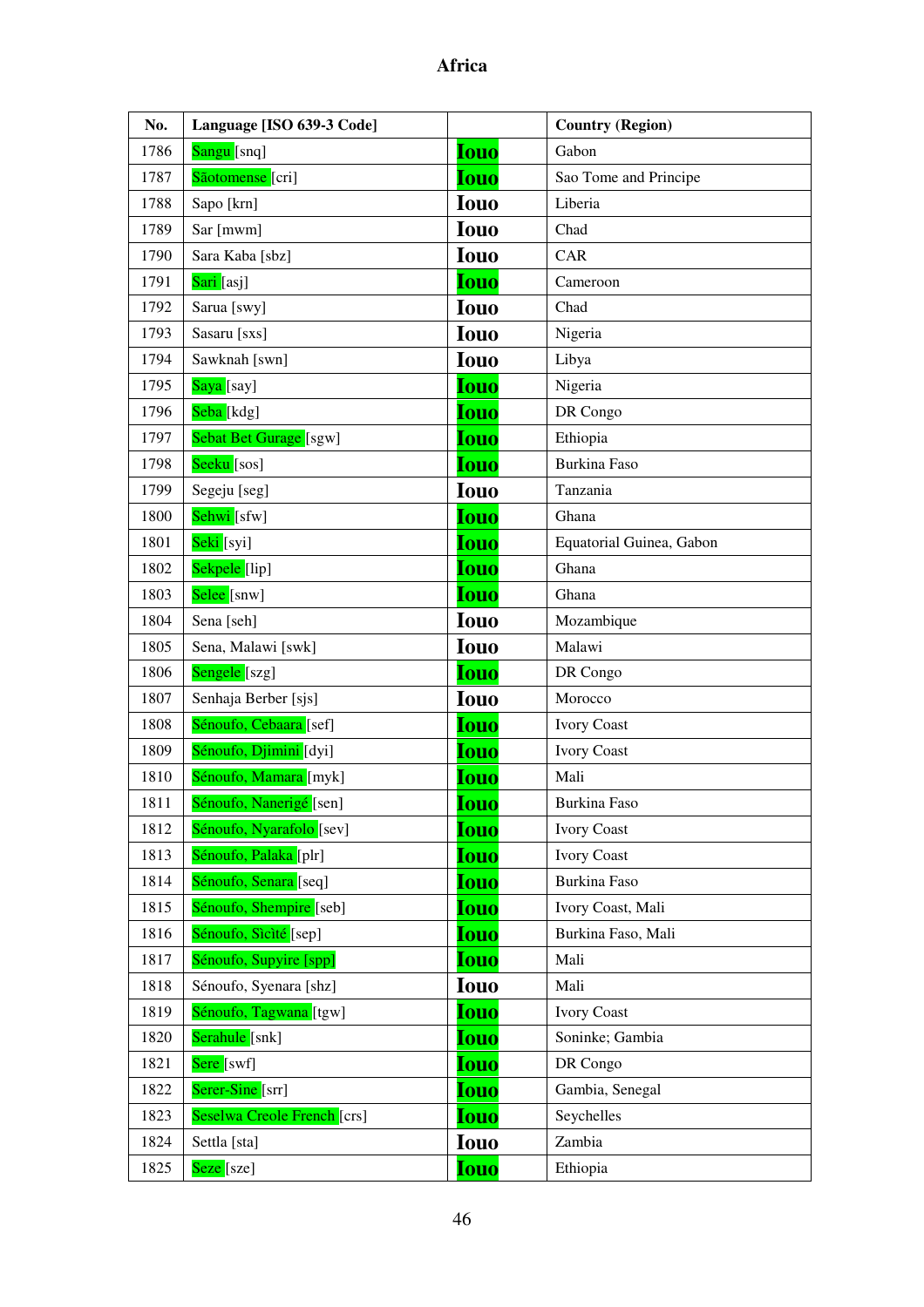# Africa

| No. | Language [ISO 639-3 Code] | | Country (Region) |
|---|---|---|---|
| 1786 | Sangu [snq] | Iouo | Gabon |
| 1787 | Sãotomense [cri] | Iouo | Sao Tome and Principe |
| 1788 | Sapo [krn] | Iouo | Liberia |
| 1789 | Sar [mwm] | Iouo | Chad |
| 1790 | Sara Kaba [sbz] | Iouo | CAR |
| 1791 | Sari [asj] | Iouo | Cameroon |
| 1792 | Sarua [swy] | Iouo | Chad |
| 1793 | Sasaru [sxs] | Iouo | Nigeria |
| 1794 | Sawknah [swn] | Iouo | Libya |
| 1795 | Saya [say] | Iouo | Nigeria |
| 1796 | Seba [kdg] | Iouo | DR Congo |
| 1797 | Sebat Bet Gurage [sgw] | Iouo | Ethiopia |
| 1798 | Seeku [sos] | Iouo | Burkina Faso |
| 1799 | Segeju [seg] | Iouo | Tanzania |
| 1800 | Sehwi [sfw] | Iouo | Ghana |
| 1801 | Seki [syi] | Iouo | Equatorial Guinea, Gabon |
| 1802 | Sekpele [lip] | Iouo | Ghana |
| 1803 | Selee [snw] | Iouo | Ghana |
| 1804 | Sena [seh] | Iouo | Mozambique |
| 1805 | Sena, Malawi [swk] | Iouo | Malawi |
| 1806 | Sengele [szg] | Iouo | DR Congo |
| 1807 | Senhaja Berber [sjs] | Iouo | Morocco |
| 1808 | Sénoufo, Cebaara [sef] | Iouo | Ivory Coast |
| 1809 | Sénoufo, Djimini [dyi] | Iouo | Ivory Coast |
| 1810 | Sénoufo, Mamara [myk] | Iouo | Mali |
| 1811 | Sénoufo, Nanerigé [sen] | Iouo | Burkina Faso |
| 1812 | Sénoufo, Nyarafolo [sev] | Iouo | Ivory Coast |
| 1813 | Sénoufo, Palaka [plr] | Iouo | Ivory Coast |
| 1814 | Sénoufo, Senara [seq] | Iouo | Burkina Faso |
| 1815 | Sénoufo, Shempire [seb] | Iouo | Ivory Coast, Mali |
| 1816 | Sénoufo, Sìcìté [sep] | Iouo | Burkina Faso, Mali |
| 1817 | Sénoufo, Supyire [spp] | Iouo | Mali |
| 1818 | Sénoufo, Syenara [shz] | Iouo | Mali |
| 1819 | Sénoufo, Tagwana [tgw] | Iouo | Ivory Coast |
| 1820 | Serahule [snk] | Iouo | Soninke; Gambia |
| 1821 | Sere [swf] | Iouo | DR Congo |
| 1822 | Serer-Sine [srr] | Iouo | Gambia, Senegal |
| 1823 | Seselwa Creole French [crs] | Iouo | Seychelles |
| 1824 | Settla [sta] | Iouo | Zambia |
| 1825 | Seze [sze] | Iouo | Ethiopia |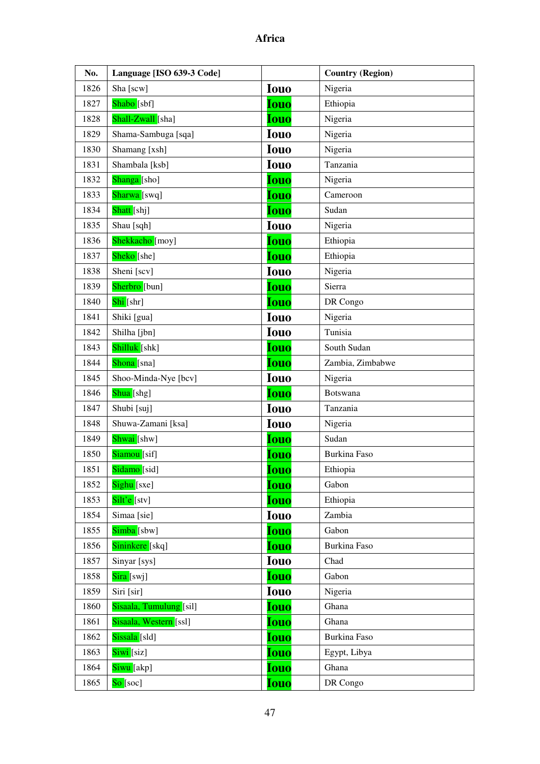# Africa

| No. | Language [ISO 639-3 Code] | | Country (Region) |
|---|---|---|---|
| 1826 | Sha [scw] | Iouo | Nigeria |
| 1827 | Shabo [sbf] | Iouo | Ethiopia |
| 1828 | Shall-Zwall [sha] | Iouo | Nigeria |
| 1829 | Shama-Sambuga [sqa] | Iouo | Nigeria |
| 1830 | Shamang [xsh] | Iouo | Nigeria |
| 1831 | Shambala [ksb] | Iouo | Tanzania |
| 1832 | Shanga [sho] | Iouo | Nigeria |
| 1833 | Sharwa [swq] | Iouo | Cameroon |
| 1834 | Shatt [shj] | Iouo | Sudan |
| 1835 | Shau [sqh] | Iouo | Nigeria |
| 1836 | Shekkacho [moy] | Iouo | Ethiopia |
| 1837 | Sheko [she] | Iouo | Ethiopia |
| 1838 | Sheni [scv] | Iouo | Nigeria |
| 1839 | Sherbro [bun] | Iouo | Sierra |
| 1840 | Shi [shr] | Iouo | DR Congo |
| 1841 | Shiki [gua] | Iouo | Nigeria |
| 1842 | Shilha [jbn] | Iouo | Tunisia |
| 1843 | Shilluk [shk] | Iouo | South Sudan |
| 1844 | Shona [sna] | Iouo | Zambia, Zimbabwe |
| 1845 | Shoo-Minda-Nye [bcv] | Iouo | Nigeria |
| 1846 | Shua [shg] | Iouo | Botswana |
| 1847 | Shubi [suj] | Iouo | Tanzania |
| 1848 | Shuwa-Zamani [ksa] | Iouo | Nigeria |
| 1849 | Shwai [shw] | Iouo | Sudan |
| 1850 | Siamou [sif] | Iouo | Burkina Faso |
| 1851 | Sidamo [sid] | Iouo | Ethiopia |
| 1852 | Sighu [sxe] | Iouo | Gabon |
| 1853 | Silt'e [stv] | Iouo | Ethiopia |
| 1854 | Simaa [sie] | Iouo | Zambia |
| 1855 | Simba [sbw] | Iouo | Gabon |
| 1856 | Sininkere [skq] | Iouo | Burkina Faso |
| 1857 | Sinyar [sys] | Iouo | Chad |
| 1858 | Sira [swj] | Iouo | Gabon |
| 1859 | Siri [sir] | Iouo | Nigeria |
| 1860 | Sisaala, Tumulung [sil] | Iouo | Ghana |
| 1861 | Sisaala, Western [ssl] | Iouo | Ghana |
| 1862 | Sissala [sld] | Iouo | Burkina Faso |
| 1863 | Siwi [siz] | Iouo | Egypt, Libya |
| 1864 | Siwu [akp] | Iouo | Ghana |
| 1865 | So [soc] | Iouo | DR Congo |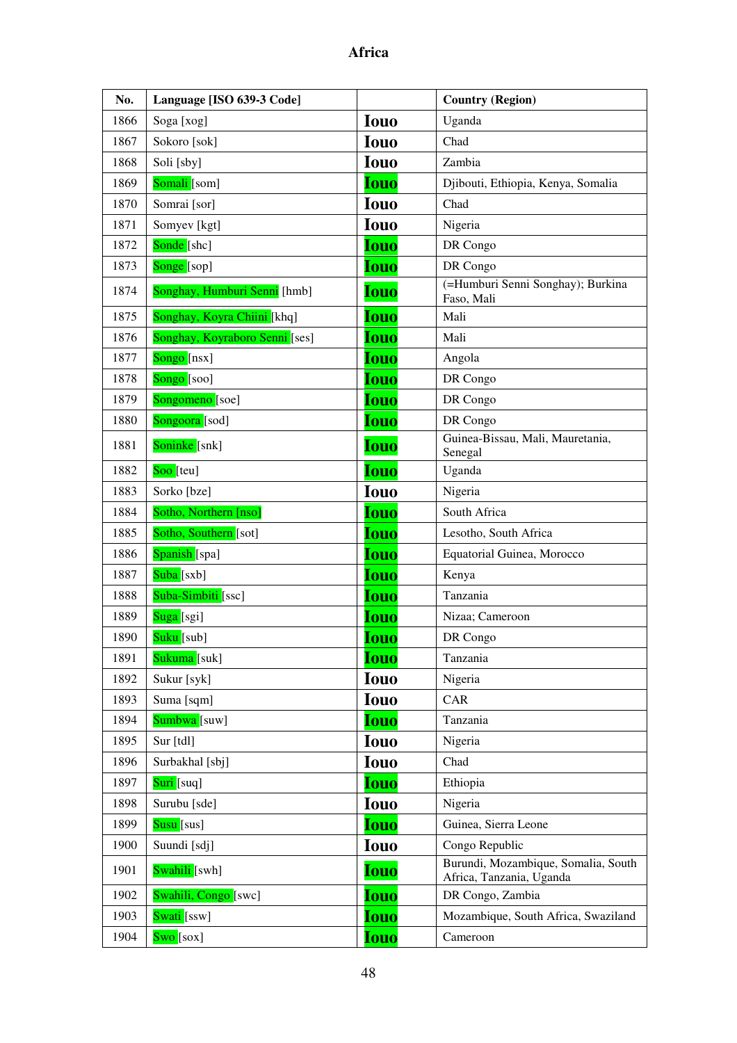# Africa

| No. | Language [ISO 639-3 Code] | | Country (Region) |
|---|---|---|---|
| 1866 | Soga [xog] | Iouo | Uganda |
| 1867 | Sokoro [sok] | Iouo | Chad |
| 1868 | Soli [sby] | Iouo | Zambia |
| 1869 | Somali [som] | Iouo | Djibouti, Ethiopia, Kenya, Somalia |
| 1870 | Somrai [sor] | Iouo | Chad |
| 1871 | Somyev [kgt] | Iouo | Nigeria |
| 1872 | Sonde [shc] | Iouo | DR Congo |
| 1873 | Songe [sop] | Iouo | DR Congo |
| 1874 | Songhay, Humburi Senni [hmb] | Iouo | (=Humburi Senni Songhay); Burkina Faso, Mali |
| 1875 | Songhay, Koyra Chiini [khq] | Iouo | Mali |
| 1876 | Songhay, Koyraboro Senni [ses] | Iouo | Mali |
| 1877 | Songo [nsx] | Iouo | Angola |
| 1878 | Songo [soo] | Iouo | DR Congo |
| 1879 | Songomeno [soe] | Iouo | DR Congo |
| 1880 | Songoora [sod] | Iouo | DR Congo |
| 1881 | Soninke [snk] | Iouo | Guinea-Bissau, Mali, Mauretania, Senegal |
| 1882 | Soo [teu] | Iouo | Uganda |
| 1883 | Sorko [bze] | Iouo | Nigeria |
| 1884 | Sotho, Northern [nso] | Iouo | South Africa |
| 1885 | Sotho, Southern [sot] | Iouo | Lesotho, South Africa |
| 1886 | Spanish [spa] | Iouo | Equatorial Guinea, Morocco |
| 1887 | Suba [sxb] | Iouo | Kenya |
| 1888 | Suba-Simbiti [ssc] | Iouo | Tanzania |
| 1889 | Suga [sgi] | Iouo | Nizaa; Cameroon |
| 1890 | Suku [sub] | Iouo | DR Congo |
| 1891 | Sukuma [suk] | Iouo | Tanzania |
| 1892 | Sukur [syk] | Iouo | Nigeria |
| 1893 | Suma [sqm] | Iouo | CAR |
| 1894 | Sumbwa [suw] | Iouo | Tanzania |
| 1895 | Sur [tdl] | Iouo | Nigeria |
| 1896 | Surbakhal [sbj] | Iouo | Chad |
| 1897 | Suri [suq] | Iouo | Ethiopia |
| 1898 | Surubu [sde] | Iouo | Nigeria |
| 1899 | Susu [sus] | Iouo | Guinea, Sierra Leone |
| 1900 | Suundi [sdj] | Iouo | Congo Republic |
| 1901 | Swahili [swh] | Iouo | Burundi, Mozambique, Somalia, South Africa, Tanzania, Uganda |
| 1902 | Swahili, Congo [swc] | Iouo | DR Congo, Zambia |
| 1903 | Swati [ssw] | Iouo | Mozambique, South Africa, Swaziland |
| 1904 | Swo [sox] | Iouo | Cameroon |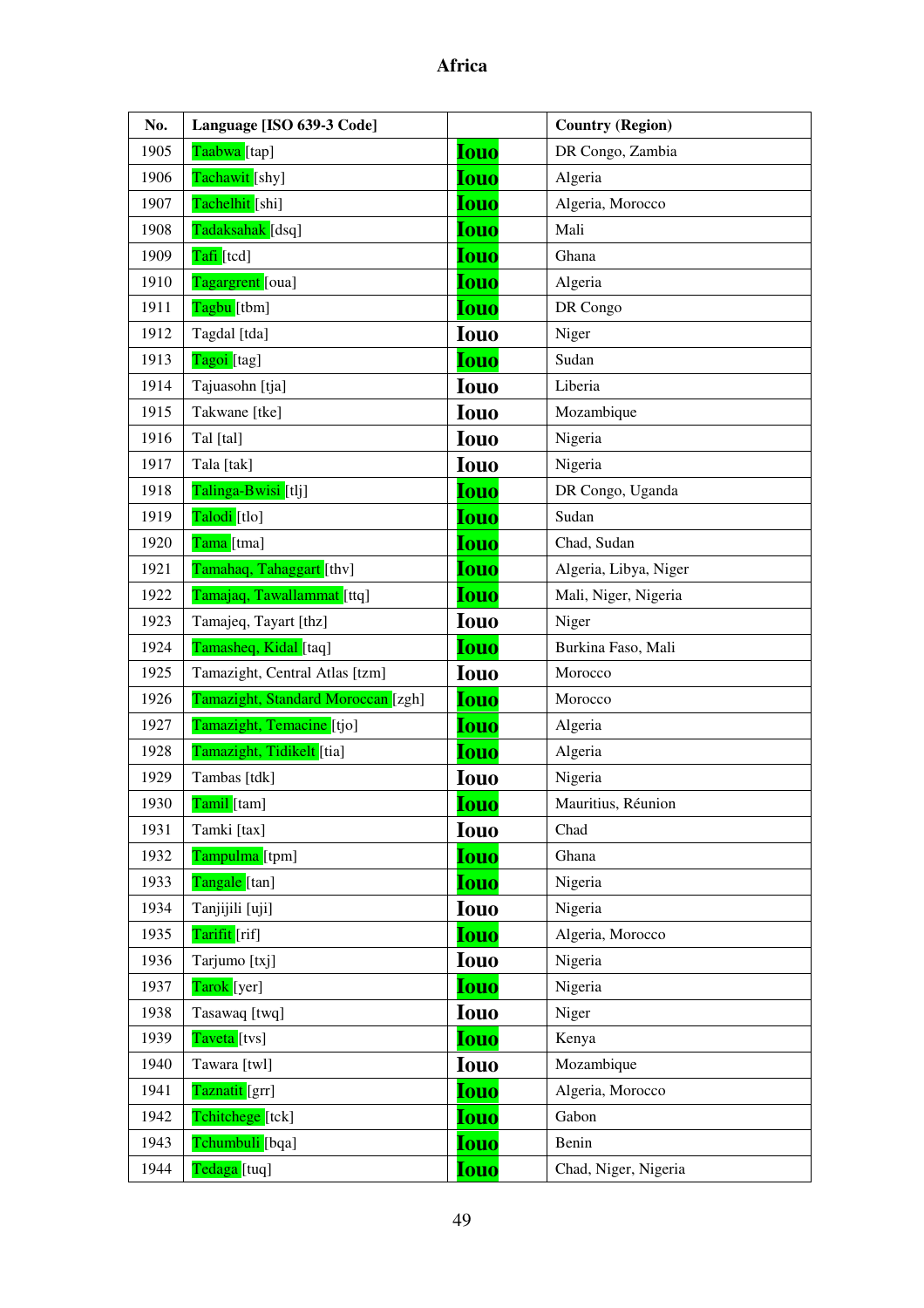# Africa

| No. | Language [ISO 639-3 Code] | | Country (Region) |
|---|---|---|---|
| 1905 | Taabwa [tap] | Iouo | DR Congo, Zambia |
| 1906 | Tachawit [shy] | Iouo | Algeria |
| 1907 | Tachelhit [shi] | Iouo | Algeria, Morocco |
| 1908 | Tadaksahak [dsq] | Iouo | Mali |
| 1909 | Tafi [tcd] | Iouo | Ghana |
| 1910 | Tagargrent [oua] | Iouo | Algeria |
| 1911 | Tagbu [tbm] | Iouo | DR Congo |
| 1912 | Tagdal [tda] | Iouo | Niger |
| 1913 | Tagoi [tag] | Iouo | Sudan |
| 1914 | Tajuasohn [tja] | Iouo | Liberia |
| 1915 | Takwane [tke] | Iouo | Mozambique |
| 1916 | Tal [tal] | Iouo | Nigeria |
| 1917 | Tala [tak] | Iouo | Nigeria |
| 1918 | Talinga-Bwisi [tlj] | Iouo | DR Congo, Uganda |
| 1919 | Talodi [tlo] | Iouo | Sudan |
| 1920 | Tama [tma] | Iouo | Chad, Sudan |
| 1921 | Tamahaq, Tahaggart [thv] | Iouo | Algeria, Libya, Niger |
| 1922 | Tamajaq, Tawallammat [ttq] | Iouo | Mali, Niger, Nigeria |
| 1923 | Tamajeq, Tayart [thz] | Iouo | Niger |
| 1924 | Tamasheq, Kidal [taq] | Iouo | Burkina Faso, Mali |
| 1925 | Tamazight, Central Atlas [tzm] | Iouo | Morocco |
| 1926 | Tamazight, Standard Moroccan [zgh] | Iouo | Morocco |
| 1927 | Tamazight, Temacine [tjo] | Iouo | Algeria |
| 1928 | Tamazight, Tidikelt [tia] | Iouo | Algeria |
| 1929 | Tambas [tdk] | Iouo | Nigeria |
| 1930 | Tamil [tam] | Iouo | Mauritius, Réunion |
| 1931 | Tamki [tax] | Iouo | Chad |
| 1932 | Tampulma [tpm] | Iouo | Ghana |
| 1933 | Tangale [tan] | Iouo | Nigeria |
| 1934 | Tanjijili [uji] | Iouo | Nigeria |
| 1935 | Tarifit [rif] | Iouo | Algeria, Morocco |
| 1936 | Tarjumo [txj] | Iouo | Nigeria |
| 1937 | Tarok [yer] | Iouo | Nigeria |
| 1938 | Tasawaq [twq] | Iouo | Niger |
| 1939 | Taveta [tvs] | Iouo | Kenya |
| 1940 | Tawara [twl] | Iouo | Mozambique |
| 1941 | Taznatit [grr] | Iouo | Algeria, Morocco |
| 1942 | Tchitchege [tck] | Iouo | Gabon |
| 1943 | Tchumbuli [bqa] | Iouo | Benin |
| 1944 | Tedaga [tuq] | Iouo | Chad, Niger, Nigeria |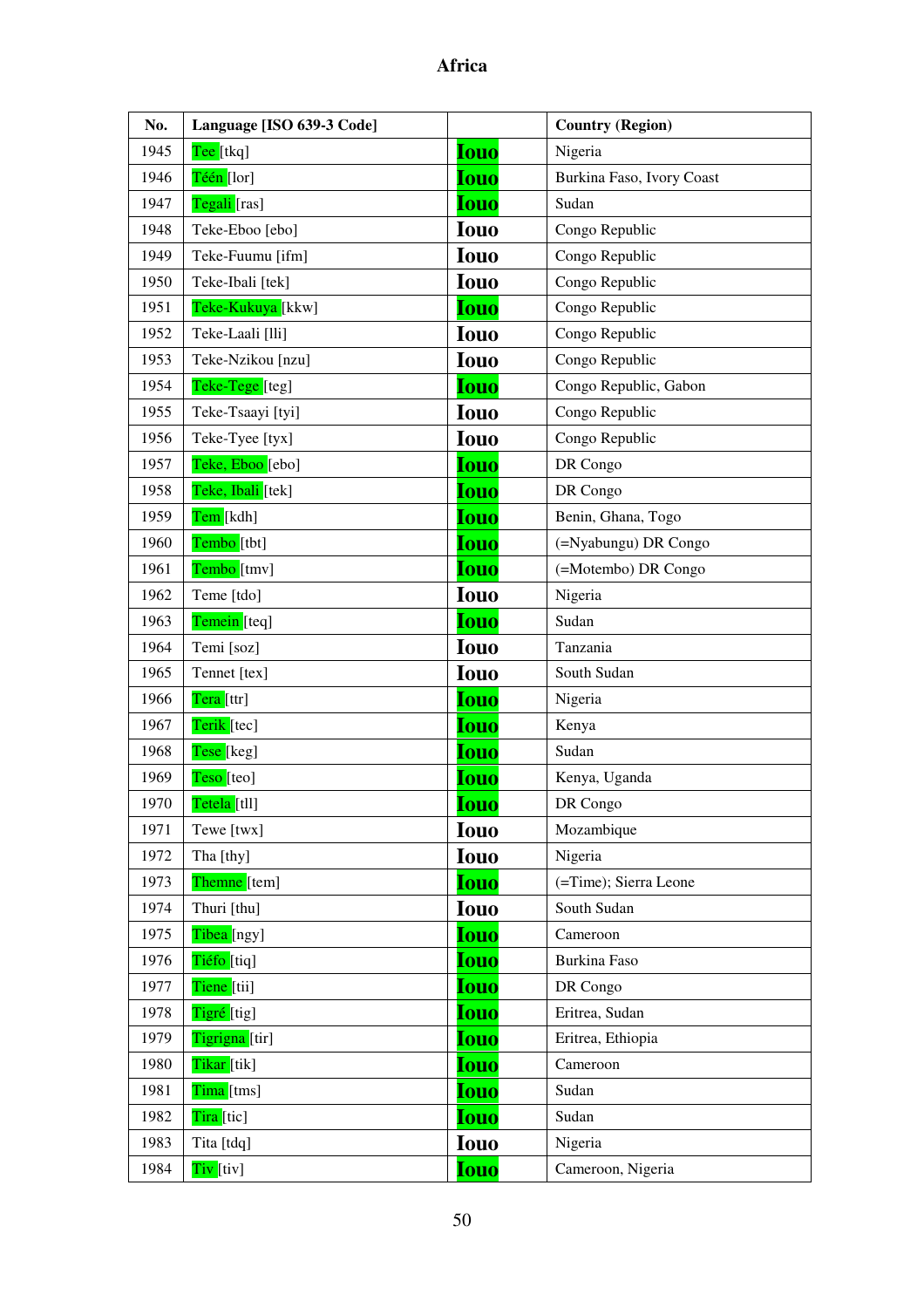# Africa

| No. | Language [ISO 639-3 Code] | | Country (Region) |
|---|---|---|---|
| 1945 | Tee [tkq] | Iouo | Nigeria |
| 1946 | Téén [lor] | Iouo | Burkina Faso, Ivory Coast |
| 1947 | Tegali [ras] | Iouo | Sudan |
| 1948 | Teke-Eboo [ebo] | Iouo | Congo Republic |
| 1949 | Teke-Fuumu [ifm] | Iouo | Congo Republic |
| 1950 | Teke-Ibali [tek] | Iouo | Congo Republic |
| 1951 | Teke-Kukuya [kkw] | Iouo | Congo Republic |
| 1952 | Teke-Laali [lli] | Iouo | Congo Republic |
| 1953 | Teke-Nzikou [nzu] | Iouo | Congo Republic |
| 1954 | Teke-Tege [teg] | Iouo | Congo Republic, Gabon |
| 1955 | Teke-Tsaayi [tyi] | Iouo | Congo Republic |
| 1956 | Teke-Tyee [tyx] | Iouo | Congo Republic |
| 1957 | Teke, Eboo [ebo] | Iouo | DR Congo |
| 1958 | Teke, Ibali [tek] | Iouo | DR Congo |
| 1959 | Tem [kdh] | Iouo | Benin, Ghana, Togo |
| 1960 | Tembo [tbt] | Iouo | (=Nyabungu) DR Congo |
| 1961 | Tembo [tmv] | Iouo | (=Motembo) DR Congo |
| 1962 | Teme [tdo] | Iouo | Nigeria |
| 1963 | Temein [teq] | Iouo | Sudan |
| 1964 | Temi [soz] | Iouo | Tanzania |
| 1965 | Tennet [tex] | Iouo | South Sudan |
| 1966 | Tera [ttr] | Iouo | Nigeria |
| 1967 | Terik [tec] | Iouo | Kenya |
| 1968 | Tese [keg] | Iouo | Sudan |
| 1969 | Teso [teo] | Iouo | Kenya, Uganda |
| 1970 | Tetela [tll] | Iouo | DR Congo |
| 1971 | Tewe [twx] | Iouo | Mozambique |
| 1972 | Tha [thy] | Iouo | Nigeria |
| 1973 | Themne [tem] | Iouo | (=Time); Sierra Leone |
| 1974 | Thuri [thu] | Iouo | South Sudan |
| 1975 | Tibea [ngy] | Iouo | Cameroon |
| 1976 | Tiéfo [tiq] | Iouo | Burkina Faso |
| 1977 | Tiene [tii] | Iouo | DR Congo |
| 1978 | Tigré [tig] | Iouo | Eritrea, Sudan |
| 1979 | Tigrigna [tir] | Iouo | Eritrea, Ethiopia |
| 1980 | Tikar [tik] | Iouo | Cameroon |
| 1981 | Tima [tms] | Iouo | Sudan |
| 1982 | Tira [tic] | Iouo | Sudan |
| 1983 | Tita [tdq] | Iouo | Nigeria |
| 1984 | Tiv [tiv] | Iouo | Cameroon, Nigeria |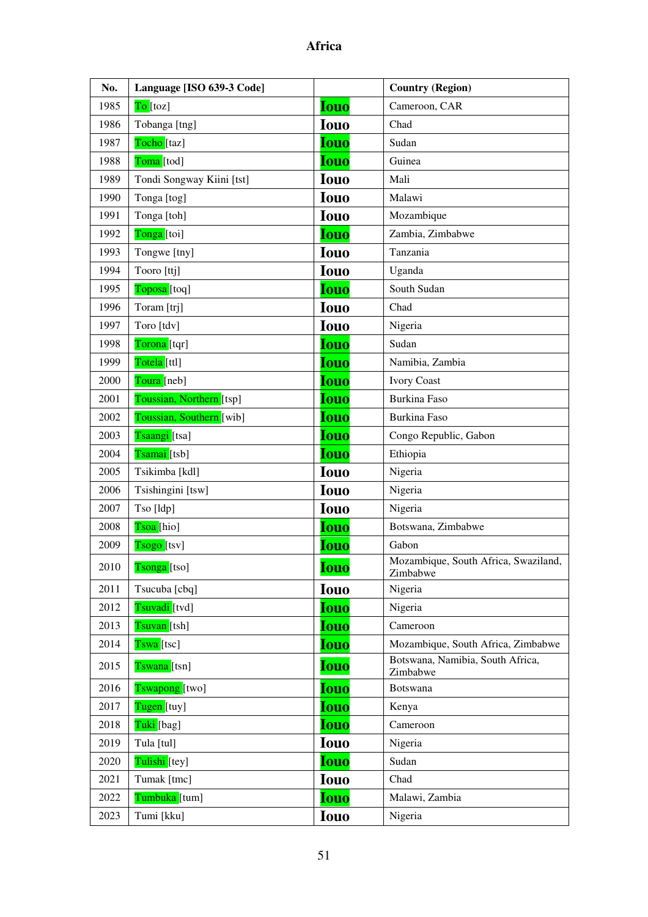# Africa

| No. | Language [ISO 639-3 Code] | | Country (Region) |
|---|---|---|---|
| 1985 | To [toz] | Iouo | Cameroon, CAR |
| 1986 | Tobanga [tng] | Iouo | Chad |
| 1987 | Tocho [taz] | Iouo | Sudan |
| 1988 | Toma [tod] | Iouo | Guinea |
| 1989 | Tondi Songway Kiini [tst] | Iouo | Mali |
| 1990 | Tonga [tog] | Iouo | Malawi |
| 1991 | Tonga [toh] | Iouo | Mozambique |
| 1992 | Tonga [toi] | Iouo | Zambia, Zimbabwe |
| 1993 | Tongwe [tny] | Iouo | Tanzania |
| 1994 | Tooro [ttj] | Iouo | Uganda |
| 1995 | Toposa [toq] | Iouo | South Sudan |
| 1996 | Toram [trj] | Iouo | Chad |
| 1997 | Toro [tdv] | Iouo | Nigeria |
| 1998 | Torona [tqr] | Iouo | Sudan |
| 1999 | Totela [ttl] | Iouo | Namibia, Zambia |
| 2000 | Toura [neb] | Iouo | Ivory Coast |
| 2001 | Toussian, Northern [tsp] | Iouo | Burkina Faso |
| 2002 | Toussian, Southern [wib] | Iouo | Burkina Faso |
| 2003 | Tsaangi [tsa] | Iouo | Congo Republic, Gabon |
| 2004 | Tsamai [tsb] | Iouo | Ethiopia |
| 2005 | Tsikimba [kdl] | Iouo | Nigeria |
| 2006 | Tsishingini [tsw] | Iouo | Nigeria |
| 2007 | Tso [ldp] | Iouo | Nigeria |
| 2008 | Tsoa [hio] | Iouo | Botswana, Zimbabwe |
| 2009 | Tsogo [tsv] | Iouo | Gabon |
| 2010 | Tsonga [tso] | Iouo | Mozambique, South Africa, Swaziland, Zimbabwe |
| 2011 | Tsucuba [cbq] | Iouo | Nigeria |
| 2012 | Tsuvadi [tvd] | Iouo | Nigeria |
| 2013 | Tsuvan [tsh] | Iouo | Cameroon |
| 2014 | Tswa [tsc] | Iouo | Mozambique, South Africa, Zimbabwe |
| 2015 | Tswana [tsn] | Iouo | Botswana, Namibia, South Africa, Zimbabwe |
| 2016 | Tswapong [two] | Iouo | Botswana |
| 2017 | Tugen [tuy] | Iouo | Kenya |
| 2018 | Tuki [bag] | Iouo | Cameroon |
| 2019 | Tula [tul] | Iouo | Nigeria |
| 2020 | Tulishi [tey] | Iouo | Sudan |
| 2021 | Tumak [tmc] | Iouo | Chad |
| 2022 | Tumbuka [tum] | Iouo | Malawi, Zambia |
| 2023 | Tumi [kku] | Iouo | Nigeria |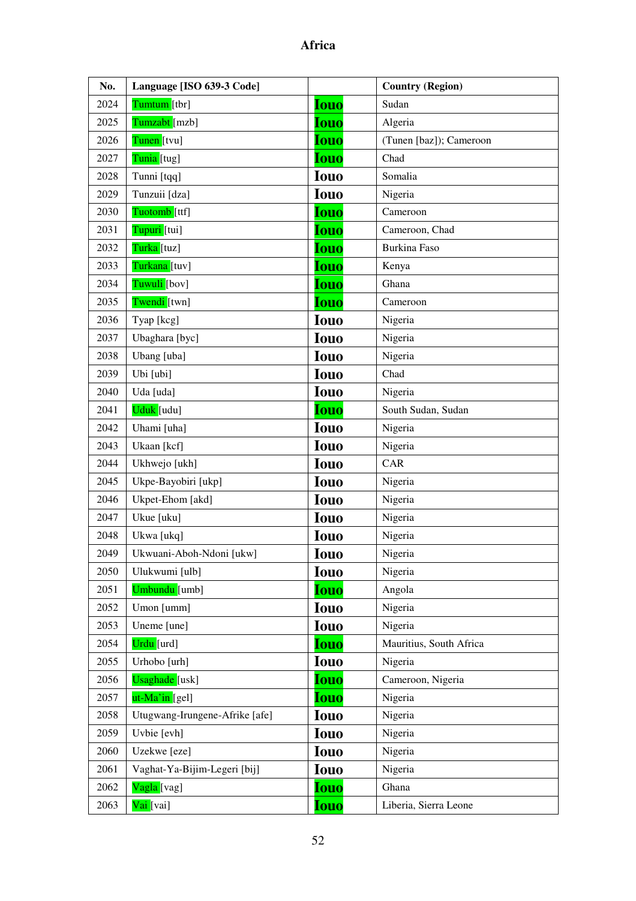# Africa

| No. | Language [ISO 639-3 Code] | | Country (Region) |
|---|---|---|---|
| 2024 | Tumtum [tbr] | Iouo | Sudan |
| 2025 | Tumzabt [mzb] | Iouo | Algeria |
| 2026 | Tunen [tvu] | Iouo | (Tunen [baz]); Cameroon |
| 2027 | Tunia [tug] | Iouo | Chad |
| 2028 | Tunni [tqq] | Iouo | Somalia |
| 2029 | Tunzuii [dza] | Iouo | Nigeria |
| 2030 | Tuotomb [ttf] | Iouo | Cameroon |
| 2031 | Tupuri [tui] | Iouo | Cameroon, Chad |
| 2032 | Turka [tuz] | Iouo | Burkina Faso |
| 2033 | Turkana [tuv] | Iouo | Kenya |
| 2034 | Tuwuli [bov] | Iouo | Ghana |
| 2035 | Twendi [twn] | Iouo | Cameroon |
| 2036 | Tyap [kcg] | Iouo | Nigeria |
| 2037 | Ubaghara [byc] | Iouo | Nigeria |
| 2038 | Ubang [uba] | Iouo | Nigeria |
| 2039 | Ubi [ubi] | Iouo | Chad |
| 2040 | Uda [uda] | Iouo | Nigeria |
| 2041 | Uduk [udu] | Iouo | South Sudan, Sudan |
| 2042 | Uhami [uha] | Iouo | Nigeria |
| 2043 | Ukaan [kcf] | Iouo | Nigeria |
| 2044 | Ukhwejo [ukh] | Iouo | CAR |
| 2045 | Ukpe-Bayobiri [ukp] | Iouo | Nigeria |
| 2046 | Ukpet-Ehom [akd] | Iouo | Nigeria |
| 2047 | Ukue [uku] | Iouo | Nigeria |
| 2048 | Ukwa [ukq] | Iouo | Nigeria |
| 2049 | Ukwuani-Aboh-Ndoni [ukw] | Iouo | Nigeria |
| 2050 | Ulukwumi [ulb] | Iouo | Nigeria |
| 2051 | Umbundu [umb] | Iouo | Angola |
| 2052 | Umon [umm] | Iouo | Nigeria |
| 2053 | Uneme [une] | Iouo | Nigeria |
| 2054 | Urdu [urd] | Iouo | Mauritius, South Africa |
| 2055 | Urhobo [urh] | Iouo | Nigeria |
| 2056 | Usaghade [usk] | Iouo | Cameroon, Nigeria |
| 2057 | ut-Ma'in [gel] | Iouo | Nigeria |
| 2058 | Utugwang-Irungene-Afrike [afe] | Iouo | Nigeria |
| 2059 | Uvbie [evh] | Iouo | Nigeria |
| 2060 | Uzekwe [eze] | Iouo | Nigeria |
| 2061 | Vaghat-Ya-Bijim-Legeri [bij] | Iouo | Nigeria |
| 2062 | Vagla [vag] | Iouo | Ghana |
| 2063 | Vai [vai] | Iouo | Liberia, Sierra Leone |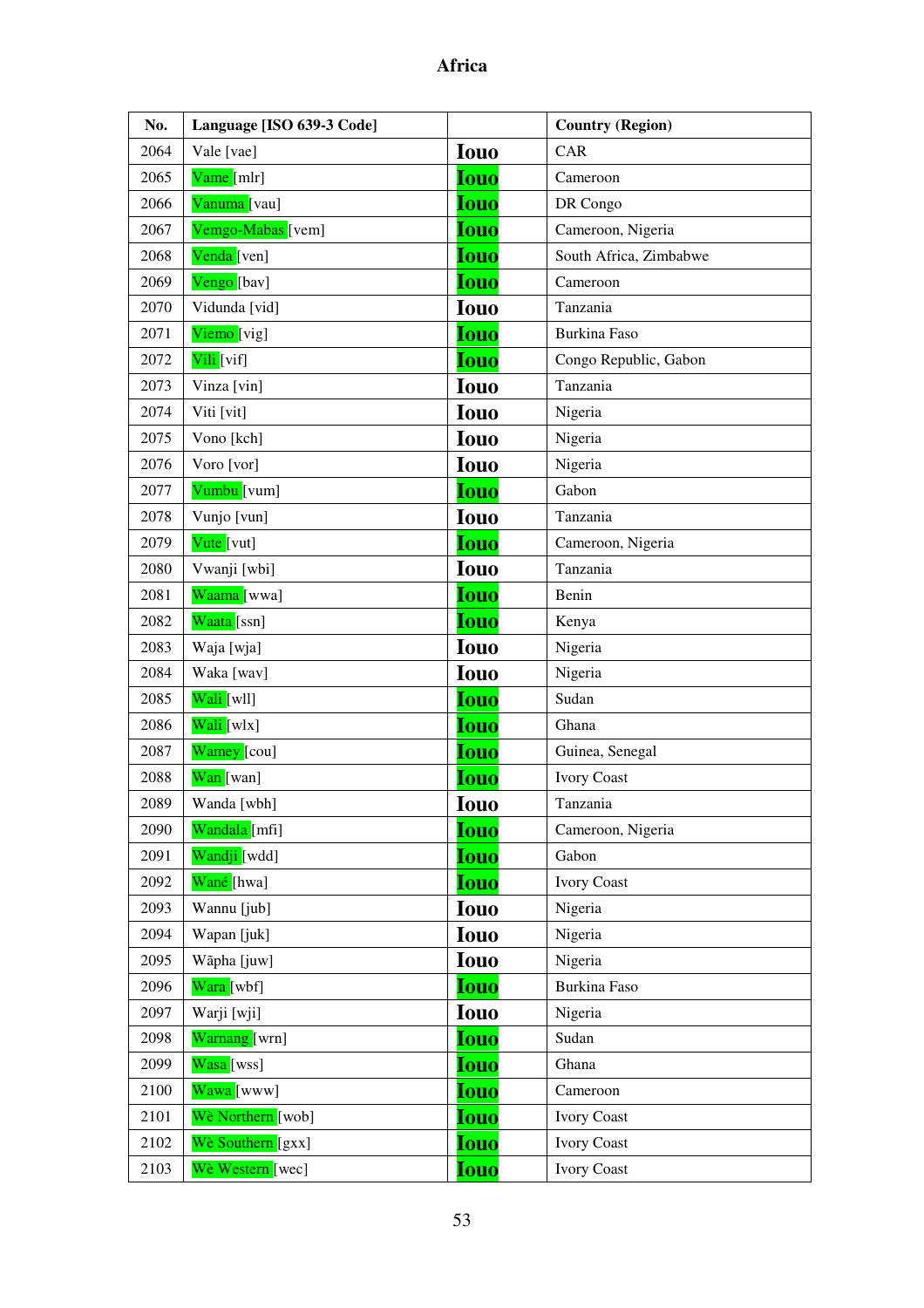# Africa

| No. | Language [ISO 639-3 Code] | | Country (Region) |
|---|---|---|---|
| 2064 | Vale [vae] | Iouo | CAR |
| 2065 | Vame [mlr] | Iouo | Cameroon |
| 2066 | Vanuma [vau] | Iouo | DR Congo |
| 2067 | Vemgo-Mabas [vem] | Iouo | Cameroon, Nigeria |
| 2068 | Venda [ven] | Iouo | South Africa, Zimbabwe |
| 2069 | Vengo [bav] | Iouo | Cameroon |
| 2070 | Vidunda [vid] | Iouo | Tanzania |
| 2071 | Viemo [vig] | Iouo | Burkina Faso |
| 2072 | Vili [vif] | Iouo | Congo Republic, Gabon |
| 2073 | Vinza [vin] | Iouo | Tanzania |
| 2074 | Viti [vit] | Iouo | Nigeria |
| 2075 | Vono [kch] | Iouo | Nigeria |
| 2076 | Voro [vor] | Iouo | Nigeria |
| 2077 | Vumbu [vum] | Iouo | Gabon |
| 2078 | Vunjo [vun] | Iouo | Tanzania |
| 2079 | Vute [vut] | Iouo | Cameroon, Nigeria |
| 2080 | Vwanji [wbi] | Iouo | Tanzania |
| 2081 | Waama [wwa] | Iouo | Benin |
| 2082 | Waata [ssn] | Iouo | Kenya |
| 2083 | Waja [wja] | Iouo | Nigeria |
| 2084 | Waka [wav] | Iouo | Nigeria |
| 2085 | Wali [wll] | Iouo | Sudan |
| 2086 | Wali [wlx] | Iouo | Ghana |
| 2087 | Wamey [cou] | Iouo | Guinea, Senegal |
| 2088 | Wan [wan] | Iouo | Ivory Coast |
| 2089 | Wanda [wbh] | Iouo | Tanzania |
| 2090 | Wandala [mfi] | Iouo | Cameroon, Nigeria |
| 2091 | Wandji [wdd] | Iouo | Gabon |
| 2092 | Wané [hwa] | Iouo | Ivory Coast |
| 2093 | Wannu [jub] | Iouo | Nigeria |
| 2094 | Wapan [juk] | Iouo | Nigeria |
| 2095 | Wãpha [juw] | Iouo | Nigeria |
| 2096 | Wara [wbf] | Iouo | Burkina Faso |
| 2097 | Warji [wji] | Iouo | Nigeria |
| 2098 | Warnang [wrn] | Iouo | Sudan |
| 2099 | Wasa [wss] | Iouo | Ghana |
| 2100 | Wawa [www] | Iouo | Cameroon |
| 2101 | Wè Northern [wob] | Iouo | Ivory Coast |
| 2102 | Wè Southern [gxx] | Iouo | Ivory Coast |
| 2103 | Wè Western [wec] | Iouo | Ivory Coast |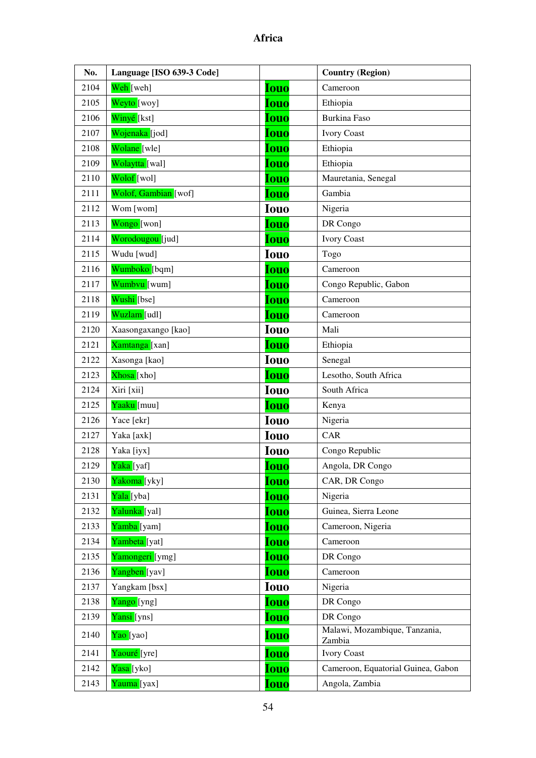# Africa

| No. | Language [ISO 639-3 Code] | | Country (Region) |
|---|---|---|---|
| 2104 | Weh [weh] | Iouo | Cameroon |
| 2105 | Weyto [woy] | Iouo | Ethiopia |
| 2106 | Winyé [kst] | Iouo | Burkina Faso |
| 2107 | Wojenaka [jod] | Iouo | Ivory Coast |
| 2108 | Wolane [wle] | Iouo | Ethiopia |
| 2109 | Wolaytta [wal] | Iouo | Ethiopia |
| 2110 | Wolof [wol] | Iouo | Mauretania, Senegal |
| 2111 | Wolof, Gambian [wof] | Iouo | Gambia |
| 2112 | Wom [wom] | Iouo | Nigeria |
| 2113 | Wongo [won] | Iouo | DR Congo |
| 2114 | Worodougou [jud] | Iouo | Ivory Coast |
| 2115 | Wudu [wud] | Iouo | Togo |
| 2116 | Wumboko [bqm] | Iouo | Cameroon |
| 2117 | Wumbvu [wum] | Iouo | Congo Republic, Gabon |
| 2118 | Wushi [bse] | Iouo | Cameroon |
| 2119 | Wuzlam [udl] | Iouo | Cameroon |
| 2120 | Xaasongaxango [kao] | Iouo | Mali |
| 2121 | Xamtanga [xan] | Iouo | Ethiopia |
| 2122 | Xasonga [kao] | Iouo | Senegal |
| 2123 | Xhosa [xho] | Iouo | Lesotho, South Africa |
| 2124 | Xiri [xii] | Iouo | South Africa |
| 2125 | Yaaku [muu] | Iouo | Kenya |
| 2126 | Yace [ekr] | Iouo | Nigeria |
| 2127 | Yaka [axk] | Iouo | CAR |
| 2128 | Yaka [iyx] | Iouo | Congo Republic |
| 2129 | Yaka [yaf] | Iouo | Angola, DR Congo |
| 2130 | Yakoma [yky] | Iouo | CAR, DR Congo |
| 2131 | Yala [yba] | Iouo | Nigeria |
| 2132 | Yalunka [yal] | Iouo | Guinea, Sierra Leone |
| 2133 | Yamba [yam] | Iouo | Cameroon, Nigeria |
| 2134 | Yambeta [yat] | Iouo | Cameroon |
| 2135 | Yamongeri [ymg] | Iouo | DR Congo |
| 2136 | Yangben [yav] | Iouo | Cameroon |
| 2137 | Yangkam [bsx] | Iouo | Nigeria |
| 2138 | Yango [yng] | Iouo | DR Congo |
| 2139 | Yansi [yns] | Iouo | DR Congo |
| 2140 | Yao [yao] | Iouo | Malawi, Mozambique, Tanzania, Zambia |
| 2141 | Yaouré [yre] | Iouo | Ivory Coast |
| 2142 | Yasa [yko] | Iouo | Cameroon, Equatorial Guinea, Gabon |
| 2143 | Yauma [yax] | Iouo | Angola, Zambia |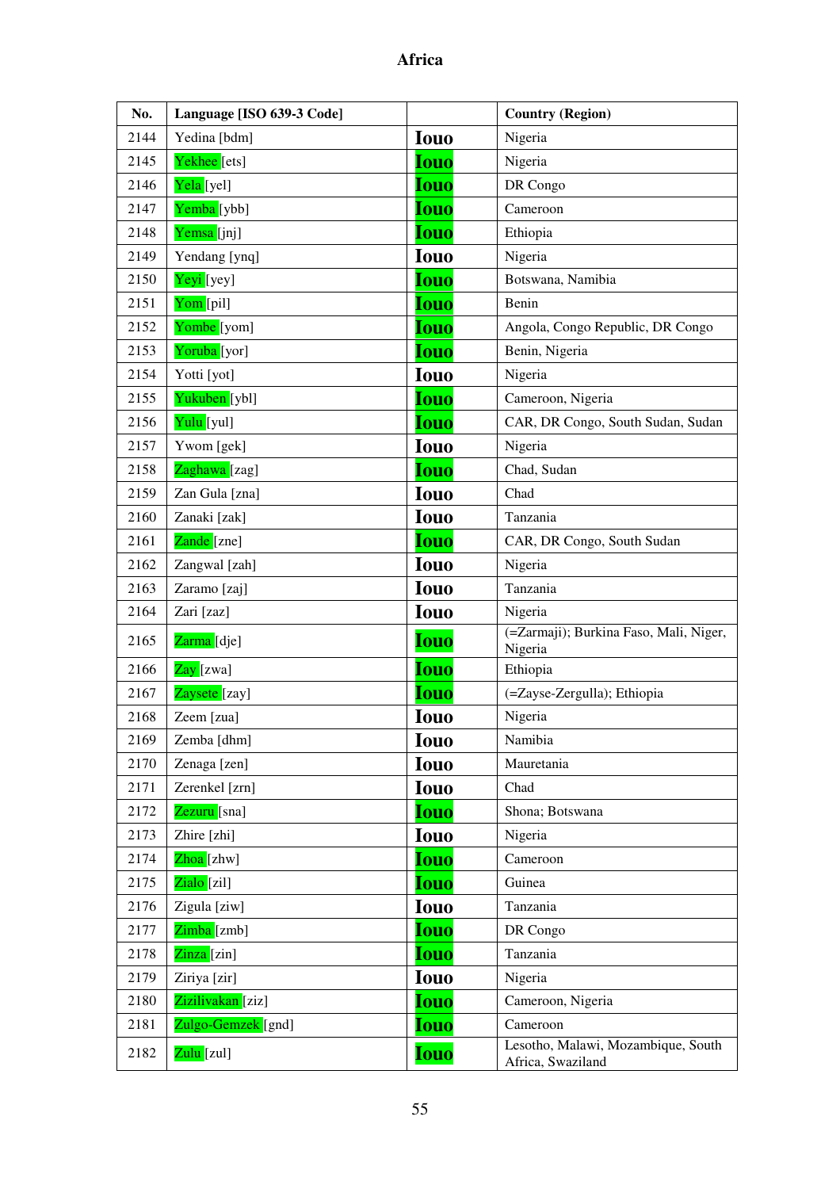# Africa

| No. | Language [ISO 639-3 Code] | | Country (Region) |
|---|---|---|---|
| 2144 | Yedina [bdm] | Iouo | Nigeria |
| 2145 | Yekhee [ets] | Iouo | Nigeria |
| 2146 | Yela [yel] | Iouo | DR Congo |
| 2147 | Yemba [ybb] | Iouo | Cameroon |
| 2148 | Yemsa [jnj] | Iouo | Ethiopia |
| 2149 | Yendang [ynq] | Iouo | Nigeria |
| 2150 | Yeyi [yey] | Iouo | Botswana, Namibia |
| 2151 | Yom [pil] | Iouo | Benin |
| 2152 | Yombe [yom] | Iouo | Angola, Congo Republic, DR Congo |
| 2153 | Yoruba [yor] | Iouo | Benin, Nigeria |
| 2154 | Yotti [yot] | Iouo | Nigeria |
| 2155 | Yukuben [ybl] | Iouo | Cameroon, Nigeria |
| 2156 | Yulu [yul] | Iouo | CAR, DR Congo, South Sudan, Sudan |
| 2157 | Ywom [gek] | Iouo | Nigeria |
| 2158 | Zaghawa [zag] | Iouo | Chad, Sudan |
| 2159 | Zan Gula [zna] | Iouo | Chad |
| 2160 | Zanaki [zak] | Iouo | Tanzania |
| 2161 | Zande [zne] | Iouo | CAR, DR Congo, South Sudan |
| 2162 | Zangwal [zah] | Iouo | Nigeria |
| 2163 | Zaramo [zaj] | Iouo | Tanzania |
| 2164 | Zari [zaz] | Iouo | Nigeria |
| 2165 | Zarma [dje] | Iouo | (=Zarmaji); Burkina Faso, Mali, Niger, Nigeria |
| 2166 | Zay [zwa] | Iouo | Ethiopia |
| 2167 | Zaysete [zay] | Iouo | (=Zayse-Zergulla); Ethiopia |
| 2168 | Zeem [zua] | Iouo | Nigeria |
| 2169 | Zemba [dhm] | Iouo | Namibia |
| 2170 | Zenaga [zen] | Iouo | Mauretania |
| 2171 | Zerenkel [zrn] | Iouo | Chad |
| 2172 | Zezuru [sna] | Iouo | Shona; Botswana |
| 2173 | Zhire [zhi] | Iouo | Nigeria |
| 2174 | Zhoa [zhw] | Iouo | Cameroon |
| 2175 | Zialo [zil] | Iouo | Guinea |
| 2176 | Zigula [ziw] | Iouo | Tanzania |
| 2177 | Zimba [zmb] | Iouo | DR Congo |
| 2178 | Zinza [zin] | Iouo | Tanzania |
| 2179 | Ziriya [zir] | Iouo | Nigeria |
| 2180 | Zizilivakan [ziz] | Iouo | Cameroon, Nigeria |
| 2181 | Zulgo-Gemzek [gnd] | Iouo | Cameroon |
| 2182 | Zulu [zul] | Iouo | Lesotho, Malawi, Mozambique, South Africa, Swaziland |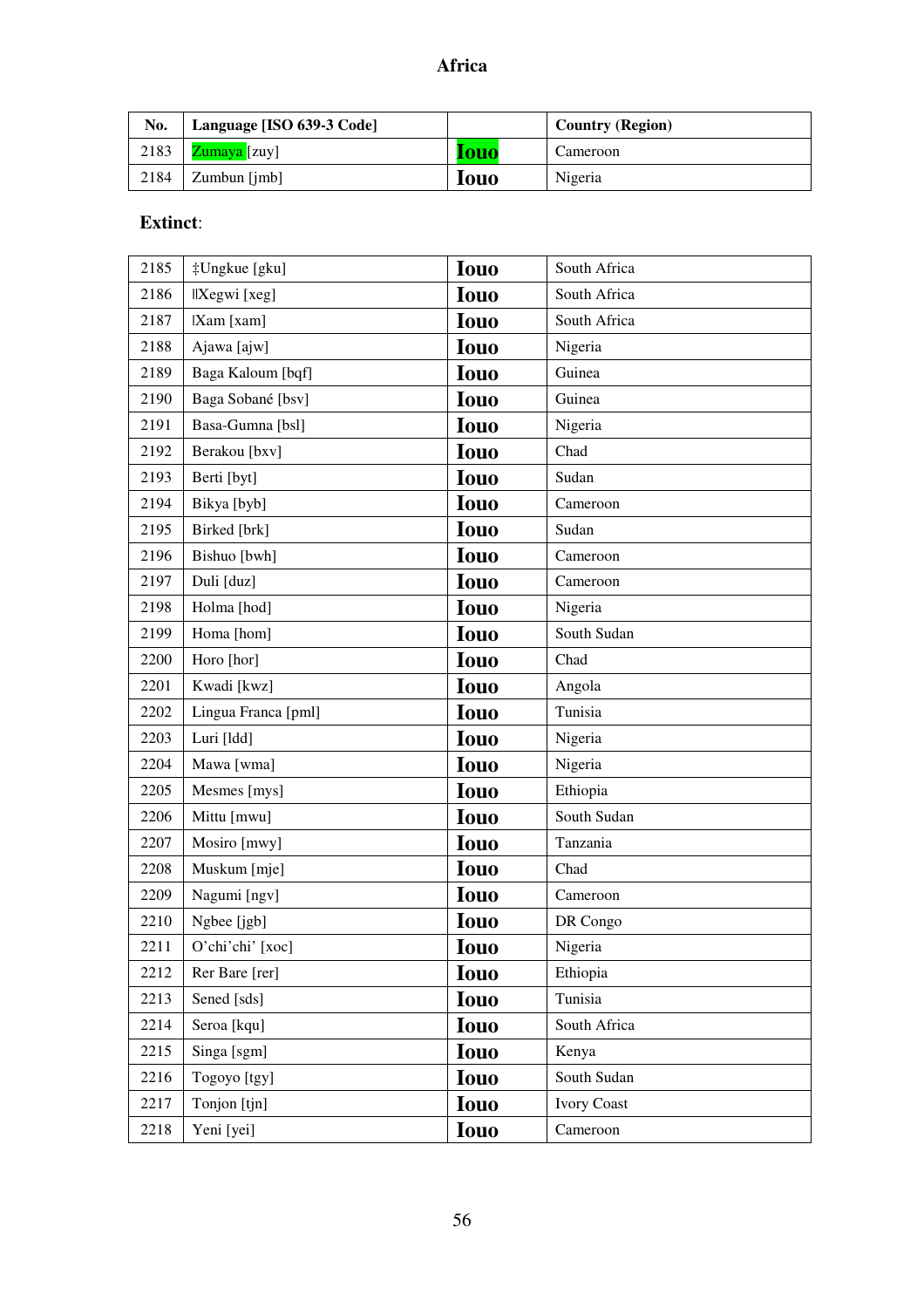# Africa

| No. | Language [ISO 639-3 Code] | | Country (Region) |
|---|---|---|---|
| 2183 | Zumaya [zuy] | **Iouo** | Cameroon |
| 2184 | Zumbun [jmb] | **Iouo** | Nigeria |

**Extinct**:

| | | | |
|---|---|---|---|
| 2185 | ‡Ungkue [gku] | **Iouo** | South Africa |
| 2186 | ǁXegwi [xeg] | **Iouo** | South Africa |
| 2187 | ǀXam [xam] | **Iouo** | South Africa |
| 2188 | Ajawa [ajw] | **Iouo** | Nigeria |
| 2189 | Baga Kaloum [bqf] | **Iouo** | Guinea |
| 2190 | Baga Sobané [bsv] | **Iouo** | Guinea |
| 2191 | Basa-Gumna [bsl] | **Iouo** | Nigeria |
| 2192 | Berakou [bxv] | **Iouo** | Chad |
| 2193 | Berti [byt] | **Iouo** | Sudan |
| 2194 | Bikya [byb] | **Iouo** | Cameroon |
| 2195 | Birked [brk] | **Iouo** | Sudan |
| 2196 | Bishuo [bwh] | **Iouo** | Cameroon |
| 2197 | Duli [duz] | **Iouo** | Cameroon |
| 2198 | Holma [hod] | **Iouo** | Nigeria |
| 2199 | Homa [hom] | **Iouo** | South Sudan |
| 2200 | Horo [hor] | **Iouo** | Chad |
| 2201 | Kwadi [kwz] | **Iouo** | Angola |
| 2202 | Lingua Franca [pml] | **Iouo** | Tunisia |
| 2203 | Luri [ldd] | **Iouo** | Nigeria |
| 2204 | Mawa [wma] | **Iouo** | Nigeria |
| 2205 | Mesmes [mys] | **Iouo** | Ethiopia |
| 2206 | Mittu [mwu] | **Iouo** | South Sudan |
| 2207 | Mosiro [mwy] | **Iouo** | Tanzania |
| 2208 | Muskum [mje] | **Iouo** | Chad |
| 2209 | Nagumi [ngv] | **Iouo** | Cameroon |
| 2210 | Ngbee [jgb] | **Iouo** | DR Congo |
| 2211 | O'chi'chi' [xoc] | **Iouo** | Nigeria |
| 2212 | Rer Bare [rer] | **Iouo** | Ethiopia |
| 2213 | Sened [sds] | **Iouo** | Tunisia |
| 2214 | Seroa [kqu] | **Iouo** | South Africa |
| 2215 | Singa [sgm] | **Iouo** | Kenya |
| 2216 | Togoyo [tgy] | **Iouo** | South Sudan |
| 2217 | Tonjon [tjn] | **Iouo** | Ivory Coast |
| 2218 | Yeni [yei] | **Iouo** | Cameroon |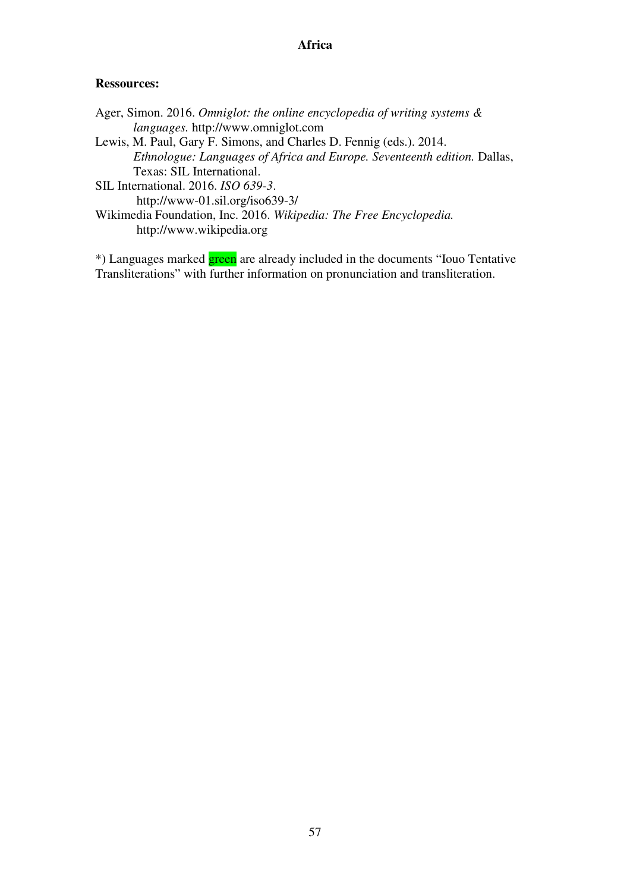**Ressources:**

Ager, Simon. 2016. *Omniglot: the online encyclopedia of writing systems & languages.* http://www.omniglot.com

Lewis, M. Paul, Gary F. Simons, and Charles D. Fennig (eds.). 2014. *Ethnologue: Languages of Africa and Europe. Seventeenth edition.* Dallas, Texas: SIL International.

SIL International. 2016. *ISO 639-3*. http://www-01.sil.org/iso639-3/

Wikimedia Foundation, Inc. 2016. *Wikipedia: The Free Encyclopedia.* http://www.wikipedia.org

*) Languages marked green are already included in the documents "Iouo Tentative Transliterations" with further information on pronunciation and transliteration.